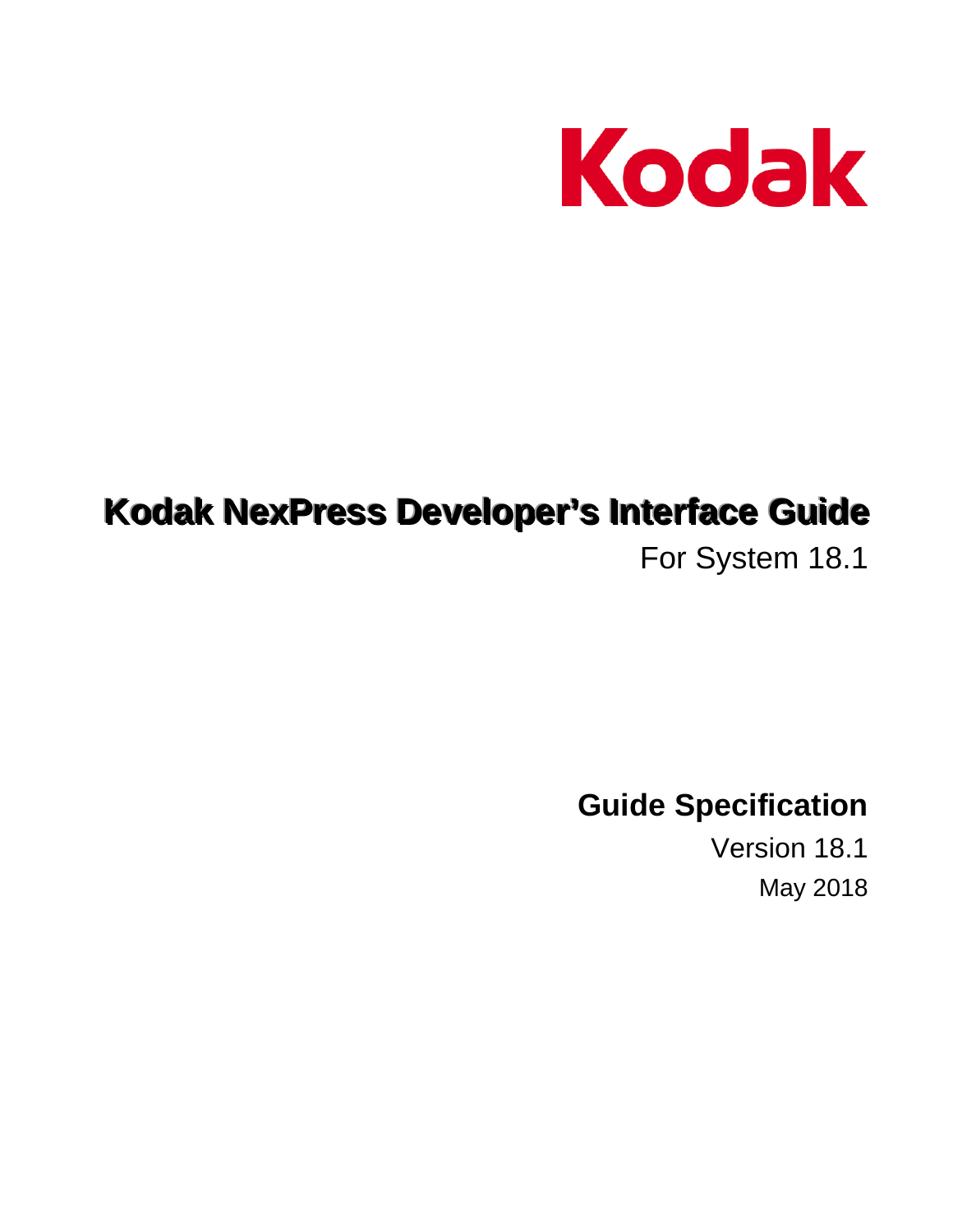Kodak

# Kodak NexPress Developer's Interface Guide

For System 18.1

## Guide Specification

Version 18.1

May 2018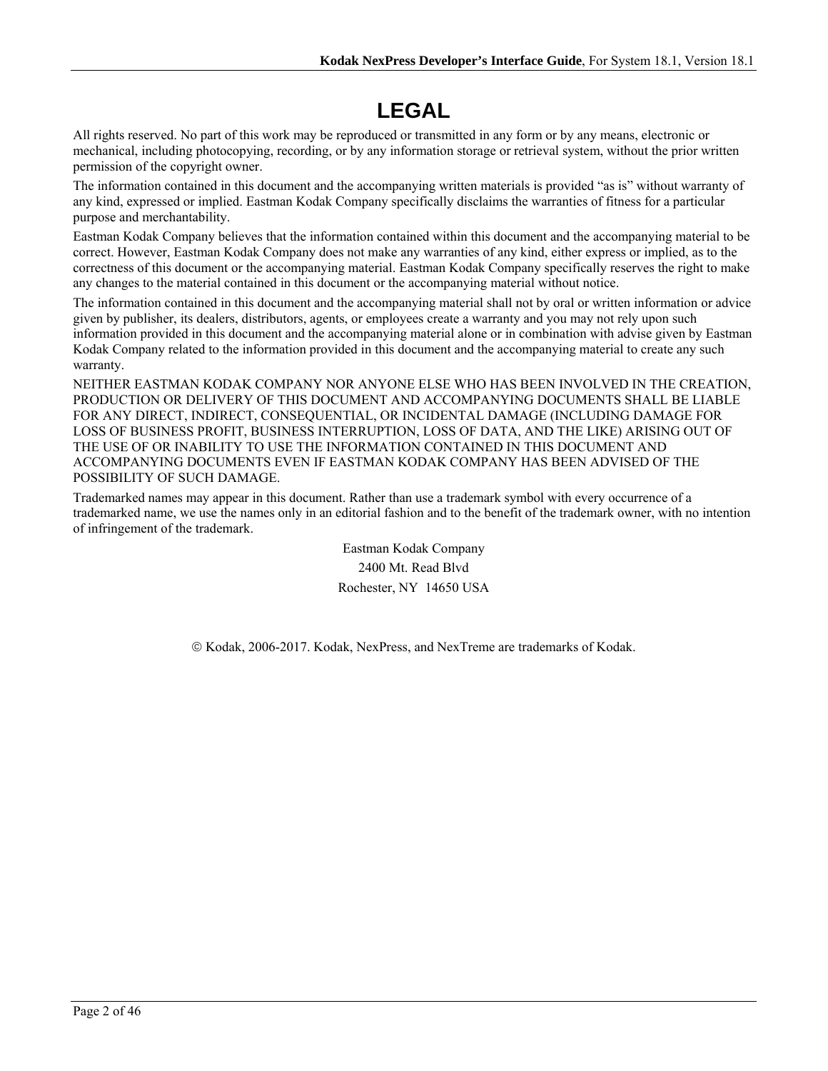# LEGAL

All rights reserved. No part of this work may be reproduced or transmitted in any form or by any means, electronic or mechanical, including photocopying, recording, or by any information storage or retrieval system, without the prior written permission of the copyright owner.

The information contained in this document and the accompanying written materials is provided "as is" without warranty of any kind, expressed or implied. Eastman Kodak Company specifically disclaims the warranties of fitness for a particular purpose and merchantability.

Eastman Kodak Company believes that the information contained within this document and the accompanying material to be correct. However, Eastman Kodak Company does not make any warranties of any kind, either express or implied, as to the correctness of this document or the accompanying material. Eastman Kodak Company specifically reserves the right to make any changes to the material contained in this document or the accompanying material without notice.

The information contained in this document and the accompanying material shall not by oral or written information or advice given by publisher, its dealers, distributors, agents, or employees create a warranty and you may not rely upon such information provided in this document and the accompanying material alone or in combination with advise given by Eastman Kodak Company related to the information provided in this document and the accompanying material to create any such warranty.

NEITHER EASTMAN KODAK COMPANY NOR ANYONE ELSE WHO HAS BEEN INVOLVED IN THE CREATION, PRODUCTION OR DELIVERY OF THIS DOCUMENT AND ACCOMPANYING DOCUMENTS SHALL BE LIABLE FOR ANY DIRECT, INDIRECT, CONSEQUENTIAL, OR INCIDENTAL DAMAGE (INCLUDING DAMAGE FOR LOSS OF BUSINESS PROFIT, BUSINESS INTERRUPTION, LOSS OF DATA, AND THE LIKE) ARISING OUT OF THE USE OF OR INABILITY TO USE THE INFORMATION CONTAINED IN THIS DOCUMENT AND ACCOMPANYING DOCUMENTS EVEN IF EASTMAN KODAK COMPANY HAS BEEN ADVISED OF THE POSSIBILITY OF SUCH DAMAGE.

Trademarked names may appear in this document. Rather than use a trademark symbol with every occurrence of a trademarked name, we use the names only in an editorial fashion and to the benefit of the trademark owner, with no intention of infringement of the trademark.

Eastman Kodak Company
2400 Mt. Read Blvd
Rochester, NY 14650 USA

© Kodak, 2006-2017. Kodak, NexPress, and NexTreme are trademarks of Kodak.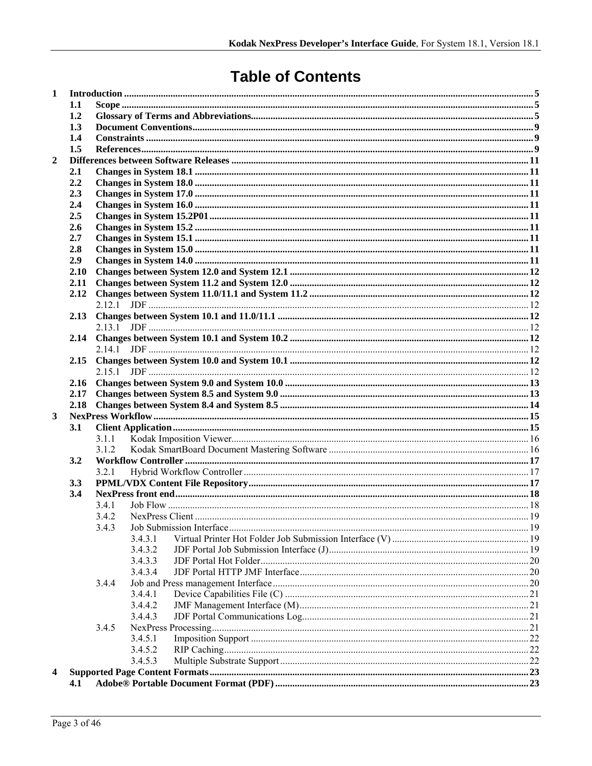# Table of Contents

1 Introduction ... 5
- 1.1 Scope ... 5
- 1.2 Glossary of Terms and Abbreviations ... 5
- 1.3 Document Conventions ... 9
- 1.4 Constraints ... 9
- 1.5 References ... 9

2 Differences between Software Releases ... 11
- 2.1 Changes in System 18.1 ... 11
- 2.2 Changes in System 18.0 ... 11
- 2.3 Changes in System 17.0 ... 11
- 2.4 Changes in System 16.0 ... 11
- 2.5 Changes in System 15.2P01 ... 11
- 2.6 Changes in System 15.2 ... 11
- 2.7 Changes in System 15.1 ... 11
- 2.8 Changes in System 15.0 ... 11
- 2.9 Changes in System 14.0 ... 11
- 2.10 Changes between System 12.0 and System 12.1 ... 12
- 2.11 Changes between System 11.2 and System 12.0 ... 12
- 2.12 Changes between System 11.0/11.1 and System 11.2 ... 12
  - 2.12.1 JDF ... 12
- 2.13 Changes between System 10.1 and 11.0/11.1 ... 12
  - 2.13.1 JDF ... 12
- 2.14 Changes between System 10.1 and System 10.2 ... 12
  - 2.14.1 JDF ... 12
- 2.15 Changes between System 10.0 and System 10.1 ... 12
  - 2.15.1 JDF ... 12
- 2.16 Changes between System 9.0 and System 10.0 ... 13
- 2.17 Changes between System 8.5 and System 9.0 ... 13
- 2.18 Changes between System 8.4 and System 8.5 ... 14

3 NexPress Workflow ... 15
- 3.1 Client Application ... 15
  - 3.1.1 Kodak Imposition Viewer ... 16
  - 3.1.2 Kodak SmartBoard Document Mastering Software ... 16
- 3.2 Workflow Controller ... 17
  - 3.2.1 Hybrid Workflow Controller ... 17
- 3.3 PPML/VDX Content File Repository ... 17
- 3.4 NexPress front end ... 18
  - 3.4.1 Job Flow ... 18
  - 3.4.2 NexPress Client ... 19
  - 3.4.3 Job Submission Interface ... 19
    - 3.4.3.1 Virtual Printer Hot Folder Job Submission Interface (V) ... 19
    - 3.4.3.2 JDF Portal Job Submission Interface (J) ... 19
    - 3.4.3.3 JDF Portal Hot Folder ... 20
    - 3.4.3.4 JDF Portal HTTP JMF Interface ... 20
  - 3.4.4 Job and Press management Interface ... 20
    - 3.4.4.1 Device Capabilities File (C) ... 21
    - 3.4.4.2 JMF Management Interface (M) ... 21
    - 3.4.4.3 JDF Portal Communications Log ... 21
  - 3.4.5 NexPress Processing ... 21
    - 3.4.5.1 Imposition Support ... 22
    - 3.4.5.2 RIP Caching ... 22
    - 3.4.5.3 Multiple Substrate Support ... 22

4 Supported Page Content Formats ... 23
- 4.1 Adobe® Portable Document Format (PDF) ... 23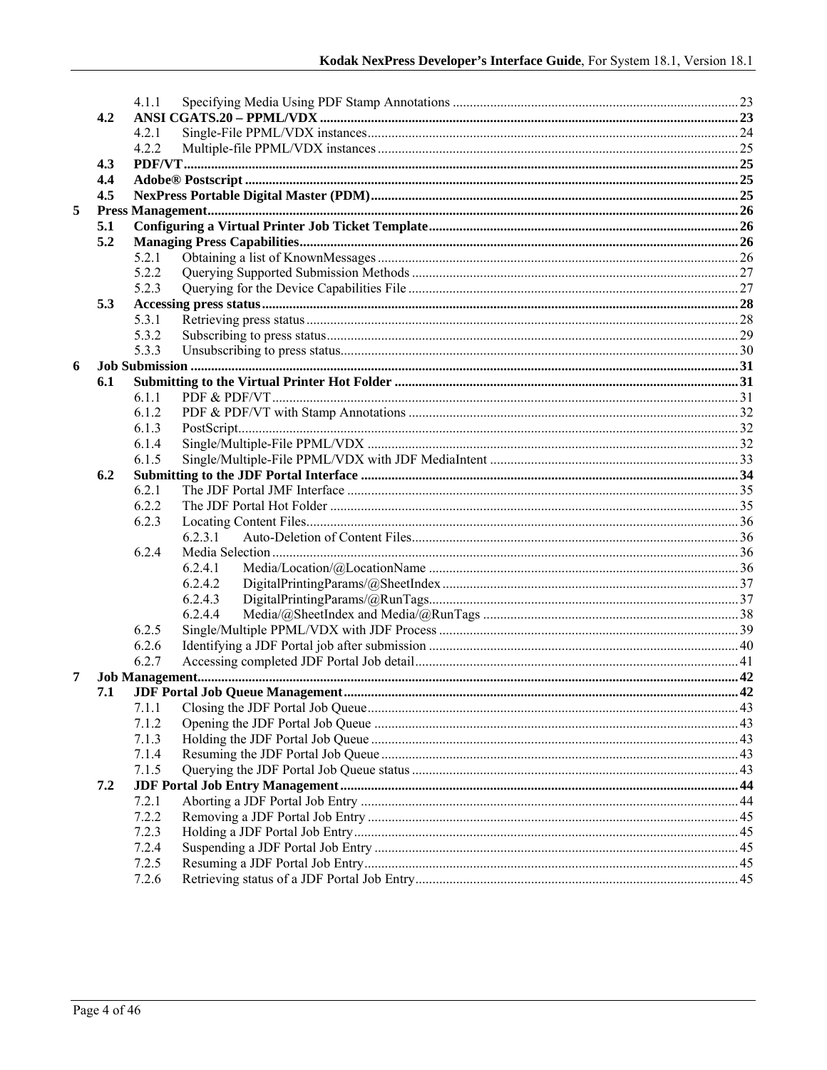- 4.1.1 Specifying Media Using PDF Stamp Annotations ........ 23
- **4.2 ANSI CGATS.20 – PPML/VDX ........ 23**
  - 4.2.1 Single-File PPML/VDX instances ........ 24
  - 4.2.2 Multiple-file PPML/VDX instances ........ 25
- **4.3 PDF/VT ........ 25**
- **4.4 Adobe® Postscript ........ 25**
- **4.5 NexPress Portable Digital Master (PDM) ........ 25**

**5 Press Management ........ 26**

- **5.1 Configuring a Virtual Printer Job Ticket Template ........ 26**
- **5.2 Managing Press Capabilities ........ 26**
  - 5.2.1 Obtaining a list of KnownMessages ........ 26
  - 5.2.2 Querying Supported Submission Methods ........ 27
  - 5.2.3 Querying for the Device Capabilities File ........ 27
- **5.3 Accessing press status ........ 28**
  - 5.3.1 Retrieving press status ........ 28
  - 5.3.2 Subscribing to press status ........ 29
  - 5.3.3 Unsubscribing to press status ........ 30

**6 Job Submission ........ 31**

- **6.1 Submitting to the Virtual Printer Hot Folder ........ 31**
  - 6.1.1 PDF & PDF/VT ........ 31
  - 6.1.2 PDF & PDF/VT with Stamp Annotations ........ 32
  - 6.1.3 PostScript ........ 32
  - 6.1.4 Single/Multiple-File PPML/VDX ........ 32
  - 6.1.5 Single/Multiple-File PPML/VDX with JDF MediaIntent ........ 33
- **6.2 Submitting to the JDF Portal Interface ........ 34**
  - 6.2.1 The JDF Portal JMF Interface ........ 35
  - 6.2.2 The JDF Portal Hot Folder ........ 35
  - 6.2.3 Locating Content Files ........ 36
    - 6.2.3.1 Auto-Deletion of Content Files ........ 36
  - 6.2.4 Media Selection ........ 36
    - 6.2.4.1 Media/Location/@LocationName ........ 36
    - 6.2.4.2 DigitalPrintingParams/@SheetIndex ........ 37
    - 6.2.4.3 DigitalPrintingParams/@RunTags ........ 37
    - 6.2.4.4 Media/@SheetIndex and Media/@RunTags ........ 38
  - 6.2.5 Single/Multiple PPML/VDX with JDF Process ........ 39
  - 6.2.6 Identifying a JDF Portal job after submission ........ 40
  - 6.2.7 Accessing completed JDF Portal Job detail ........ 41

**7 Job Management ........ 42**

- **7.1 JDF Portal Job Queue Management ........ 42**
  - 7.1.1 Closing the JDF Portal Job Queue ........ 43
  - 7.1.2 Opening the JDF Portal Job Queue ........ 43
  - 7.1.3 Holding the JDF Portal Job Queue ........ 43
  - 7.1.4 Resuming the JDF Portal Job Queue ........ 43
  - 7.1.5 Querying the JDF Portal Job Queue status ........ 43
- **7.2 JDF Portal Job Entry Management ........ 44**
  - 7.2.1 Aborting a JDF Portal Job Entry ........ 44
  - 7.2.2 Removing a JDF Portal Job Entry ........ 45
  - 7.2.3 Holding a JDF Portal Job Entry ........ 45
  - 7.2.4 Suspending a JDF Portal Job Entry ........ 45
  - 7.2.5 Resuming a JDF Portal Job Entry ........ 45
  - 7.2.6 Retrieving status of a JDF Portal Job Entry ........ 45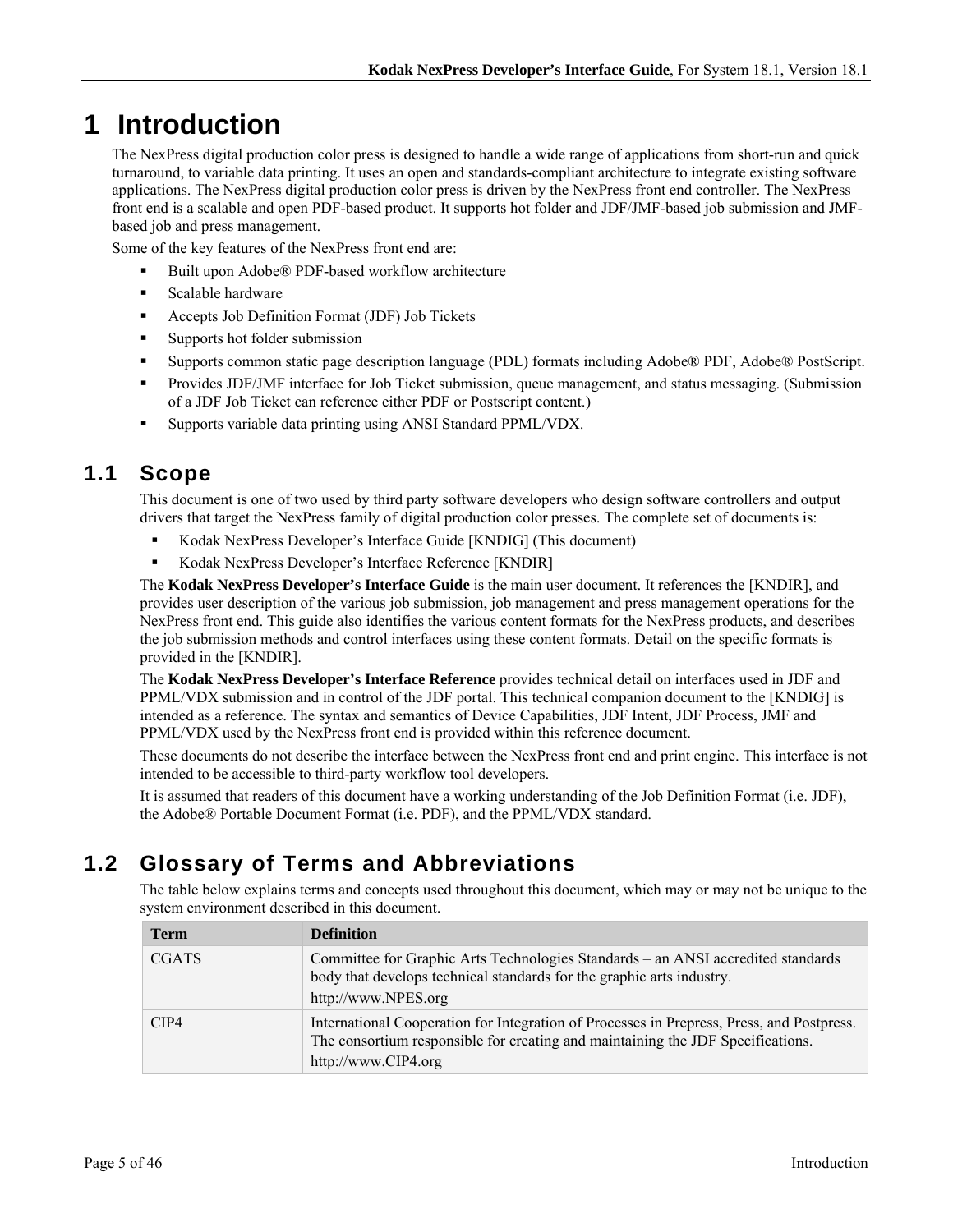# 1 Introduction

The NexPress digital production color press is designed to handle a wide range of applications from short-run and quick turnaround, to variable data printing. It uses an open and standards-compliant architecture to integrate existing software applications. The NexPress digital production color press is driven by the NexPress front end controller. The NexPress front end is a scalable and open PDF-based product. It supports hot folder and JDF/JMF-based job submission and JMF-based job and press management.

Some of the key features of the NexPress front end are:

- Built upon Adobe® PDF-based workflow architecture
- Scalable hardware
- Accepts Job Definition Format (JDF) Job Tickets
- Supports hot folder submission
- Supports common static page description language (PDL) formats including Adobe® PDF, Adobe® PostScript.
- Provides JDF/JMF interface for Job Ticket submission, queue management, and status messaging. (Submission of a JDF Job Ticket can reference either PDF or Postscript content.)
- Supports variable data printing using ANSI Standard PPML/VDX.

## 1.1 Scope

This document is one of two used by third party software developers who design software controllers and output drivers that target the NexPress family of digital production color presses. The complete set of documents is:

- Kodak NexPress Developer's Interface Guide [KNDIG] (This document)
- Kodak NexPress Developer's Interface Reference [KNDIR]

The **Kodak NexPress Developer's Interface Guide** is the main user document. It references the [KNDIR], and provides user description of the various job submission, job management and press management operations for the NexPress front end. This guide also identifies the various content formats for the NexPress products, and describes the job submission methods and control interfaces using these content formats. Detail on the specific formats is provided in the [KNDIR].

The **Kodak NexPress Developer's Interface Reference** provides technical detail on interfaces used in JDF and PPML/VDX submission and in control of the JDF portal. This technical companion document to the [KNDIG] is intended as a reference. The syntax and semantics of Device Capabilities, JDF Intent, JDF Process, JMF and PPML/VDX used by the NexPress front end is provided within this reference document.

These documents do not describe the interface between the NexPress front end and print engine. This interface is not intended to be accessible to third-party workflow tool developers.

It is assumed that readers of this document have a working understanding of the Job Definition Format (i.e. JDF), the Adobe® Portable Document Format (i.e. PDF), and the PPML/VDX standard.

## 1.2 Glossary of Terms and Abbreviations

The table below explains terms and concepts used throughout this document, which may or may not be unique to the system environment described in this document.

| Term | Definition |
|---|---|
| CGATS | Committee for Graphic Arts Technologies Standards – an ANSI accredited standards body that develops technical standards for the graphic arts industry. http://www.NPES.org |
| CIP4 | International Cooperation for Integration of Processes in Prepress, Press, and Postpress. The consortium responsible for creating and maintaining the JDF Specifications. http://www.CIP4.org |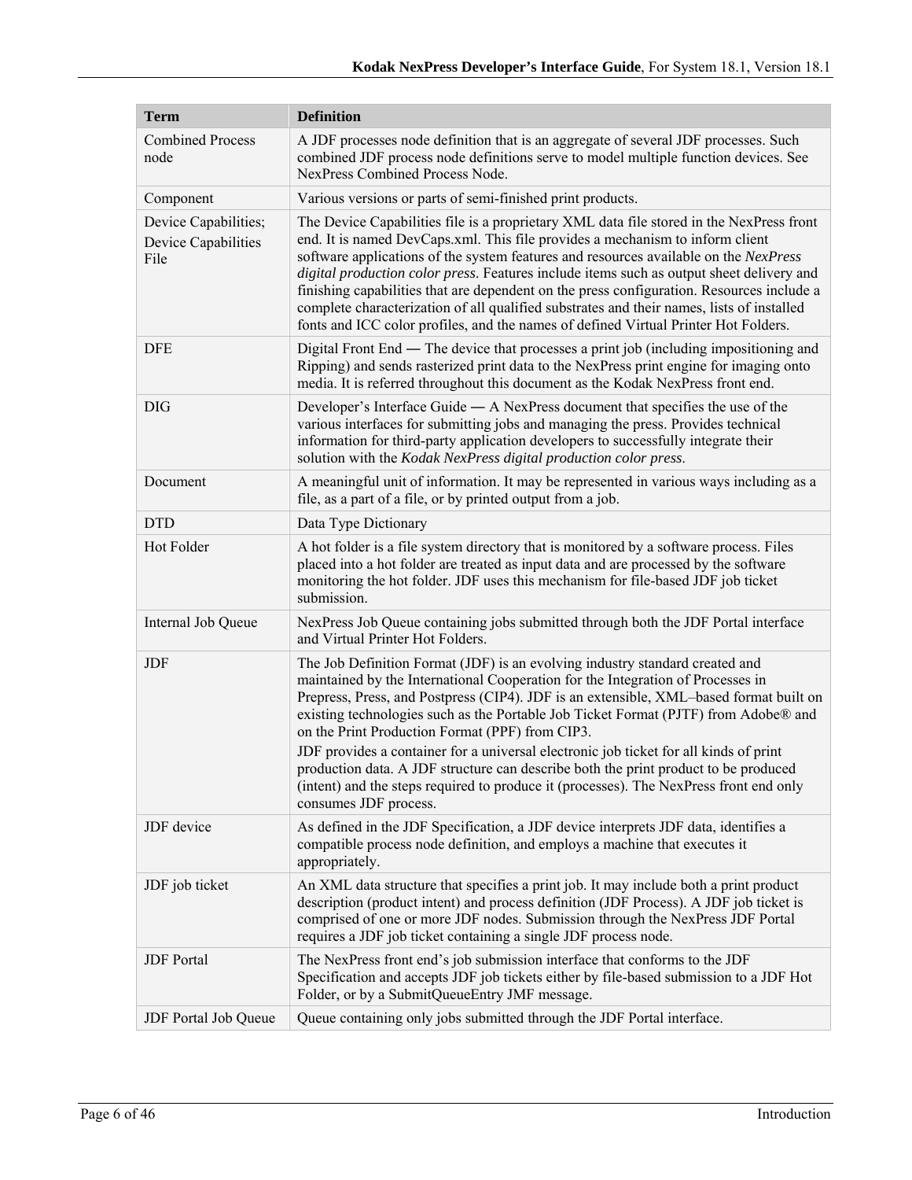| Term | Definition |
| --- | --- |
| Combined Process node | A JDF processes node definition that is an aggregate of several JDF processes. Such combined JDF process node definitions serve to model multiple function devices. See NexPress Combined Process Node. |
| Component | Various versions or parts of semi-finished print products. |
| Device Capabilities; Device Capabilities File | The Device Capabilities file is a proprietary XML data file stored in the NexPress front end. It is named DevCaps.xml. This file provides a mechanism to inform client software applications of the system features and resources available on the *NexPress digital production color press*. Features include items such as output sheet delivery and finishing capabilities that are dependent on the press configuration. Resources include a complete characterization of all qualified substrates and their names, lists of installed fonts and ICC color profiles, and the names of defined Virtual Printer Hot Folders. |
| DFE | Digital Front End — The device that processes a print job (including impositioning and Ripping) and sends rasterized print data to the NexPress print engine for imaging onto media. It is referred throughout this document as the Kodak NexPress front end. |
| DIG | Developer's Interface Guide — A NexPress document that specifies the use of the various interfaces for submitting jobs and managing the press. Provides technical information for third-party application developers to successfully integrate their solution with the *Kodak NexPress digital production color press*. |
| Document | A meaningful unit of information. It may be represented in various ways including as a file, as a part of a file, or by printed output from a job. |
| DTD | Data Type Dictionary |
| Hot Folder | A hot folder is a file system directory that is monitored by a software process. Files placed into a hot folder are treated as input data and are processed by the software monitoring the hot folder. JDF uses this mechanism for file-based JDF job ticket submission. |
| Internal Job Queue | NexPress Job Queue containing jobs submitted through both the JDF Portal interface and Virtual Printer Hot Folders. |
| JDF | The Job Definition Format (JDF) is an evolving industry standard created and maintained by the International Cooperation for the Integration of Processes in Prepress, Press, and Postpress (CIP4). JDF is an extensible, XML–based format built on existing technologies such as the Portable Job Ticket Format (PJTF) from Adobe® and on the Print Production Format (PPF) from CIP3.<br>JDF provides a container for a universal electronic job ticket for all kinds of print production data. A JDF structure can describe both the print product to be produced (intent) and the steps required to produce it (processes). The NexPress front end only consumes JDF process. |
| JDF device | As defined in the JDF Specification, a JDF device interprets JDF data, identifies a compatible process node definition, and employs a machine that executes it appropriately. |
| JDF job ticket | An XML data structure that specifies a print job. It may include both a print product description (product intent) and process definition (JDF Process). A JDF job ticket is comprised of one or more JDF nodes. Submission through the NexPress JDF Portal requires a JDF job ticket containing a single JDF process node. |
| JDF Portal | The NexPress front end's job submission interface that conforms to the JDF Specification and accepts JDF job tickets either by file-based submission to a JDF Hot Folder, or by a SubmitQueueEntry JMF message. |
| JDF Portal Job Queue | Queue containing only jobs submitted through the JDF Portal interface. |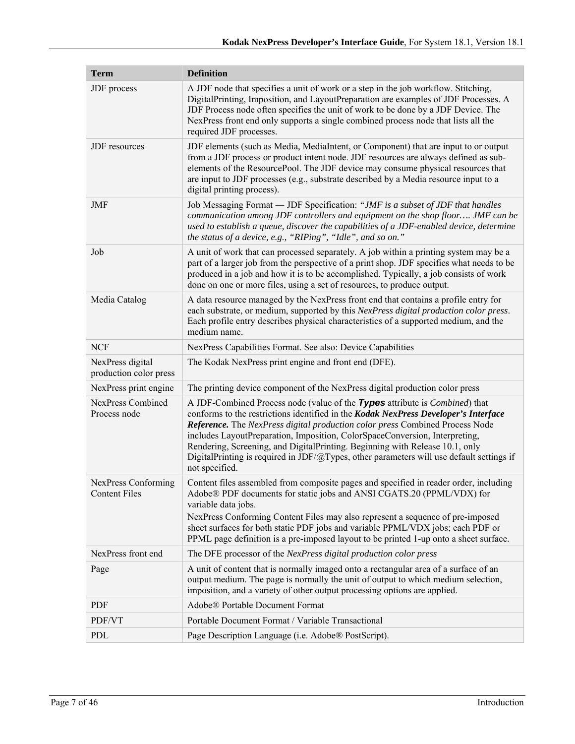| Term | Definition |
|---|---|
| JDF process | A JDF node that specifies a unit of work or a step in the job workflow. Stitching, DigitalPrinting, Imposition, and LayoutPreparation are examples of JDF Processes. A JDF Process node often specifies the unit of work to be done by a JDF Device. The NexPress front end only supports a single combined process node that lists all the required JDF processes. |
| JDF resources | JDF elements (such as Media, MediaIntent, or Component) that are input to or output from a JDF process or product intent node. JDF resources are always defined as sub-elements of the ResourcePool. The JDF device may consume physical resources that are input to JDF processes (e.g., substrate described by a Media resource input to a digital printing process). |
| JMF | Job Messaging Format — JDF Specification: *"JMF is a subset of JDF that handles communication among JDF controllers and equipment on the shop floor…. JMF can be used to establish a queue, discover the capabilities of a JDF-enabled device, determine the status of a device, e.g., "RIPing", "Idle", and so on."* |
| Job | A unit of work that can processed separately. A job within a printing system may be a part of a larger job from the perspective of a print shop. JDF specifies what needs to be produced in a job and how it is to be accomplished. Typically, a job consists of work done on one or more files, using a set of resources, to produce output. |
| Media Catalog | A data resource managed by the NexPress front end that contains a profile entry for each substrate, or medium, supported by this *NexPress digital production color press*. Each profile entry describes physical characteristics of a supported medium, and the medium name. |
| NCF | NexPress Capabilities Format. See also: Device Capabilities |
| NexPress digital production color press | The Kodak NexPress print engine and front end (DFE). |
| NexPress print engine | The printing device component of the NexPress digital production color press |
| NexPress Combined Process node | A JDF-Combined Process node (value of the ***Types*** attribute is *Combined*) that conforms to the restrictions identified in the ***Kodak NexPress Developer's Interface Reference.*** The *NexPress digital production color press* Combined Process Node includes LayoutPreparation, Imposition, ColorSpaceConversion, Interpreting, Rendering, Screening, and DigitalPrinting. Beginning with Release 10.1, only DigitalPrinting is required in JDF/@Types, other parameters will use default settings if not specified. |
| NexPress Conforming Content Files | Content files assembled from composite pages and specified in reader order, including Adobe® PDF documents for static jobs and ANSI CGATS.20 (PPML/VDX) for variable data jobs.<br>NexPress Conforming Content Files may also represent a sequence of pre-imposed sheet surfaces for both static PDF jobs and variable PPML/VDX jobs; each PDF or PPML page definition is a pre-imposed layout to be printed 1-up onto a sheet surface. |
| NexPress front end | The DFE processor of the *NexPress digital production color press* |
| Page | A unit of content that is normally imaged onto a rectangular area of a surface of an output medium. The page is normally the unit of output to which medium selection, imposition, and a variety of other output processing options are applied. |
| PDF | Adobe® Portable Document Format |
| PDF/VT | Portable Document Format / Variable Transactional |
| PDL | Page Description Language (i.e. Adobe® PostScript). |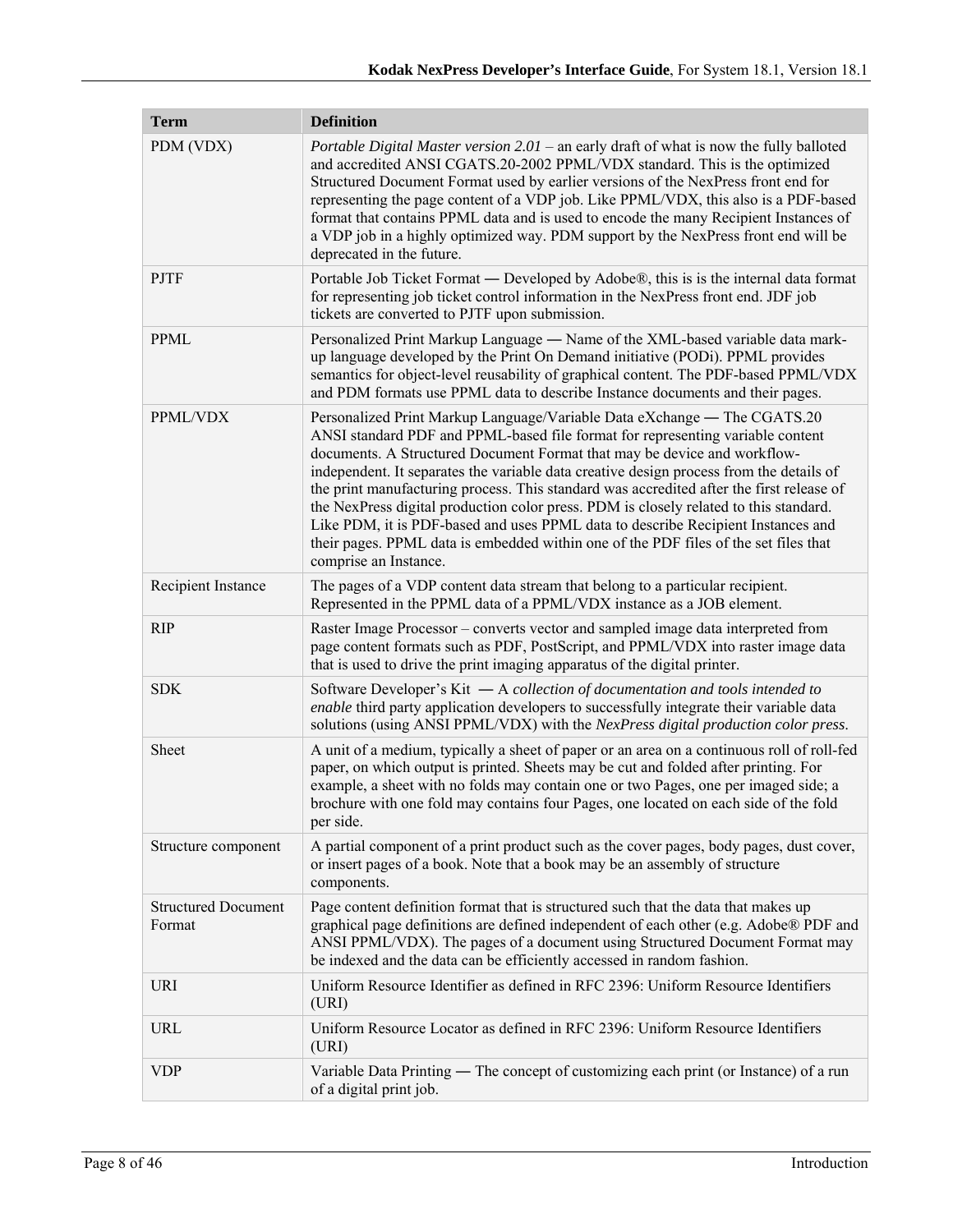| Term | Definition |
|---|---|
| PDM (VDX) | *Portable Digital Master version 2.01* – an early draft of what is now the fully balloted and accredited ANSI CGATS.20-2002 PPML/VDX standard. This is the optimized Structured Document Format used by earlier versions of the NexPress front end for representing the page content of a VDP job. Like PPML/VDX, this also is a PDF-based format that contains PPML data and is used to encode the many Recipient Instances of a VDP job in a highly optimized way. PDM support by the NexPress front end will be deprecated in the future. |
| PJTF | Portable Job Ticket Format ― Developed by Adobe®, this is is the internal data format for representing job ticket control information in the NexPress front end. JDF job tickets are converted to PJTF upon submission. |
| PPML | Personalized Print Markup Language ― Name of the XML-based variable data mark-up language developed by the Print On Demand initiative (PODi). PPML provides semantics for object-level reusability of graphical content. The PDF-based PPML/VDX and PDM formats use PPML data to describe Instance documents and their pages. |
| PPML/VDX | Personalized Print Markup Language/Variable Data eXchange ― The CGATS.20 ANSI standard PDF and PPML-based file format for representing variable content documents. A Structured Document Format that may be device and workflow-independent. It separates the variable data creative design process from the details of the print manufacturing process. This standard was accredited after the first release of the NexPress digital production color press. PDM is closely related to this standard. Like PDM, it is PDF-based and uses PPML data to describe Recipient Instances and their pages. PPML data is embedded within one of the PDF files of the set files that comprise an Instance. |
| Recipient Instance | The pages of a VDP content data stream that belong to a particular recipient. Represented in the PPML data of a PPML/VDX instance as a JOB element. |
| RIP | Raster Image Processor – converts vector and sampled image data interpreted from page content formats such as PDF, PostScript, and PPML/VDX into raster image data that is used to drive the print imaging apparatus of the digital printer. |
| SDK | Software Developer's Kit ― A *collection of documentation and tools intended to enable* third party application developers to successfully integrate their variable data solutions (using ANSI PPML/VDX) with the *NexPress digital production color press*. |
| Sheet | A unit of a medium, typically a sheet of paper or an area on a continuous roll of roll-fed paper, on which output is printed. Sheets may be cut and folded after printing. For example, a sheet with no folds may contain one or two Pages, one per imaged side; a brochure with one fold may contains four Pages, one located on each side of the fold per side. |
| Structure component | A partial component of a print product such as the cover pages, body pages, dust cover, or insert pages of a book. Note that a book may be an assembly of structure components. |
| Structured Document Format | Page content definition format that is structured such that the data that makes up graphical page definitions are defined independent of each other (e.g. Adobe® PDF and ANSI PPML/VDX). The pages of a document using Structured Document Format may be indexed and the data can be efficiently accessed in random fashion. |
| URI | Uniform Resource Identifier as defined in RFC 2396: Uniform Resource Identifiers (URI) |
| URL | Uniform Resource Locator as defined in RFC 2396: Uniform Resource Identifiers (URI) |
| VDP | Variable Data Printing ― The concept of customizing each print (or Instance) of a run of a digital print job. |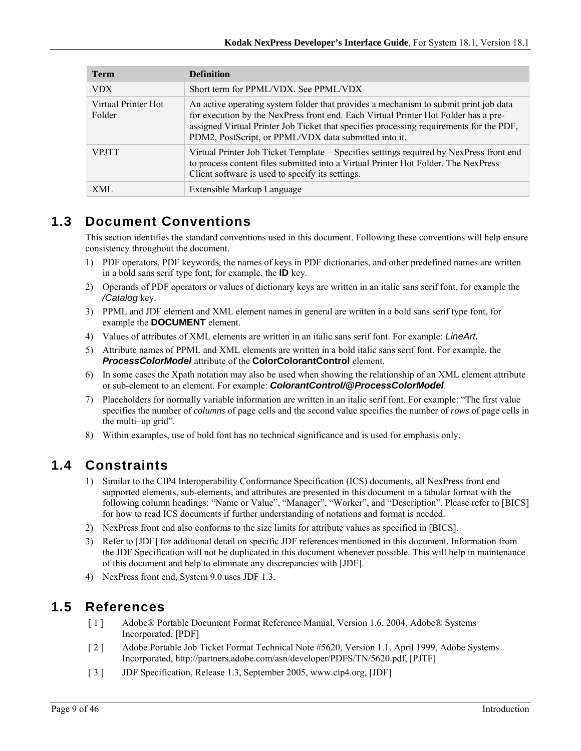| Term | Definition |
| --- | --- |
| VDX | Short term for PPML/VDX. See PPML/VDX |
| Virtual Printer Hot Folder | An active operating system folder that provides a mechanism to submit print job data for execution by the NexPress front end. Each Virtual Printer Hot Folder has a pre-assigned Virtual Printer Job Ticket that specifies processing requirements for the PDF, PDM2, PostScript, or PPML/VDX data submitted into it. |
| VPJTT | Virtual Printer Job Ticket Template – Specifies settings required by NexPress front end to process content files submitted into a Virtual Printer Hot Folder. The NexPress Client software is used to specify its settings. |
| XML | Extensible Markup Language |

## 1.3 Document Conventions

This section identifies the standard conventions used in this document. Following these conventions will help ensure consistency throughout the document.

1) PDF operators, PDF keywords, the names of keys in PDF dictionaries, and other predefined names are written in a bold sans serif type font; for example, the **ID** key.
2) Operands of PDF operators or values of dictionary keys are written in an italic sans serif font, for example the */Catalog* key.
3) PPML and JDF element and XML element names in general are written in a bold sans serif type font, for example the **DOCUMENT** element.
4) Values of attributes of XML elements are written in an italic sans serif font. For example: *LineArt***.**
5) Attribute names of PPML and XML elements are written in a bold italic sans serif font. For example, the ***ProcessColorModel*** attribute of the **ColorColorantControl** element.
6) In some cases the Xpath notation may also be used when showing the relationship of an XML element attribute or sub-element to an element. For example: ***ColorantControl/@ProcessColorModel***.
7) Placeholders for normally variable information are written in an italic serif font. For example: "The first value specifies the number of *columns* of page cells and the second value specifies the number of *rows* of page cells in the multi–up grid".
8) Within examples, use of bold font has no technical significance and is used for emphasis only.

## 1.4 Constraints

1) Similar to the CIP4 Interoperability Conformance Specification (ICS) documents, all NexPress front end supported elements, sub-elements, and attributes are presented in this document in a tabular format with the following column headings: "Name or Value", "Manager", "Worker", and "Description". Please refer to [BICS] for how to read ICS documents if further understanding of notations and format is needed.
2) NexPress front end also conforms to the size limits for attribute values as specified in [BICS].
3) Refer to [JDF] for additional detail on specific JDF references mentioned in this document. Information from the JDF Specification will not be duplicated in this document whenever possible. This will help in maintenance of this document and help to eliminate any discrepancies with [JDF].
4) NexPress front end, System 9.0 uses JDF 1.3.

## 1.5 References

[ 1 ] Adobe® Portable Document Format Reference Manual, Version 1.6, 2004, Adobe® Systems Incorporated, [PDF]

[ 2 ] Adobe Portable Job Ticket Format Technical Note #5620, Version 1.1, April 1999, Adobe Systems Incorporated, http://partners.adobe.com/asn/developer/PDFS/TN/5620.pdf, [PJTF]

[ 3 ] JDF Specification, Release 1.3, September 2005, www.cip4.org, [JDF]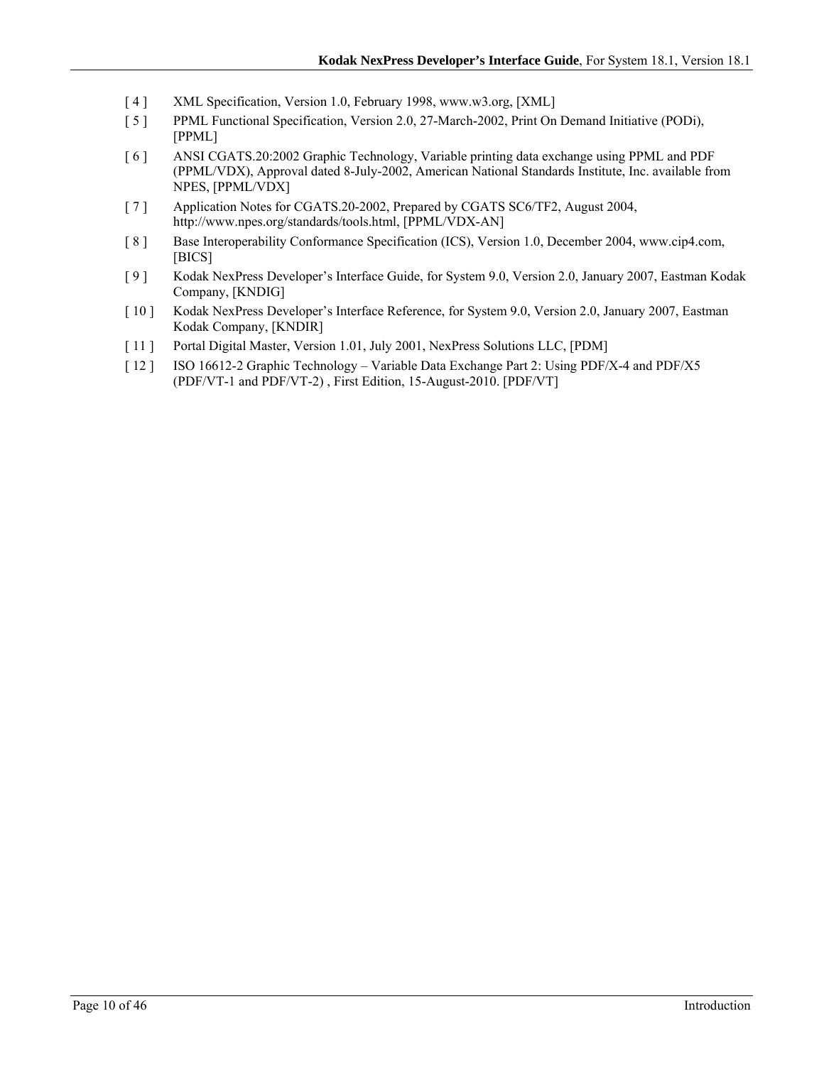[ 4 ] XML Specification, Version 1.0, February 1998, www.w3.org, [XML]

[ 5 ] PPML Functional Specification, Version 2.0, 27-March-2002, Print On Demand Initiative (PODi), [PPML]

[ 6 ] ANSI CGATS.20:2002 Graphic Technology, Variable printing data exchange using PPML and PDF (PPML/VDX), Approval dated 8-July-2002, American National Standards Institute, Inc. available from NPES, [PPML/VDX]

[ 7 ] Application Notes for CGATS.20-2002, Prepared by CGATS SC6/TF2, August 2004, http://www.npes.org/standards/tools.html, [PPML/VDX-AN]

[ 8 ] Base Interoperability Conformance Specification (ICS), Version 1.0, December 2004, www.cip4.com, [BICS]

[ 9 ] Kodak NexPress Developer's Interface Guide, for System 9.0, Version 2.0, January 2007, Eastman Kodak Company, [KNDIG]

[ 10 ] Kodak NexPress Developer's Interface Reference, for System 9.0, Version 2.0, January 2007, Eastman Kodak Company, [KNDIR]

[ 11 ] Portal Digital Master, Version 1.01, July 2001, NexPress Solutions LLC, [PDM]

[ 12 ] ISO 16612-2 Graphic Technology – Variable Data Exchange Part 2: Using PDF/X-4 and PDF/X5 (PDF/VT-1 and PDF/VT-2) , First Edition, 15-August-2010. [PDF/VT]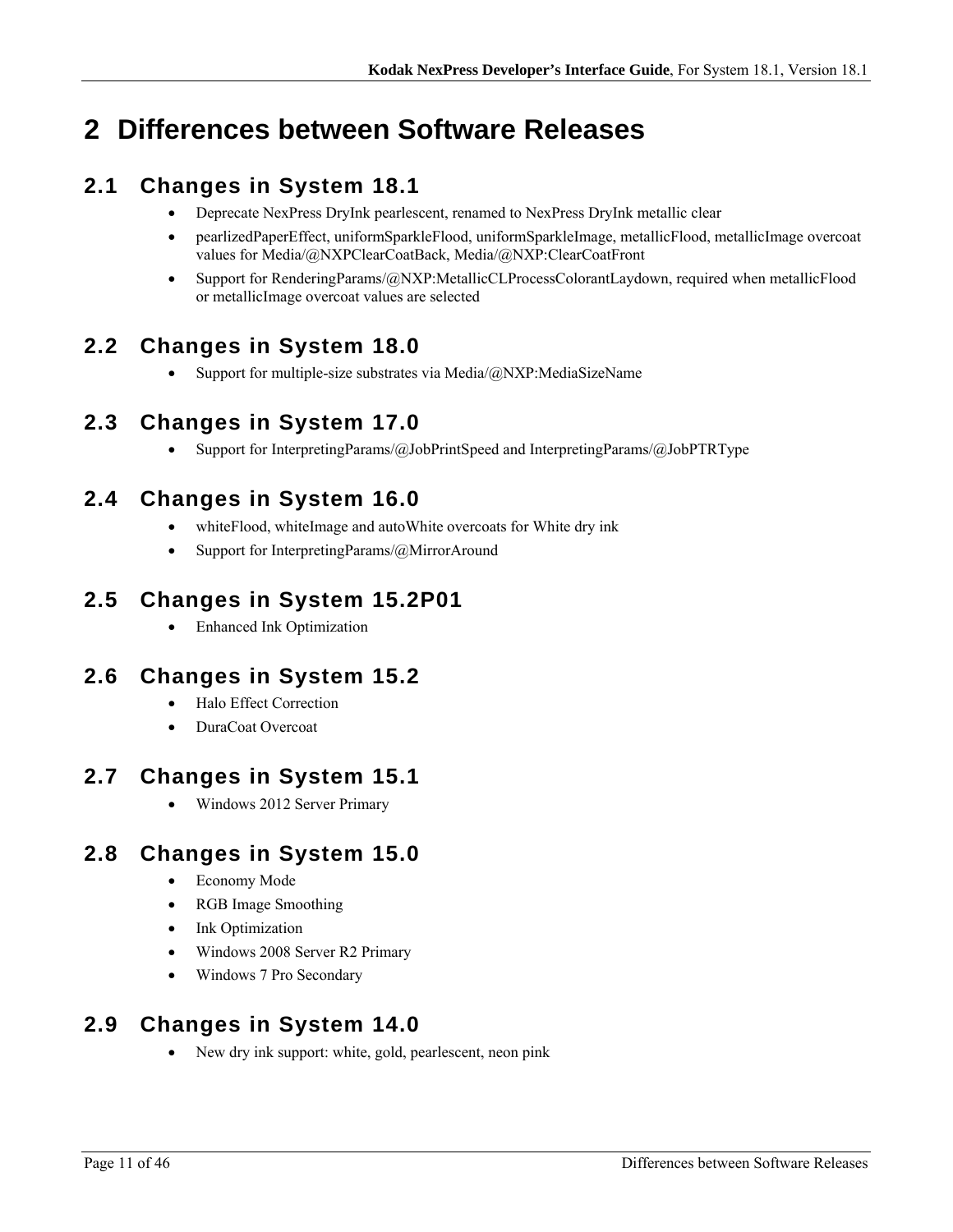# 2 Differences between Software Releases

## 2.1 Changes in System 18.1

- Deprecate NexPress DryInk pearlescent, renamed to NexPress DryInk metallic clear
- pearlizedPaperEffect, uniformSparkleFlood, uniformSparkleImage, metallicFlood, metallicImage overcoat values for Media/@NXPClearCoatBack, Media/@NXP:ClearCoatFront
- Support for RenderingParams/@NXP:MetallicCLProcessColorantLaydown, required when metallicFlood or metallicImage overcoat values are selected

## 2.2 Changes in System 18.0

- Support for multiple-size substrates via Media/@NXP:MediaSizeName

## 2.3 Changes in System 17.0

- Support for InterpretingParams/@JobPrintSpeed and InterpretingParams/@JobPTRType

## 2.4 Changes in System 16.0

- whiteFlood, whiteImage and autoWhite overcoats for White dry ink
- Support for InterpretingParams/@MirrorAround

## 2.5 Changes in System 15.2P01

- Enhanced Ink Optimization

## 2.6 Changes in System 15.2

- Halo Effect Correction
- DuraCoat Overcoat

## 2.7 Changes in System 15.1

- Windows 2012 Server Primary

## 2.8 Changes in System 15.0

- Economy Mode
- RGB Image Smoothing
- Ink Optimization
- Windows 2008 Server R2 Primary
- Windows 7 Pro Secondary

## 2.9 Changes in System 14.0

- New dry ink support: white, gold, pearlescent, neon pink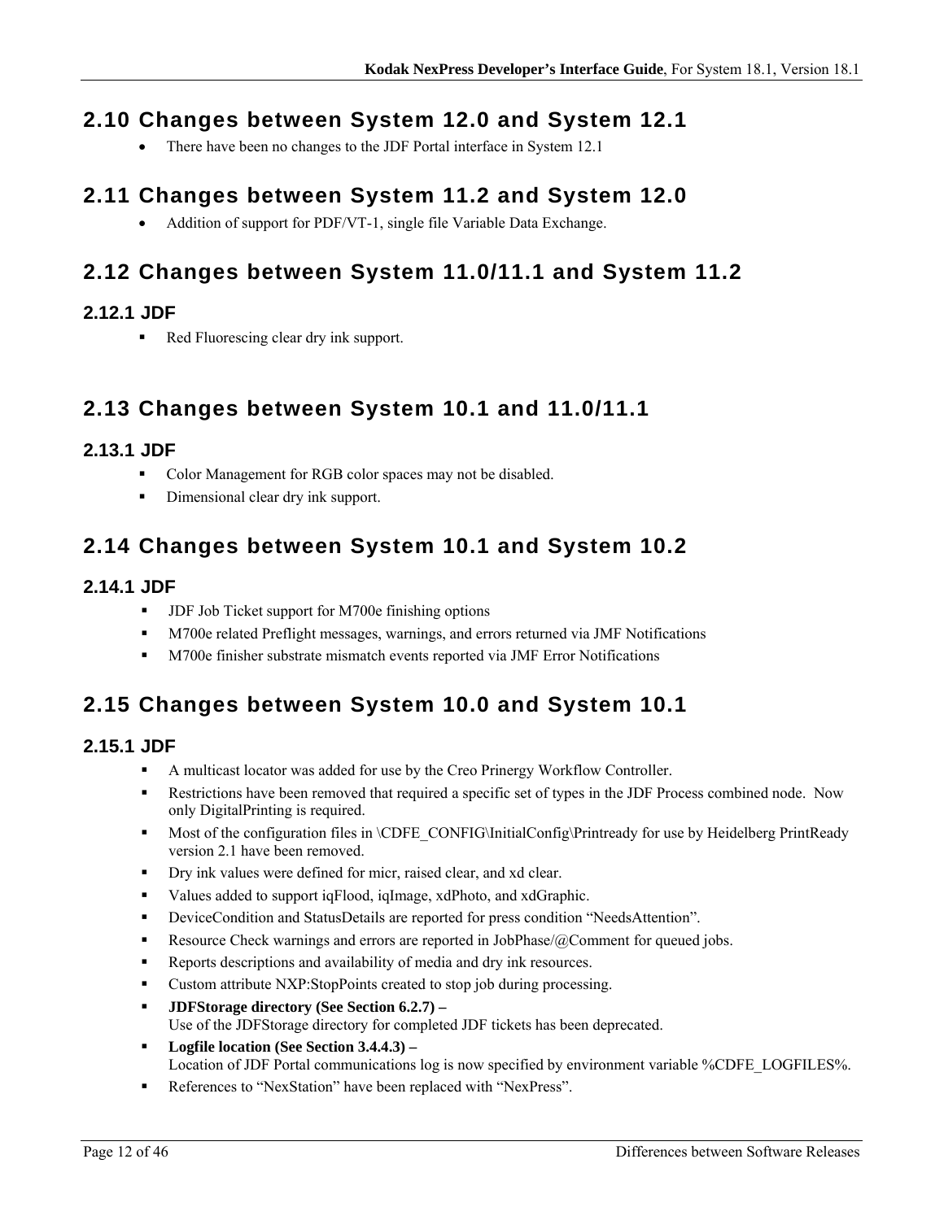## 2.10 Changes between System 12.0 and System 12.1

- There have been no changes to the JDF Portal interface in System 12.1

## 2.11 Changes between System 11.2 and System 12.0

- Addition of support for PDF/VT-1, single file Variable Data Exchange.

## 2.12 Changes between System 11.0/11.1 and System 11.2

### 2.12.1 JDF

- Red Fluorescing clear dry ink support.

## 2.13 Changes between System 10.1 and 11.0/11.1

### 2.13.1 JDF

- Color Management for RGB color spaces may not be disabled.
- Dimensional clear dry ink support.

## 2.14 Changes between System 10.1 and System 10.2

### 2.14.1 JDF

- JDF Job Ticket support for M700e finishing options
- M700e related Preflight messages, warnings, and errors returned via JMF Notifications
- M700e finisher substrate mismatch events reported via JMF Error Notifications

## 2.15 Changes between System 10.0 and System 10.1

### 2.15.1 JDF

- A multicast locator was added for use by the Creo Prinergy Workflow Controller.
- Restrictions have been removed that required a specific set of types in the JDF Process combined node. Now only DigitalPrinting is required.
- Most of the configuration files in \CDFE_CONFIG\InitialConfig\Printready for use by Heidelberg PrintReady version 2.1 have been removed.
- Dry ink values were defined for micr, raised clear, and xd clear.
- Values added to support iqFlood, iqImage, xdPhoto, and xdGraphic.
- DeviceCondition and StatusDetails are reported for press condition "NeedsAttention".
- Resource Check warnings and errors are reported in JobPhase/@Comment for queued jobs.
- Reports descriptions and availability of media and dry ink resources.
- Custom attribute NXP:StopPoints created to stop job during processing.
- **JDFStorage directory (See Section 6.2.7) –**
  Use of the JDFStorage directory for completed JDF tickets has been deprecated.
- **Logfile location (See Section 3.4.4.3) –**
  Location of JDF Portal communications log is now specified by environment variable %CDFE_LOGFILES%.
- References to "NexStation" have been replaced with "NexPress".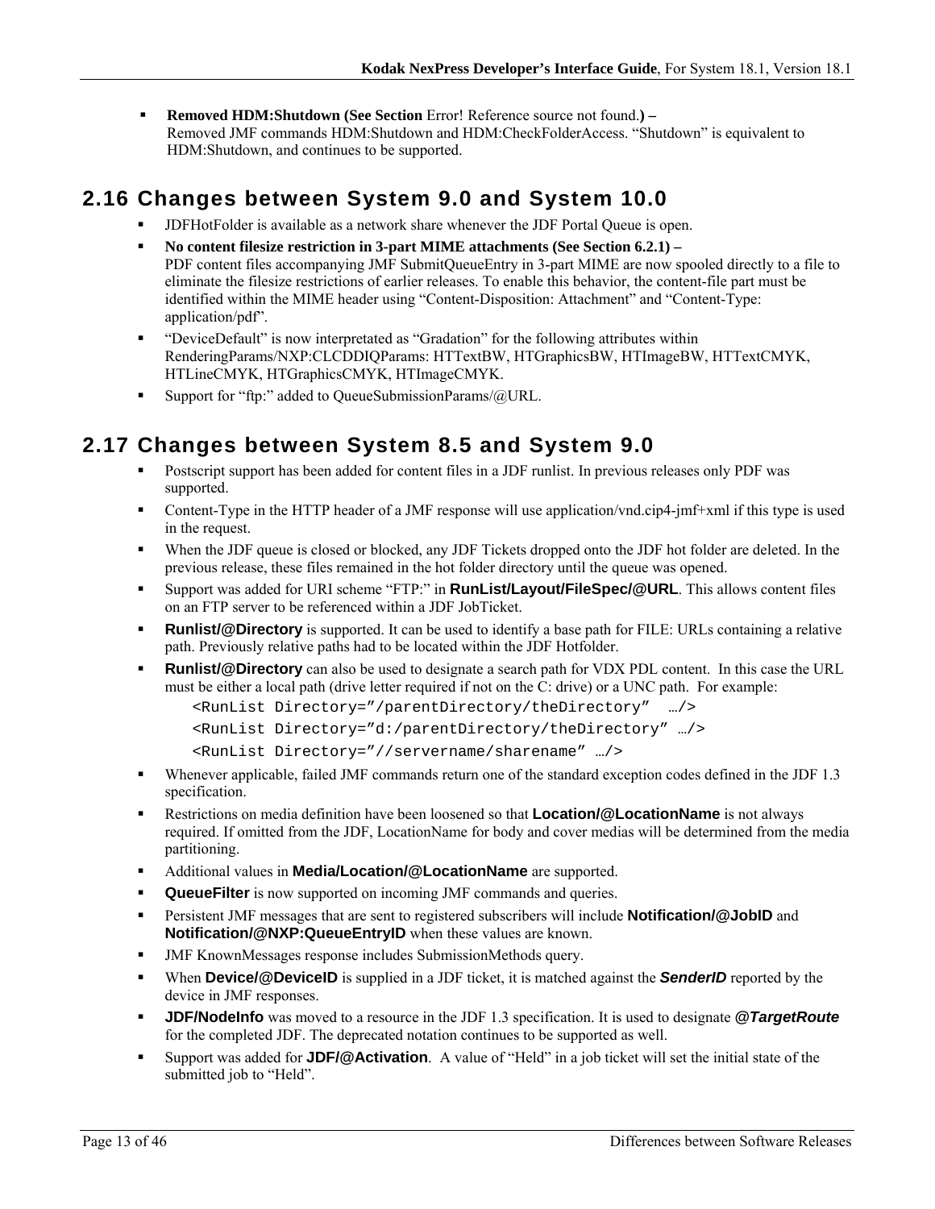- **Removed HDM:Shutdown (See Section** Error! Reference source not found.**) –**
  Removed JMF commands HDM:Shutdown and HDM:CheckFolderAccess. "Shutdown" is equivalent to HDM:Shutdown, and continues to be supported.

## 2.16 Changes between System 9.0 and System 10.0

- JDFHotFolder is available as a network share whenever the JDF Portal Queue is open.
- **No content filesize restriction in 3-part MIME attachments (See Section 6.2.1) –**
  PDF content files accompanying JMF SubmitQueueEntry in 3-part MIME are now spooled directly to a file to eliminate the filesize restrictions of earlier releases. To enable this behavior, the content-file part must be identified within the MIME header using "Content-Disposition: Attachment" and "Content-Type: application/pdf".
- "DeviceDefault" is now interpretated as "Gradation" for the following attributes within RenderingParams/NXP:CLCDDIQParams: HTTextBW, HTGraphicsBW, HTImageBW, HTTextCMYK, HTLineCMYK, HTGraphicsCMYK, HTImageCMYK.
- Support for "ftp:" added to QueueSubmissionParams/@URL.

## 2.17 Changes between System 8.5 and System 9.0

- Postscript support has been added for content files in a JDF runlist. In previous releases only PDF was supported.
- Content-Type in the HTTP header of a JMF response will use application/vnd.cip4-jmf+xml if this type is used in the request.
- When the JDF queue is closed or blocked, any JDF Tickets dropped onto the JDF hot folder are deleted. In the previous release, these files remained in the hot folder directory until the queue was opened.
- Support was added for URI scheme "FTP:" in **RunList/Layout/FileSpec/@URL**. This allows content files on an FTP server to be referenced within a JDF JobTicket.
- **Runlist/@Directory** is supported. It can be used to identify a base path for FILE: URLs containing a relative path. Previously relative paths had to be located within the JDF Hotfolder.
- **Runlist/@Directory** can also be used to designate a search path for VDX PDL content. In this case the URL must be either a local path (drive letter required if not on the C: drive) or a UNC path. For example:

  ```
  <RunList Directory="/parentDirectory/theDirectory"  …/>
  <RunList Directory="d:/parentDirectory/theDirectory" …/>
  <RunList Directory="//servername/sharename" …/>
  ```

- Whenever applicable, failed JMF commands return one of the standard exception codes defined in the JDF 1.3 specification.
- Restrictions on media definition have been loosened so that **Location/@LocationName** is not always required. If omitted from the JDF, LocationName for body and cover medias will be determined from the media partitioning.
- Additional values in **Media/Location/@LocationName** are supported.
- **QueueFilter** is now supported on incoming JMF commands and queries.
- Persistent JMF messages that are sent to registered subscribers will include **Notification/@JobID** and **Notification/@NXP:QueueEntryID** when these values are known.
- JMF KnownMessages response includes SubmissionMethods query.
- When **Device/@DeviceID** is supplied in a JDF ticket, it is matched against the ***SenderID*** reported by the device in JMF responses.
- **JDF/NodeInfo** was moved to a resource in the JDF 1.3 specification. It is used to designate ***@TargetRoute*** for the completed JDF. The deprecated notation continues to be supported as well.
- Support was added for **JDF/@Activation**. A value of "Held" in a job ticket will set the initial state of the submitted job to "Held".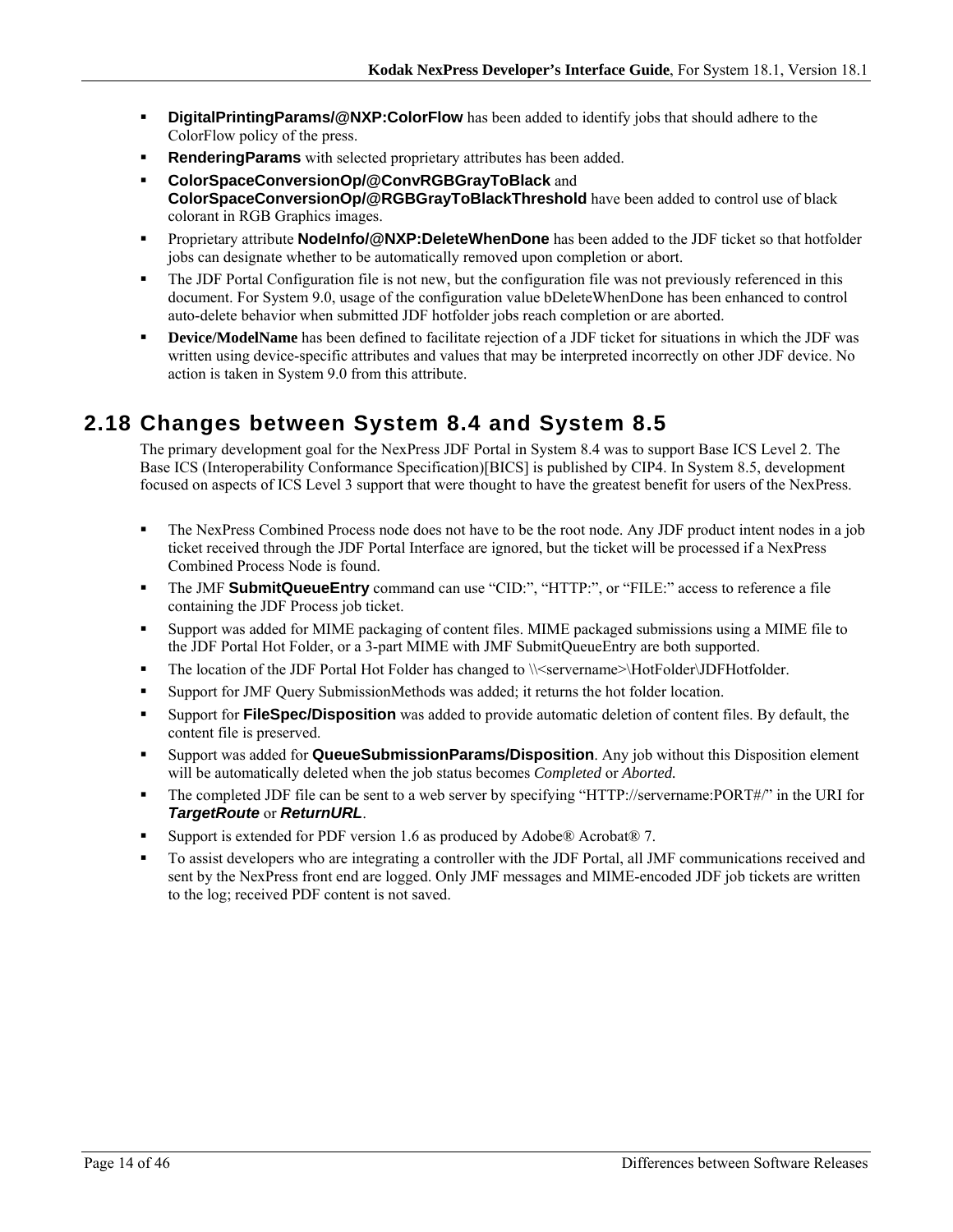- **DigitalPrintingParams/@NXP:ColorFlow** has been added to identify jobs that should adhere to the ColorFlow policy of the press.
- **RenderingParams** with selected proprietary attributes has been added.
- **ColorSpaceConversionOp/@ConvRGBGrayToBlack** and **ColorSpaceConversionOp/@RGBGrayToBlackThreshold** have been added to control use of black colorant in RGB Graphics images.
- Proprietary attribute **NodeInfo/@NXP:DeleteWhenDone** has been added to the JDF ticket so that hotfolder jobs can designate whether to be automatically removed upon completion or abort.
- The JDF Portal Configuration file is not new, but the configuration file was not previously referenced in this document. For System 9.0, usage of the configuration value bDeleteWhenDone has been enhanced to control auto-delete behavior when submitted JDF hotfolder jobs reach completion or are aborted.
- **Device/ModelName** has been defined to facilitate rejection of a JDF ticket for situations in which the JDF was written using device-specific attributes and values that may be interpreted incorrectly on other JDF device. No action is taken in System 9.0 from this attribute.

## 2.18 Changes between System 8.4 and System 8.5

The primary development goal for the NexPress JDF Portal in System 8.4 was to support Base ICS Level 2. The Base ICS (Interoperability Conformance Specification)[BICS] is published by CIP4. In System 8.5, development focused on aspects of ICS Level 3 support that were thought to have the greatest benefit for users of the NexPress.

- The NexPress Combined Process node does not have to be the root node. Any JDF product intent nodes in a job ticket received through the JDF Portal Interface are ignored, but the ticket will be processed if a NexPress Combined Process Node is found.
- The JMF **SubmitQueueEntry** command can use "CID:", "HTTP:", or "FILE:" access to reference a file containing the JDF Process job ticket.
- Support was added for MIME packaging of content files. MIME packaged submissions using a MIME file to the JDF Portal Hot Folder, or a 3-part MIME with JMF SubmitQueueEntry are both supported.
- The location of the JDF Portal Hot Folder has changed to \\<servername>\HotFolder\JDFHotfolder.
- Support for JMF Query SubmissionMethods was added; it returns the hot folder location.
- Support for **FileSpec/Disposition** was added to provide automatic deletion of content files. By default, the content file is preserved.
- Support was added for **QueueSubmissionParams/Disposition**. Any job without this Disposition element will be automatically deleted when the job status becomes *Completed* or *Aborted.*
- The completed JDF file can be sent to a web server by specifying "HTTP://servername:PORT#/" in the URI for ***TargetRoute*** or ***ReturnURL***.
- Support is extended for PDF version 1.6 as produced by Adobe® Acrobat® 7.
- To assist developers who are integrating a controller with the JDF Portal, all JMF communications received and sent by the NexPress front end are logged. Only JMF messages and MIME-encoded JDF job tickets are written to the log; received PDF content is not saved.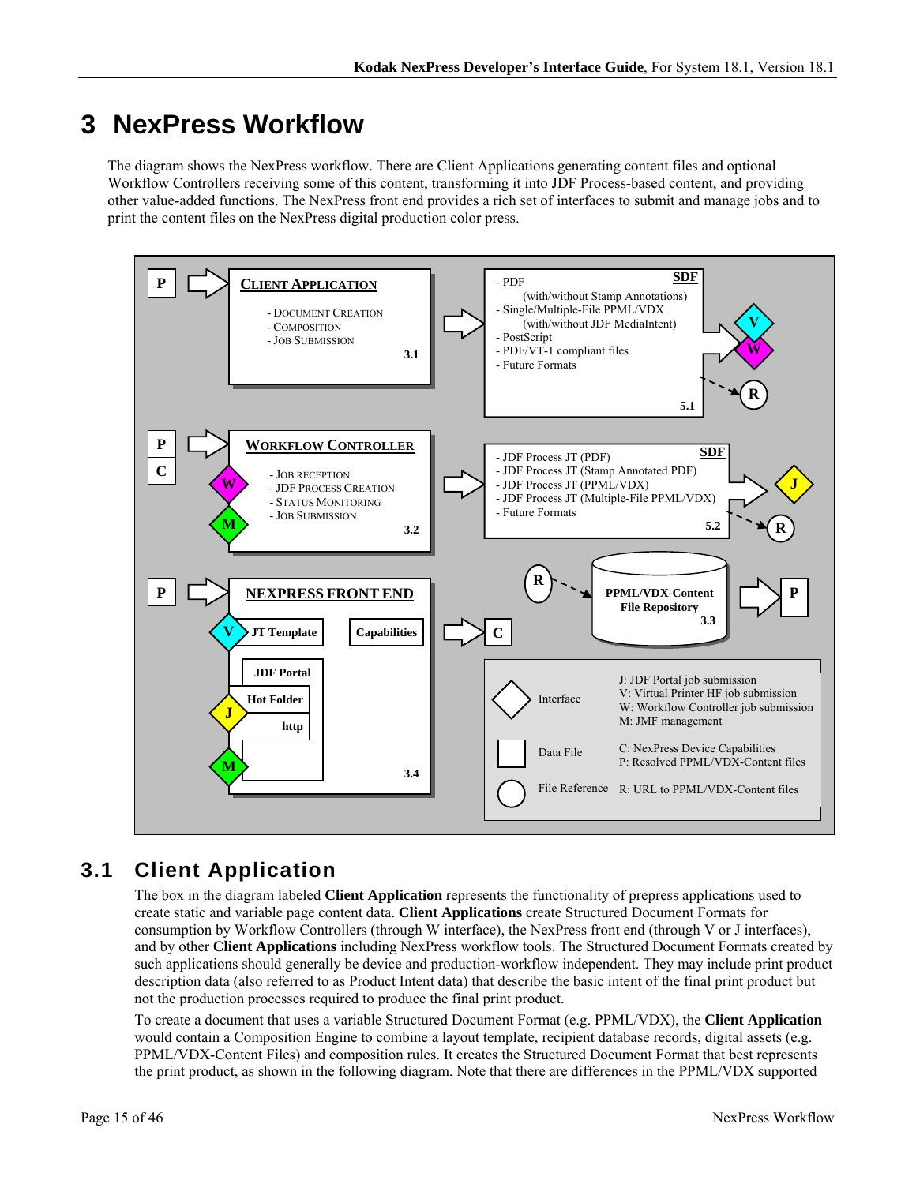# 3 NexPress Workflow

The diagram shows the NexPress workflow. There are Client Applications generating content files and optional Workflow Controllers receiving some of this content, transforming it into JDF Process-based content, and providing other value-added functions. The NexPress front end provides a rich set of interfaces to submit and manage jobs and to print the content files on the NexPress digital production color press.

**CLIENT APPLICATION** (3.1)
- DOCUMENT CREATION
- COMPOSITION
- JOB SUBMISSION

**SDF** (5.1)
- PDF (with/without Stamp Annotations)
- Single/Multiple-File PPML/VDX (with/without JDF MediaIntent)
- PostScript
- PDF/VT-1 compliant files
- Future Formats

**WORKFLOW CONTROLLER** (3.2)
- JOB RECEPTION
- JDF PROCESS CREATION
- STATUS MONITORING
- JOB SUBMISSION

**SDF** (5.2)
- JDF Process JT (PDF)
- JDF Process JT (Stamp Annotated PDF)
- JDF Process JT (PPML/VDX)
- JDF Process JT (Multiple-File PPML/VDX)
- Future Formats

**NEXPRESS FRONT END** (3.4)
- JT Template
- Capabilities
- JDF Portal
- Hot Folder
- http

**PPML/VDX-Content File Repository** (3.3)

| Symbol | Type | Meaning |
| --- | --- | --- |
| Diamond | Interface | J: JDF Portal job submission<br>V: Virtual Printer HF job submission<br>W: Workflow Controller job submission<br>M: JMF management |
| Square | Data File | C: NexPress Device Capabilities<br>P: Resolved PPML/VDX-Content files |
| Circle | File Reference | R: URL to PPML/VDX-Content files |

## 3.1 Client Application

The box in the diagram labeled **Client Application** represents the functionality of prepress applications used to create static and variable page content data. **Client Applications** create Structured Document Formats for consumption by Workflow Controllers (through W interface), the NexPress front end (through V or J interfaces), and by other **Client Applications** including NexPress workflow tools. The Structured Document Formats created by such applications should generally be device and production-workflow independent. They may include print product description data (also referred to as Product Intent data) that describe the basic intent of the final print product but not the production processes required to produce the final print product.

To create a document that uses a variable Structured Document Format (e.g. PPML/VDX), the **Client Application** would contain a Composition Engine to combine a layout template, recipient database records, digital assets (e.g. PPML/VDX-Content Files) and composition rules. It creates the Structured Document Format that best represents the print product, as shown in the following diagram. Note that there are differences in the PPML/VDX supported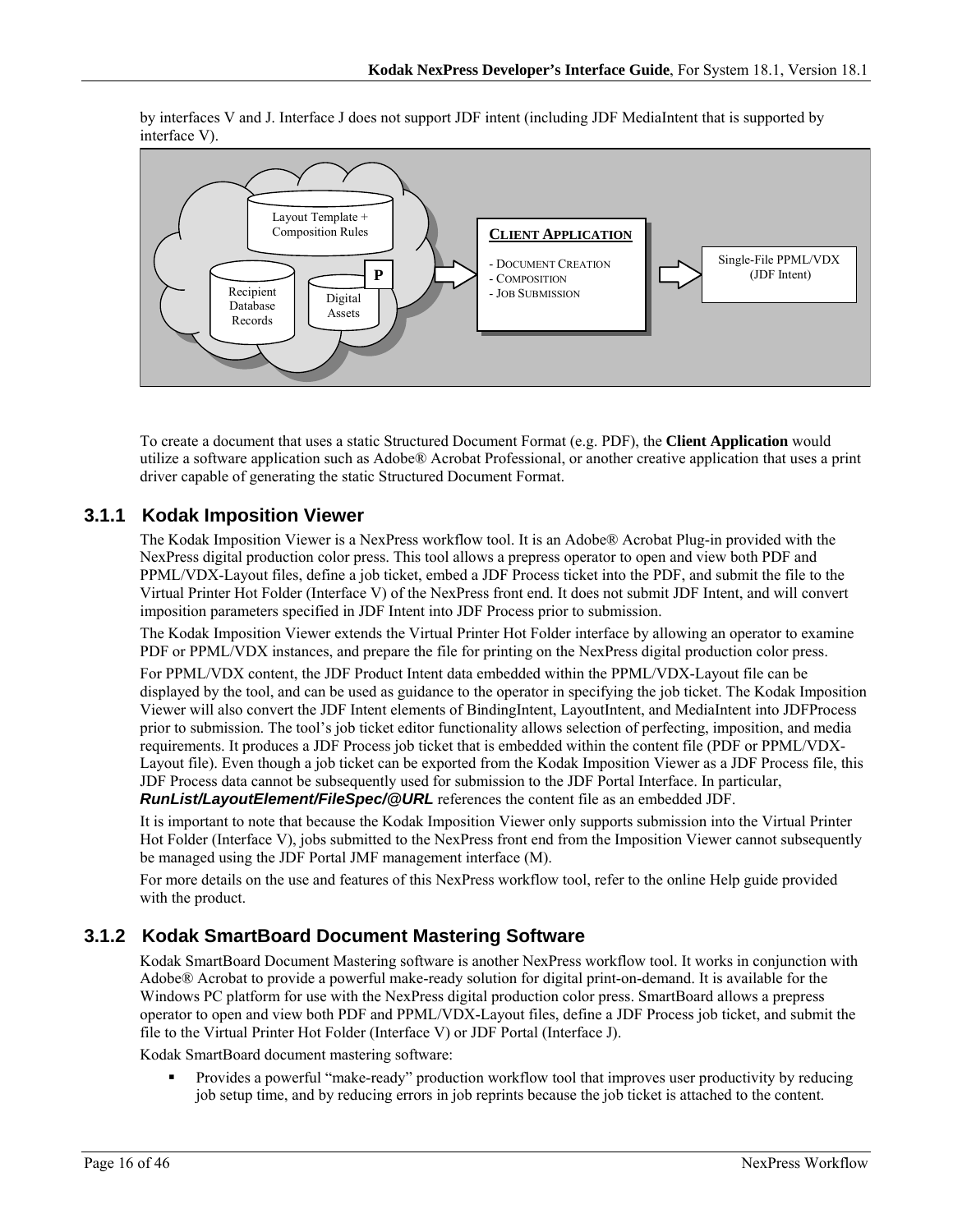by interfaces V and J. Interface J does not support JDF intent (including JDF MediaIntent that is supported by interface V).

To create a document that uses a static Structured Document Format (e.g. PDF), the **Client Application** would utilize a software application such as Adobe® Acrobat Professional, or another creative application that uses a print driver capable of generating the static Structured Document Format.

### 3.1.1 Kodak Imposition Viewer

The Kodak Imposition Viewer is a NexPress workflow tool. It is an Adobe® Acrobat Plug-in provided with the NexPress digital production color press. This tool allows a prepress operator to open and view both PDF and PPML/VDX-Layout files, define a job ticket, embed a JDF Process ticket into the PDF, and submit the file to the Virtual Printer Hot Folder (Interface V) of the NexPress front end. It does not submit JDF Intent, and will convert imposition parameters specified in JDF Intent into JDF Process prior to submission.

The Kodak Imposition Viewer extends the Virtual Printer Hot Folder interface by allowing an operator to examine PDF or PPML/VDX instances, and prepare the file for printing on the NexPress digital production color press.

For PPML/VDX content, the JDF Product Intent data embedded within the PPML/VDX-Layout file can be displayed by the tool, and can be used as guidance to the operator in specifying the job ticket. The Kodak Imposition Viewer will also convert the JDF Intent elements of BindingIntent, LayoutIntent, and MediaIntent into JDFProcess prior to submission. The tool's job ticket editor functionality allows selection of perfecting, imposition, and media requirements. It produces a JDF Process job ticket that is embedded within the content file (PDF or PPML/VDX-Layout file). Even though a job ticket can be exported from the Kodak Imposition Viewer as a JDF Process file, this JDF Process data cannot be subsequently used for submission to the JDF Portal Interface. In particular, ***RunList/LayoutElement/FileSpec/@URL*** references the content file as an embedded JDF.

It is important to note that because the Kodak Imposition Viewer only supports submission into the Virtual Printer Hot Folder (Interface V), jobs submitted to the NexPress front end from the Imposition Viewer cannot subsequently be managed using the JDF Portal JMF management interface (M).

For more details on the use and features of this NexPress workflow tool, refer to the online Help guide provided with the product.

### 3.1.2 Kodak SmartBoard Document Mastering Software

Kodak SmartBoard Document Mastering software is another NexPress workflow tool. It works in conjunction with Adobe® Acrobat to provide a powerful make-ready solution for digital print-on-demand. It is available for the Windows PC platform for use with the NexPress digital production color press. SmartBoard allows a prepress operator to open and view both PDF and PPML/VDX-Layout files, define a JDF Process job ticket, and submit the file to the Virtual Printer Hot Folder (Interface V) or JDF Portal (Interface J).

Kodak SmartBoard document mastering software:

- Provides a powerful "make-ready" production workflow tool that improves user productivity by reducing job setup time, and by reducing errors in job reprints because the job ticket is attached to the content.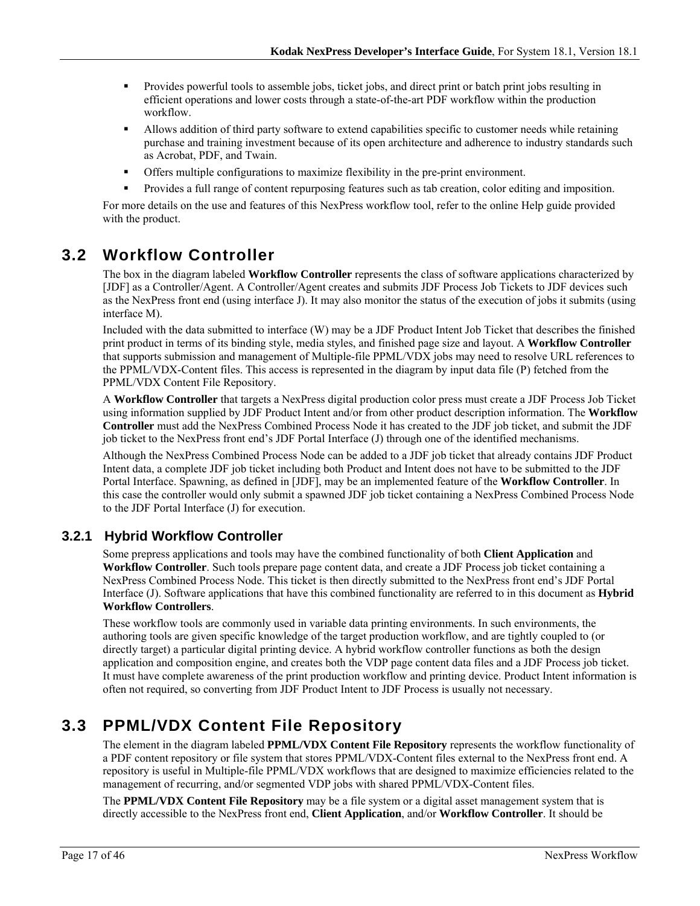- Provides powerful tools to assemble jobs, ticket jobs, and direct print or batch print jobs resulting in efficient operations and lower costs through a state-of-the-art PDF workflow within the production workflow.
- Allows addition of third party software to extend capabilities specific to customer needs while retaining purchase and training investment because of its open architecture and adherence to industry standards such as Acrobat, PDF, and Twain.
- Offers multiple configurations to maximize flexibility in the pre-print environment.
- Provides a full range of content repurposing features such as tab creation, color editing and imposition.

For more details on the use and features of this NexPress workflow tool, refer to the online Help guide provided with the product.

## 3.2 Workflow Controller

The box in the diagram labeled **Workflow Controller** represents the class of software applications characterized by [JDF] as a Controller/Agent. A Controller/Agent creates and submits JDF Process Job Tickets to JDF devices such as the NexPress front end (using interface J). It may also monitor the status of the execution of jobs it submits (using interface M).

Included with the data submitted to interface (W) may be a JDF Product Intent Job Ticket that describes the finished print product in terms of its binding style, media styles, and finished page size and layout. A **Workflow Controller** that supports submission and management of Multiple-file PPML/VDX jobs may need to resolve URL references to the PPML/VDX-Content files. This access is represented in the diagram by input data file (P) fetched from the PPML/VDX Content File Repository.

A **Workflow Controller** that targets a NexPress digital production color press must create a JDF Process Job Ticket using information supplied by JDF Product Intent and/or from other product description information. The **Workflow Controller** must add the NexPress Combined Process Node it has created to the JDF job ticket, and submit the JDF job ticket to the NexPress front end's JDF Portal Interface (J) through one of the identified mechanisms.

Although the NexPress Combined Process Node can be added to a JDF job ticket that already contains JDF Product Intent data, a complete JDF job ticket including both Product and Intent does not have to be submitted to the JDF Portal Interface. Spawning, as defined in [JDF], may be an implemented feature of the **Workflow Controller**. In this case the controller would only submit a spawned JDF job ticket containing a NexPress Combined Process Node to the JDF Portal Interface (J) for execution.

### 3.2.1 Hybrid Workflow Controller

Some prepress applications and tools may have the combined functionality of both **Client Application** and **Workflow Controller**. Such tools prepare page content data, and create a JDF Process job ticket containing a NexPress Combined Process Node. This ticket is then directly submitted to the NexPress front end's JDF Portal Interface (J). Software applications that have this combined functionality are referred to in this document as **Hybrid Workflow Controllers**.

These workflow tools are commonly used in variable data printing environments. In such environments, the authoring tools are given specific knowledge of the target production workflow, and are tightly coupled to (or directly target) a particular digital printing device. A hybrid workflow controller functions as both the design application and composition engine, and creates both the VDP page content data files and a JDF Process job ticket. It must have complete awareness of the print production workflow and printing device. Product Intent information is often not required, so converting from JDF Product Intent to JDF Process is usually not necessary.

## 3.3 PPML/VDX Content File Repository

The element in the diagram labeled **PPML/VDX Content File Repository** represents the workflow functionality of a PDF content repository or file system that stores PPML/VDX-Content files external to the NexPress front end. A repository is useful in Multiple-file PPML/VDX workflows that are designed to maximize efficiencies related to the management of recurring, and/or segmented VDP jobs with shared PPML/VDX-Content files.

The **PPML/VDX Content File Repository** may be a file system or a digital asset management system that is directly accessible to the NexPress front end, **Client Application**, and/or **Workflow Controller**. It should be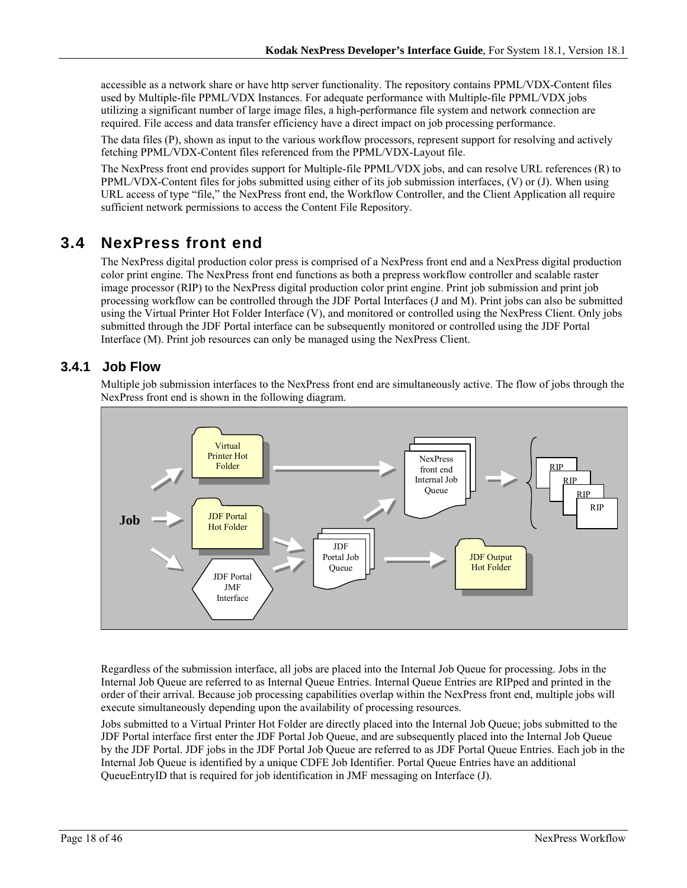accessible as a network share or have http server functionality. The repository contains PPML/VDX-Content files used by Multiple-file PPML/VDX Instances. For adequate performance with Multiple-file PPML/VDX jobs utilizing a significant number of large image files, a high-performance file system and network connection are required. File access and data transfer efficiency have a direct impact on job processing performance.

The data files (P), shown as input to the various workflow processors, represent support for resolving and actively fetching PPML/VDX-Content files referenced from the PPML/VDX-Layout file.

The NexPress front end provides support for Multiple-file PPML/VDX jobs, and can resolve URL references (R) to PPML/VDX-Content files for jobs submitted using either of its job submission interfaces, (V) or (J). When using URL access of type "file," the NexPress front end, the Workflow Controller, and the Client Application all require sufficient network permissions to access the Content File Repository.

## 3.4 NexPress front end

The NexPress digital production color press is comprised of a NexPress front end and a NexPress digital production color print engine. The NexPress front end functions as both a prepress workflow controller and scalable raster image processor (RIP) to the NexPress digital production color print engine. Print job submission and print job processing workflow can be controlled through the JDF Portal Interfaces (J and M). Print jobs can also be submitted using the Virtual Printer Hot Folder Interface (V), and monitored or controlled using the NexPress Client. Only jobs submitted through the JDF Portal interface can be subsequently monitored or controlled using the JDF Portal Interface (M). Print job resources can only be managed using the NexPress Client.

### 3.4.1 Job Flow

Multiple job submission interfaces to the NexPress front end are simultaneously active. The flow of jobs through the NexPress front end is shown in the following diagram.

Regardless of the submission interface, all jobs are placed into the Internal Job Queue for processing. Jobs in the Internal Job Queue are referred to as Internal Queue Entries. Internal Queue Entries are RIPped and printed in the order of their arrival. Because job processing capabilities overlap within the NexPress front end, multiple jobs will execute simultaneously depending upon the availability of processing resources.

Jobs submitted to a Virtual Printer Hot Folder are directly placed into the Internal Job Queue; jobs submitted to the JDF Portal interface first enter the JDF Portal Job Queue, and are subsequently placed into the Internal Job Queue by the JDF Portal. JDF jobs in the JDF Portal Job Queue are referred to as JDF Portal Queue Entries. Each job in the Internal Job Queue is identified by a unique CDFE Job Identifier. Portal Queue Entries have an additional QueueEntryID that is required for job identification in JMF messaging on Interface (J).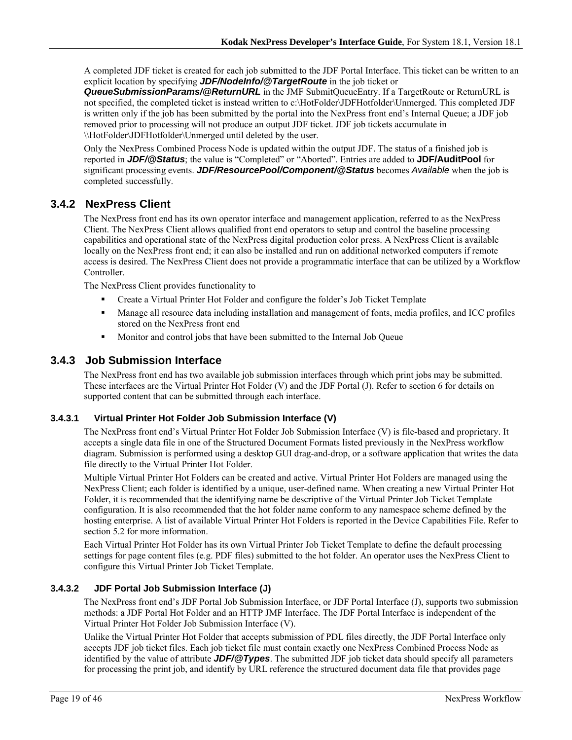A completed JDF ticket is created for each job submitted to the JDF Portal Interface. This ticket can be written to an explicit location by specifying ***JDF/NodeInfo/@TargetRoute*** in the job ticket or ***QueueSubmissionParams/@ReturnURL*** in the JMF SubmitQueueEntry. If a TargetRoute or ReturnURL is not specified, the completed ticket is instead written to c:\HotFolder\JDFHotfolder\Unmerged. This completed JDF is written only if the job has been submitted by the portal into the NexPress front end's Internal Queue; a JDF job removed prior to processing will not produce an output JDF ticket. JDF job tickets accumulate in \\HotFolder\JDFHotfolder\Unmerged until deleted by the user.

Only the NexPress Combined Process Node is updated within the output JDF. The status of a finished job is reported in ***JDF/@Status***; the value is "Completed" or "Aborted". Entries are added to **JDF/AuditPool** for significant processing events. ***JDF/ResourcePool/Component/@Status*** becomes *Available* when the job is completed successfully.

### 3.4.2 NexPress Client

The NexPress front end has its own operator interface and management application, referred to as the NexPress Client. The NexPress Client allows qualified front end operators to setup and control the baseline processing capabilities and operational state of the NexPress digital production color press. A NexPress Client is available locally on the NexPress front end; it can also be installed and run on additional networked computers if remote access is desired. The NexPress Client does not provide a programmatic interface that can be utilized by a Workflow Controller.

The NexPress Client provides functionality to

- Create a Virtual Printer Hot Folder and configure the folder's Job Ticket Template
- Manage all resource data including installation and management of fonts, media profiles, and ICC profiles stored on the NexPress front end
- Monitor and control jobs that have been submitted to the Internal Job Queue

### 3.4.3 Job Submission Interface

The NexPress front end has two available job submission interfaces through which print jobs may be submitted. These interfaces are the Virtual Printer Hot Folder (V) and the JDF Portal (J). Refer to section 6 for details on supported content that can be submitted through each interface.

#### 3.4.3.1 Virtual Printer Hot Folder Job Submission Interface (V)

The NexPress front end's Virtual Printer Hot Folder Job Submission Interface (V) is file-based and proprietary. It accepts a single data file in one of the Structured Document Formats listed previously in the NexPress workflow diagram. Submission is performed using a desktop GUI drag-and-drop, or a software application that writes the data file directly to the Virtual Printer Hot Folder.

Multiple Virtual Printer Hot Folders can be created and active. Virtual Printer Hot Folders are managed using the NexPress Client; each folder is identified by a unique, user-defined name. When creating a new Virtual Printer Hot Folder, it is recommended that the identifying name be descriptive of the Virtual Printer Job Ticket Template configuration. It is also recommended that the hot folder name conform to any namespace scheme defined by the hosting enterprise. A list of available Virtual Printer Hot Folders is reported in the Device Capabilities File. Refer to section 5.2 for more information.

Each Virtual Printer Hot Folder has its own Virtual Printer Job Ticket Template to define the default processing settings for page content files (e.g. PDF files) submitted to the hot folder. An operator uses the NexPress Client to configure this Virtual Printer Job Ticket Template.

#### 3.4.3.2 JDF Portal Job Submission Interface (J)

The NexPress front end's JDF Portal Job Submission Interface, or JDF Portal Interface (J), supports two submission methods: a JDF Portal Hot Folder and an HTTP JMF Interface. The JDF Portal Interface is independent of the Virtual Printer Hot Folder Job Submission Interface (V).

Unlike the Virtual Printer Hot Folder that accepts submission of PDL files directly, the JDF Portal Interface only accepts JDF job ticket files. Each job ticket file must contain exactly one NexPress Combined Process Node as identified by the value of attribute ***JDF/@Types***. The submitted JDF job ticket data should specify all parameters for processing the print job, and identify by URL reference the structured document data file that provides page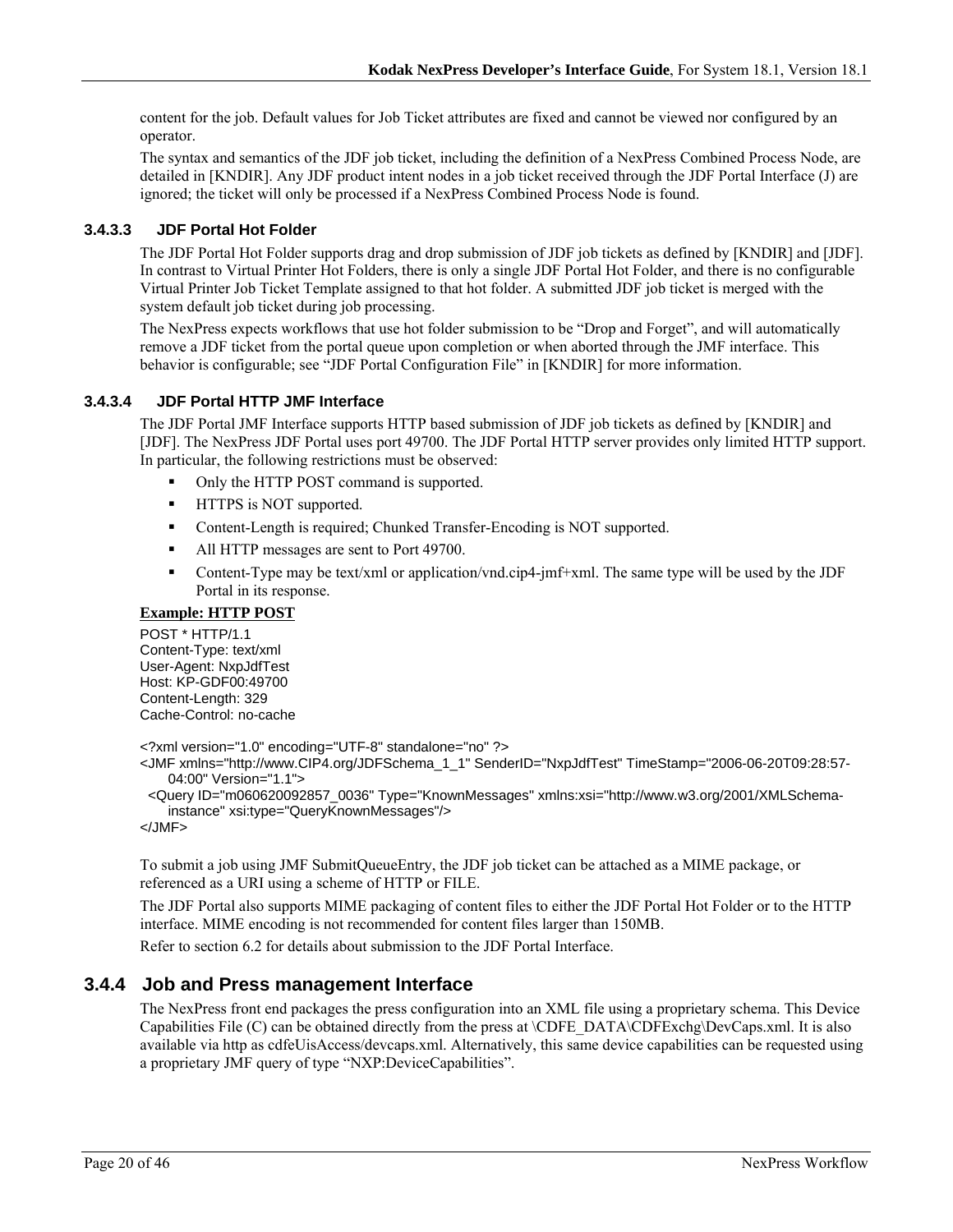content for the job. Default values for Job Ticket attributes are fixed and cannot be viewed nor configured by an operator.

The syntax and semantics of the JDF job ticket, including the definition of a NexPress Combined Process Node, are detailed in [KNDIR]. Any JDF product intent nodes in a job ticket received through the JDF Portal Interface (J) are ignored; the ticket will only be processed if a NexPress Combined Process Node is found.

#### 3.4.3.3 JDF Portal Hot Folder

The JDF Portal Hot Folder supports drag and drop submission of JDF job tickets as defined by [KNDIR] and [JDF]. In contrast to Virtual Printer Hot Folders, there is only a single JDF Portal Hot Folder, and there is no configurable Virtual Printer Job Ticket Template assigned to that hot folder. A submitted JDF job ticket is merged with the system default job ticket during job processing.

The NexPress expects workflows that use hot folder submission to be “Drop and Forget”, and will automatically remove a JDF ticket from the portal queue upon completion or when aborted through the JMF interface. This behavior is configurable; see “JDF Portal Configuration File” in [KNDIR] for more information.

#### 3.4.3.4 JDF Portal HTTP JMF Interface

The JDF Portal JMF Interface supports HTTP based submission of JDF job tickets as defined by [KNDIR] and [JDF]. The NexPress JDF Portal uses port 49700. The JDF Portal HTTP server provides only limited HTTP support. In particular, the following restrictions must be observed:

- Only the HTTP POST command is supported.
- HTTPS is NOT supported.
- Content-Length is required; Chunked Transfer-Encoding is NOT supported.
- All HTTP messages are sent to Port 49700.
- Content-Type may be text/xml or application/vnd.cip4-jmf+xml. The same type will be used by the JDF Portal in its response.

**Example: HTTP POST**

```
POST * HTTP/1.1
Content-Type: text/xml
User-Agent: NxpJdfTest
Host: KP-GDF00:49700
Content-Length: 329
Cache-Control: no-cache

<?xml version="1.0" encoding="UTF-8" standalone="no" ?>
<JMF xmlns="http://www.CIP4.org/JDFSchema_1_1" SenderID="NxpJdfTest" TimeStamp="2006-06-20T09:28:57-
    04:00" Version="1.1">
  <Query ID="m060620092857_0036" Type="KnownMessages" xmlns:xsi="http://www.w3.org/2001/XMLSchema-
    instance" xsi:type="QueryKnownMessages"/>
</JMF>
```

To submit a job using JMF SubmitQueueEntry, the JDF job ticket can be attached as a MIME package, or referenced as a URI using a scheme of HTTP or FILE.

The JDF Portal also supports MIME packaging of content files to either the JDF Portal Hot Folder or to the HTTP interface. MIME encoding is not recommended for content files larger than 150MB.

Refer to section 6.2 for details about submission to the JDF Portal Interface.

### 3.4.4 Job and Press management Interface

The NexPress front end packages the press configuration into an XML file using a proprietary schema. This Device Capabilities File (C) can be obtained directly from the press at \CDFE_DATA\CDFExchg\DevCaps.xml. It is also available via http as cdfeUisAccess/devcaps.xml. Alternatively, this same device capabilities can be requested using a proprietary JMF query of type “NXP:DeviceCapabilities”.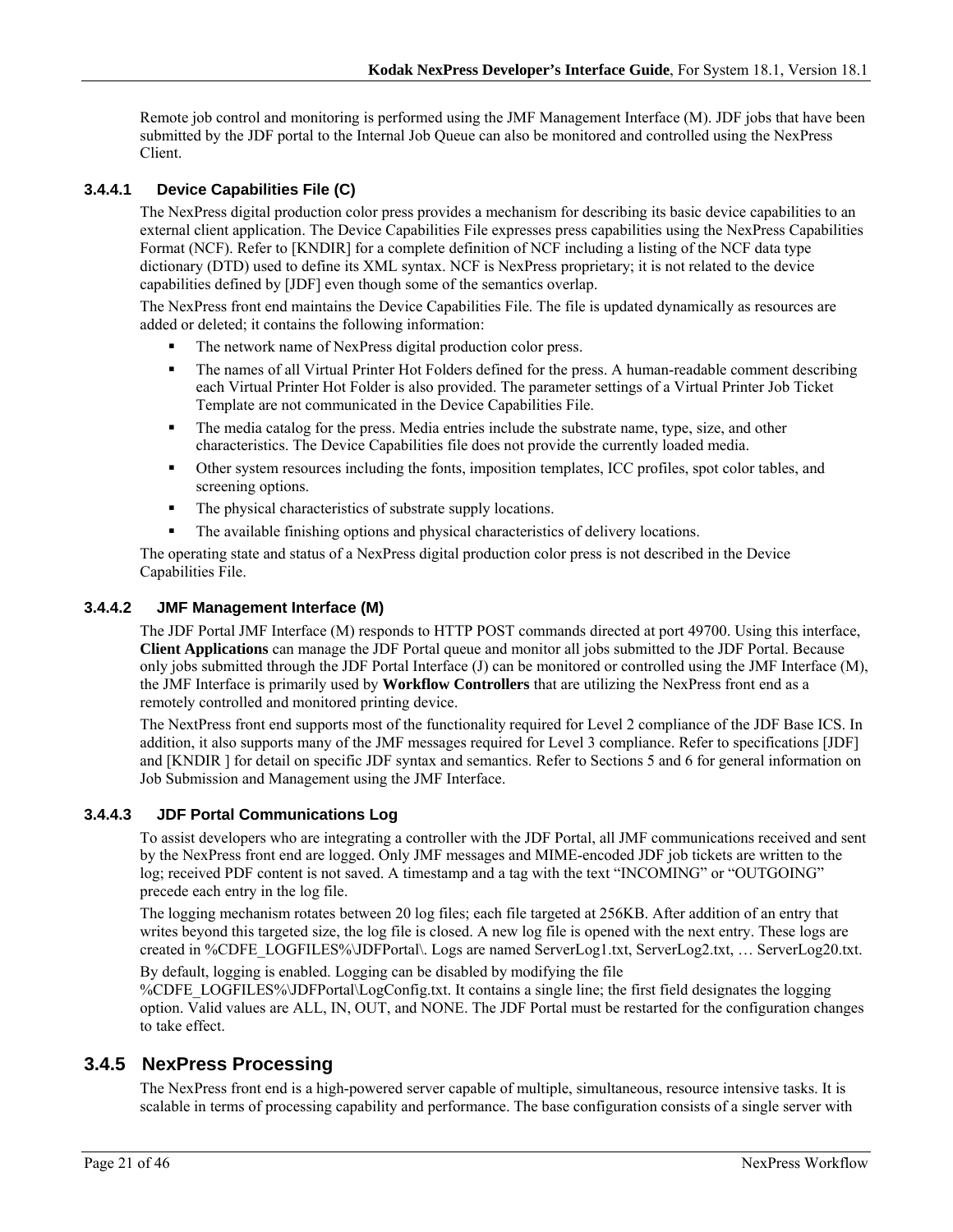Remote job control and monitoring is performed using the JMF Management Interface (M). JDF jobs that have been submitted by the JDF portal to the Internal Job Queue can also be monitored and controlled using the NexPress Client.

#### 3.4.4.1 Device Capabilities File (C)

The NexPress digital production color press provides a mechanism for describing its basic device capabilities to an external client application. The Device Capabilities File expresses press capabilities using the NexPress Capabilities Format (NCF). Refer to [KNDIR] for a complete definition of NCF including a listing of the NCF data type dictionary (DTD) used to define its XML syntax. NCF is NexPress proprietary; it is not related to the device capabilities defined by [JDF] even though some of the semantics overlap.

The NexPress front end maintains the Device Capabilities File. The file is updated dynamically as resources are added or deleted; it contains the following information:

- The network name of NexPress digital production color press.
- The names of all Virtual Printer Hot Folders defined for the press. A human-readable comment describing each Virtual Printer Hot Folder is also provided. The parameter settings of a Virtual Printer Job Ticket Template are not communicated in the Device Capabilities File.
- The media catalog for the press. Media entries include the substrate name, type, size, and other characteristics. The Device Capabilities file does not provide the currently loaded media.
- Other system resources including the fonts, imposition templates, ICC profiles, spot color tables, and screening options.
- The physical characteristics of substrate supply locations.
- The available finishing options and physical characteristics of delivery locations.

The operating state and status of a NexPress digital production color press is not described in the Device Capabilities File.

#### 3.4.4.2 JMF Management Interface (M)

The JDF Portal JMF Interface (M) responds to HTTP POST commands directed at port 49700. Using this interface, **Client Applications** can manage the JDF Portal queue and monitor all jobs submitted to the JDF Portal. Because only jobs submitted through the JDF Portal Interface (J) can be monitored or controlled using the JMF Interface (M), the JMF Interface is primarily used by **Workflow Controllers** that are utilizing the NexPress front end as a remotely controlled and monitored printing device.

The NextPress front end supports most of the functionality required for Level 2 compliance of the JDF Base ICS. In addition, it also supports many of the JMF messages required for Level 3 compliance. Refer to specifications [JDF] and [KNDIR ] for detail on specific JDF syntax and semantics. Refer to Sections 5 and 6 for general information on Job Submission and Management using the JMF Interface.

#### 3.4.4.3 JDF Portal Communications Log

To assist developers who are integrating a controller with the JDF Portal, all JMF communications received and sent by the NexPress front end are logged. Only JMF messages and MIME-encoded JDF job tickets are written to the log; received PDF content is not saved. A timestamp and a tag with the text "INCOMING" or "OUTGOING" precede each entry in the log file.

The logging mechanism rotates between 20 log files; each file targeted at 256KB. After addition of an entry that writes beyond this targeted size, the log file is closed. A new log file is opened with the next entry. These logs are created in %CDFE_LOGFILES%\JDFPortal\. Logs are named ServerLog1.txt, ServerLog2.txt, … ServerLog20.txt.

By default, logging is enabled. Logging can be disabled by modifying the file %CDFE_LOGFILES%\JDFPortal\LogConfig.txt. It contains a single line; the first field designates the logging option. Valid values are ALL, IN, OUT, and NONE. The JDF Portal must be restarted for the configuration changes to take effect.

### 3.4.5 NexPress Processing

The NexPress front end is a high-powered server capable of multiple, simultaneous, resource intensive tasks. It is scalable in terms of processing capability and performance. The base configuration consists of a single server with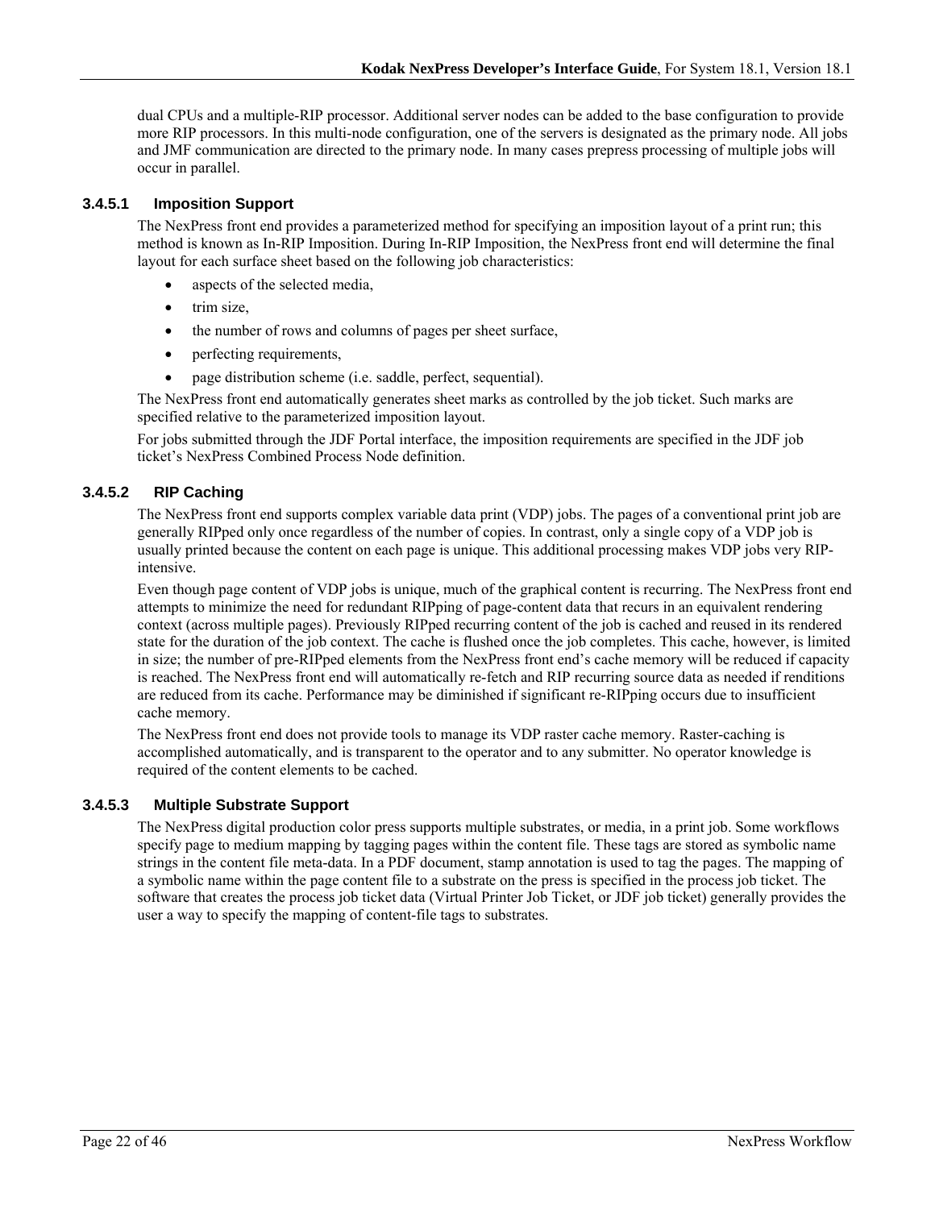dual CPUs and a multiple-RIP processor. Additional server nodes can be added to the base configuration to provide more RIP processors. In this multi-node configuration, one of the servers is designated as the primary node. All jobs and JMF communication are directed to the primary node. In many cases prepress processing of multiple jobs will occur in parallel.

#### 3.4.5.1 Imposition Support

The NexPress front end provides a parameterized method for specifying an imposition layout of a print run; this method is known as In-RIP Imposition. During In-RIP Imposition, the NexPress front end will determine the final layout for each surface sheet based on the following job characteristics:

- aspects of the selected media,
- trim size,
- the number of rows and columns of pages per sheet surface,
- perfecting requirements,
- page distribution scheme (i.e. saddle, perfect, sequential).

The NexPress front end automatically generates sheet marks as controlled by the job ticket. Such marks are specified relative to the parameterized imposition layout.

For jobs submitted through the JDF Portal interface, the imposition requirements are specified in the JDF job ticket's NexPress Combined Process Node definition.

#### 3.4.5.2 RIP Caching

The NexPress front end supports complex variable data print (VDP) jobs. The pages of a conventional print job are generally RIPped only once regardless of the number of copies. In contrast, only a single copy of a VDP job is usually printed because the content on each page is unique. This additional processing makes VDP jobs very RIP-intensive.

Even though page content of VDP jobs is unique, much of the graphical content is recurring. The NexPress front end attempts to minimize the need for redundant RIPping of page-content data that recurs in an equivalent rendering context (across multiple pages). Previously RIPped recurring content of the job is cached and reused in its rendered state for the duration of the job context. The cache is flushed once the job completes. This cache, however, is limited in size; the number of pre-RIPped elements from the NexPress front end's cache memory will be reduced if capacity is reached. The NexPress front end will automatically re-fetch and RIP recurring source data as needed if renditions are reduced from its cache. Performance may be diminished if significant re-RIPping occurs due to insufficient cache memory.

The NexPress front end does not provide tools to manage its VDP raster cache memory. Raster-caching is accomplished automatically, and is transparent to the operator and to any submitter. No operator knowledge is required of the content elements to be cached.

#### 3.4.5.3 Multiple Substrate Support

The NexPress digital production color press supports multiple substrates, or media, in a print job. Some workflows specify page to medium mapping by tagging pages within the content file. These tags are stored as symbolic name strings in the content file meta-data. In a PDF document, stamp annotation is used to tag the pages. The mapping of a symbolic name within the page content file to a substrate on the press is specified in the process job ticket. The software that creates the process job ticket data (Virtual Printer Job Ticket, or JDF job ticket) generally provides the user a way to specify the mapping of content-file tags to substrates.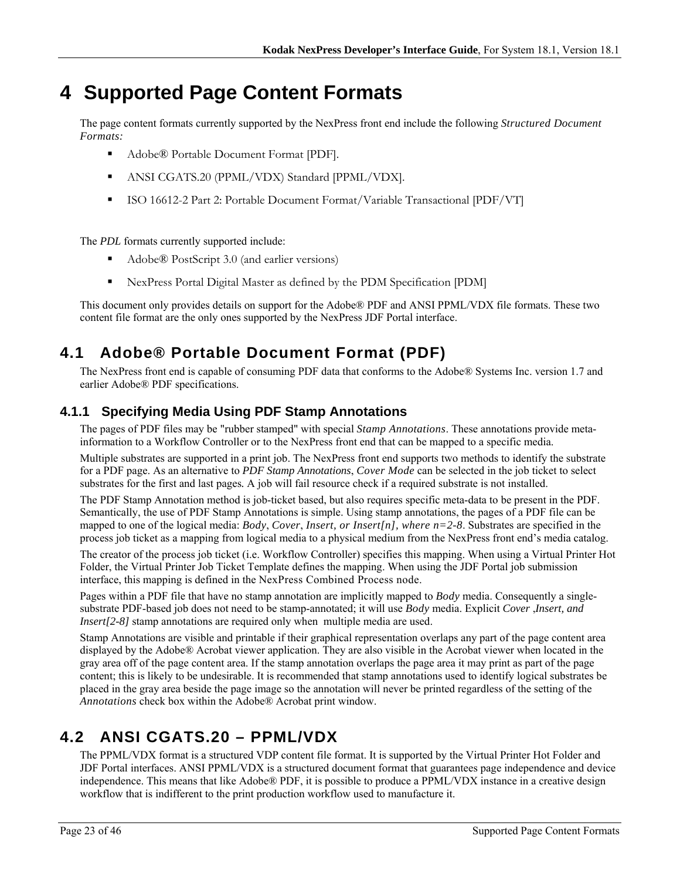# 4 Supported Page Content Formats

The page content formats currently supported by the NexPress front end include the following *Structured Document Formats:*

- Adobe® Portable Document Format [PDF].
- ANSI CGATS.20 (PPML/VDX) Standard [PPML/VDX].
- ISO 16612-2 Part 2: Portable Document Format/Variable Transactional [PDF/VT]

The ***PDL*** formats currently supported include:

- Adobe® PostScript 3.0 (and earlier versions)
- NexPress Portal Digital Master as defined by the PDM Specification [PDM]

This document only provides details on support for the Adobe® PDF and ANSI PPML/VDX file formats. These two content file format are the only ones supported by the NexPress JDF Portal interface.

## 4.1 Adobe® Portable Document Format (PDF)

The NexPress front end is capable of consuming PDF data that conforms to the Adobe® Systems Inc. version 1.7 and earlier Adobe® PDF specifications.

### 4.1.1 Specifying Media Using PDF Stamp Annotations

The pages of PDF files may be "rubber stamped" with special *Stamp Annotations*. These annotations provide meta-information to a Workflow Controller or to the NexPress front end that can be mapped to a specific media.

Multiple substrates are supported in a print job. The NexPress front end supports two methods to identify the substrate for a PDF page. As an alternative to *PDF Stamp Annotations*, *Cover Mode* can be selected in the job ticket to select substrates for the first and last pages. A job will fail resource check if a required substrate is not installed.

The PDF Stamp Annotation method is job-ticket based, but also requires specific meta-data to be present in the PDF. Semantically, the use of PDF Stamp Annotations is simple. Using stamp annotations, the pages of a PDF file can be mapped to one of the logical media: *Body*, *Cover*, *Insert, or Insert[n], where n=2-8*. Substrates are specified in the process job ticket as a mapping from logical media to a physical medium from the NexPress front end's media catalog.

The creator of the process job ticket (i.e. Workflow Controller) specifies this mapping. When using a Virtual Printer Hot Folder, the Virtual Printer Job Ticket Template defines the mapping. When using the JDF Portal job submission interface, this mapping is defined in the NexPress Combined Process node.

Pages within a PDF file that have no stamp annotation are implicitly mapped to *Body* media. Consequently a single-substrate PDF-based job does not need to be stamp-annotated; it will use *Body* media. Explicit *Cover ,Insert, and Insert[2-8]* stamp annotations are required only when multiple media are used.

Stamp Annotations are visible and printable if their graphical representation overlaps any part of the page content area displayed by the Adobe® Acrobat viewer application. They are also visible in the Acrobat viewer when located in the gray area off of the page content area. If the stamp annotation overlaps the page area it may print as part of the page content; this is likely to be undesirable. It is recommended that stamp annotations used to identify logical substrates be placed in the gray area beside the page image so the annotation will never be printed regardless of the setting of the *Annotations* check box within the Adobe® Acrobat print window.

## 4.2 ANSI CGATS.20 – PPML/VDX

The PPML/VDX format is a structured VDP content file format. It is supported by the Virtual Printer Hot Folder and JDF Portal interfaces. ANSI PPML/VDX is a structured document format that guarantees page independence and device independence. This means that like Adobe® PDF, it is possible to produce a PPML/VDX instance in a creative design workflow that is indifferent to the print production workflow used to manufacture it.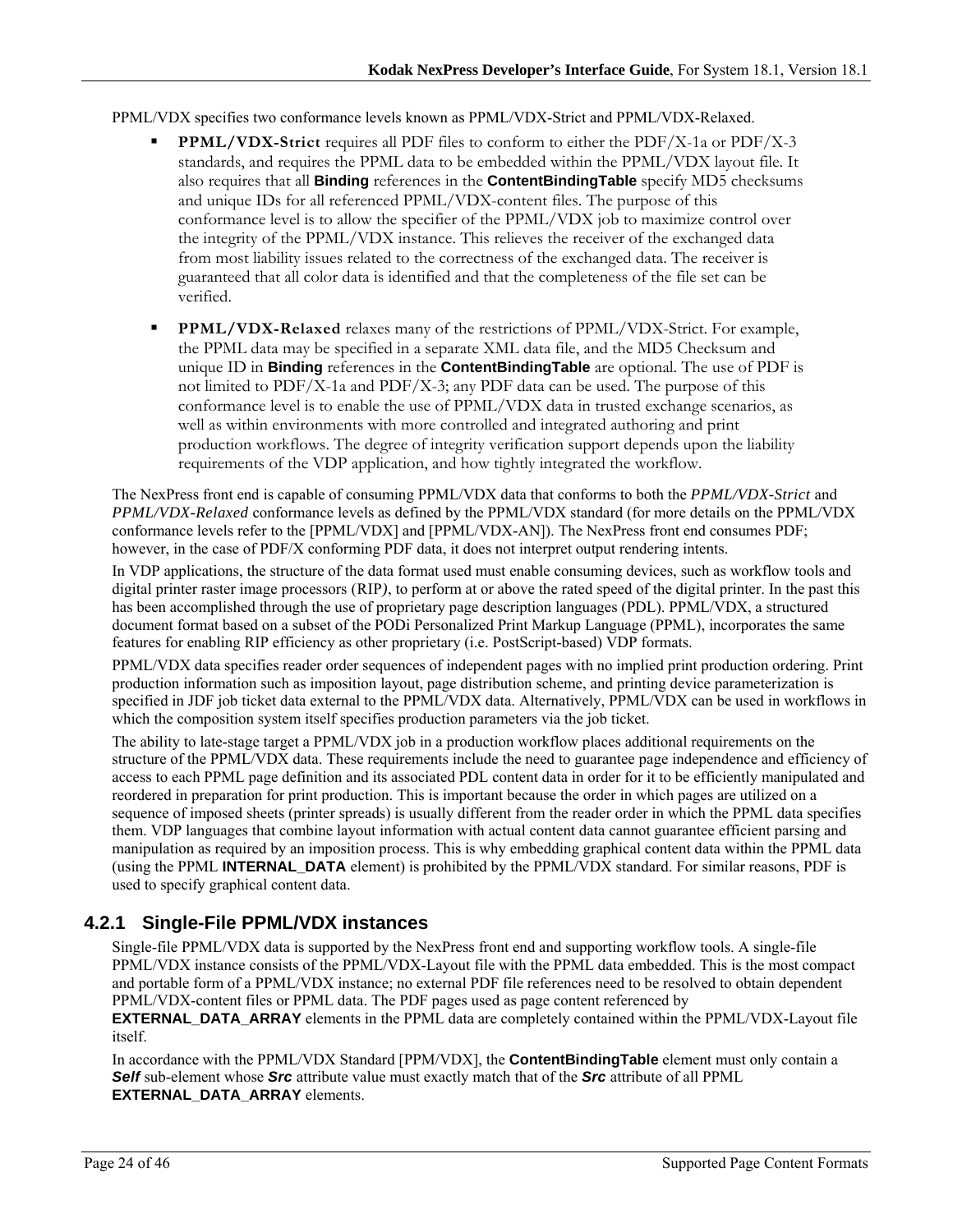PPML/VDX specifies two conformance levels known as PPML/VDX-Strict and PPML/VDX-Relaxed.

- **PPML/VDX-Strict** requires all PDF files to conform to either the PDF/X-1a or PDF/X-3 standards, and requires the PPML data to be embedded within the PPML/VDX layout file. It also requires that all **Binding** references in the **ContentBindingTable** specify MD5 checksums and unique IDs for all referenced PPML/VDX-content files. The purpose of this conformance level is to allow the specifier of the PPML/VDX job to maximize control over the integrity of the PPML/VDX instance. This relieves the receiver of the exchanged data from most liability issues related to the correctness of the exchanged data. The receiver is guaranteed that all color data is identified and that the completeness of the file set can be verified.
- **PPML/VDX-Relaxed** relaxes many of the restrictions of PPML/VDX-Strict. For example, the PPML data may be specified in a separate XML data file, and the MD5 Checksum and unique ID in **Binding** references in the **ContentBindingTable** are optional. The use of PDF is not limited to PDF/X-1a and PDF/X-3; any PDF data can be used. The purpose of this conformance level is to enable the use of PPML/VDX data in trusted exchange scenarios, as well as within environments with more controlled and integrated authoring and print production workflows. The degree of integrity verification support depends upon the liability requirements of the VDP application, and how tightly integrated the workflow.

The NexPress front end is capable of consuming PPML/VDX data that conforms to both the *PPML/VDX-Strict* and *PPML/VDX-Relaxed* conformance levels as defined by the PPML/VDX standard (for more details on the PPML/VDX conformance levels refer to the [PPML/VDX] and [PPML/VDX-AN]). The NexPress front end consumes PDF; however, in the case of PDF/X conforming PDF data, it does not interpret output rendering intents.

In VDP applications, the structure of the data format used must enable consuming devices, such as workflow tools and digital printer raster image processors (RIP*)*, to perform at or above the rated speed of the digital printer. In the past this has been accomplished through the use of proprietary page description languages (PDL). PPML/VDX, a structured document format based on a subset of the PODi Personalized Print Markup Language (PPML), incorporates the same features for enabling RIP efficiency as other proprietary (i.e. PostScript-based) VDP formats.

PPML/VDX data specifies reader order sequences of independent pages with no implied print production ordering. Print production information such as imposition layout, page distribution scheme, and printing device parameterization is specified in JDF job ticket data external to the PPML/VDX data. Alternatively, PPML/VDX can be used in workflows in which the composition system itself specifies production parameters via the job ticket.

The ability to late-stage target a PPML/VDX job in a production workflow places additional requirements on the structure of the PPML/VDX data. These requirements include the need to guarantee page independence and efficiency of access to each PPML page definition and its associated PDL content data in order for it to be efficiently manipulated and reordered in preparation for print production. This is important because the order in which pages are utilized on a sequence of imposed sheets (printer spreads) is usually different from the reader order in which the PPML data specifies them. VDP languages that combine layout information with actual content data cannot guarantee efficient parsing and manipulation as required by an imposition process. This is why embedding graphical content data within the PPML data (using the PPML **INTERNAL_DATA** element) is prohibited by the PPML/VDX standard. For similar reasons, PDF is used to specify graphical content data.

### 4.2.1 Single-File PPML/VDX instances

Single-file PPML/VDX data is supported by the NexPress front end and supporting workflow tools. A single-file PPML/VDX instance consists of the PPML/VDX-Layout file with the PPML data embedded. This is the most compact and portable form of a PPML/VDX instance; no external PDF file references need to be resolved to obtain dependent PPML/VDX-content files or PPML data. The PDF pages used as page content referenced by **EXTERNAL_DATA_ARRAY** elements in the PPML data are completely contained within the PPML/VDX-Layout file itself.

In accordance with the PPML/VDX Standard [PPM/VDX], the **ContentBindingTable** element must only contain a ***Self*** sub-element whose ***Src*** attribute value must exactly match that of the ***Src*** attribute of all PPML **EXTERNAL_DATA_ARRAY** elements.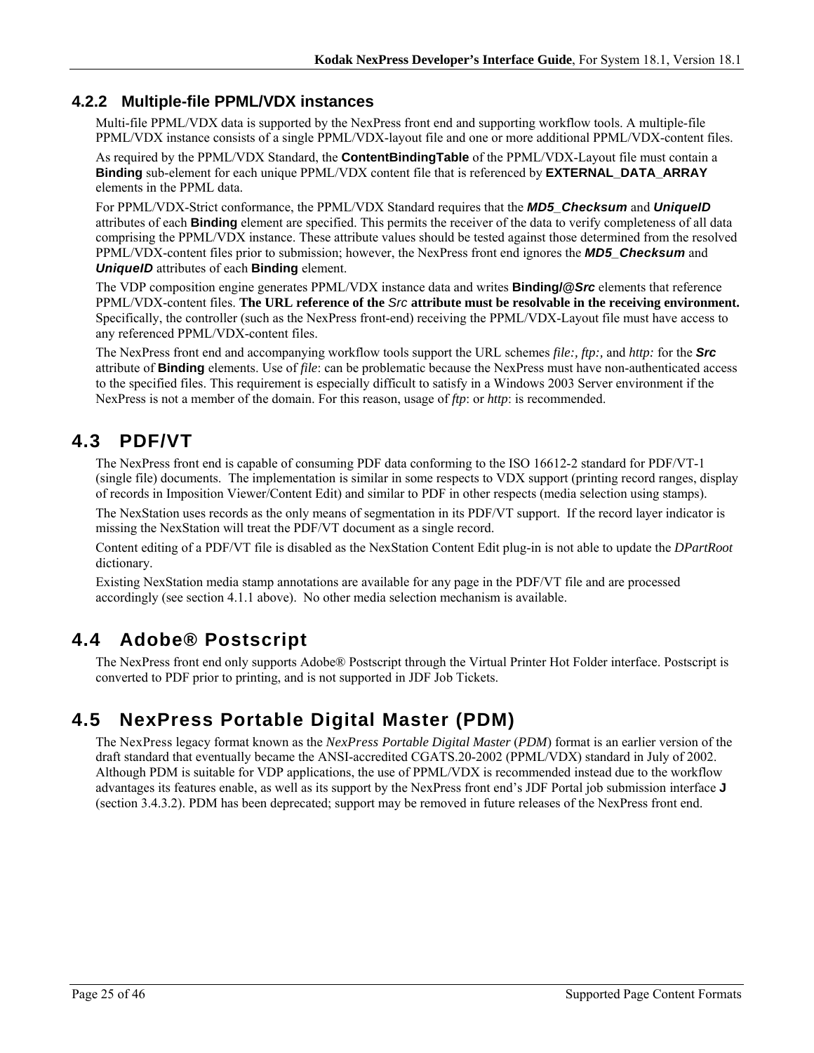### 4.2.2 Multiple-file PPML/VDX instances

Multi-file PPML/VDX data is supported by the NexPress front end and supporting workflow tools. A multiple-file PPML/VDX instance consists of a single PPML/VDX-layout file and one or more additional PPML/VDX-content files.

As required by the PPML/VDX Standard, the **ContentBindingTable** of the PPML/VDX-Layout file must contain a **Binding** sub-element for each unique PPML/VDX content file that is referenced by **EXTERNAL_DATA_ARRAY** elements in the PPML data.

For PPML/VDX-Strict conformance, the PPML/VDX Standard requires that the ***MD5_Checksum*** and ***UniqueID*** attributes of each **Binding** element are specified. This permits the receiver of the data to verify completeness of all data comprising the PPML/VDX instance. These attribute values should be tested against those determined from the resolved PPML/VDX-content files prior to submission; however, the NexPress front end ignores the ***MD5_Checksum*** and ***UniqueID*** attributes of each **Binding** element.

The VDP composition engine generates PPML/VDX instance data and writes **Binding/@*Src*** elements that reference PPML/VDX-content files. **The URL reference of the *Src* attribute must be resolvable in the receiving environment.** Specifically, the controller (such as the NexPress front-end) receiving the PPML/VDX-Layout file must have access to any referenced PPML/VDX-content files.

The NexPress front end and accompanying workflow tools support the URL schemes *file:, ftp:,* and *http:* for the ***Src*** attribute of **Binding** elements. Use of *file*: can be problematic because the NexPress must have non-authenticated access to the specified files. This requirement is especially difficult to satisfy in a Windows 2003 Server environment if the NexPress is not a member of the domain. For this reason, usage of *ftp*: or *http*: is recommended.

## 4.3 PDF/VT

The NexPress front end is capable of consuming PDF data conforming to the ISO 16612-2 standard for PDF/VT-1 (single file) documents. The implementation is similar in some respects to VDX support (printing record ranges, display of records in Imposition Viewer/Content Edit) and similar to PDF in other respects (media selection using stamps).

The NexStation uses records as the only means of segmentation in its PDF/VT support. If the record layer indicator is missing the NexStation will treat the PDF/VT document as a single record.

Content editing of a PDF/VT file is disabled as the NexStation Content Edit plug-in is not able to update the *DPartRoot* dictionary.

Existing NexStation media stamp annotations are available for any page in the PDF/VT file and are processed accordingly (see section 4.1.1 above). No other media selection mechanism is available.

## 4.4 Adobe® Postscript

The NexPress front end only supports Adobe® Postscript through the Virtual Printer Hot Folder interface. Postscript is converted to PDF prior to printing, and is not supported in JDF Job Tickets.

## 4.5 NexPress Portable Digital Master (PDM)

The NexPress legacy format known as the *NexPress Portable Digital Master* (*PDM*) format is an earlier version of the draft standard that eventually became the ANSI-accredited CGATS.20-2002 (PPML/VDX) standard in July of 2002. Although PDM is suitable for VDP applications, the use of PPML/VDX is recommended instead due to the workflow advantages its features enable, as well as its support by the NexPress front end's JDF Portal job submission interface **J** (section 3.4.3.2). PDM has been deprecated; support may be removed in future releases of the NexPress front end.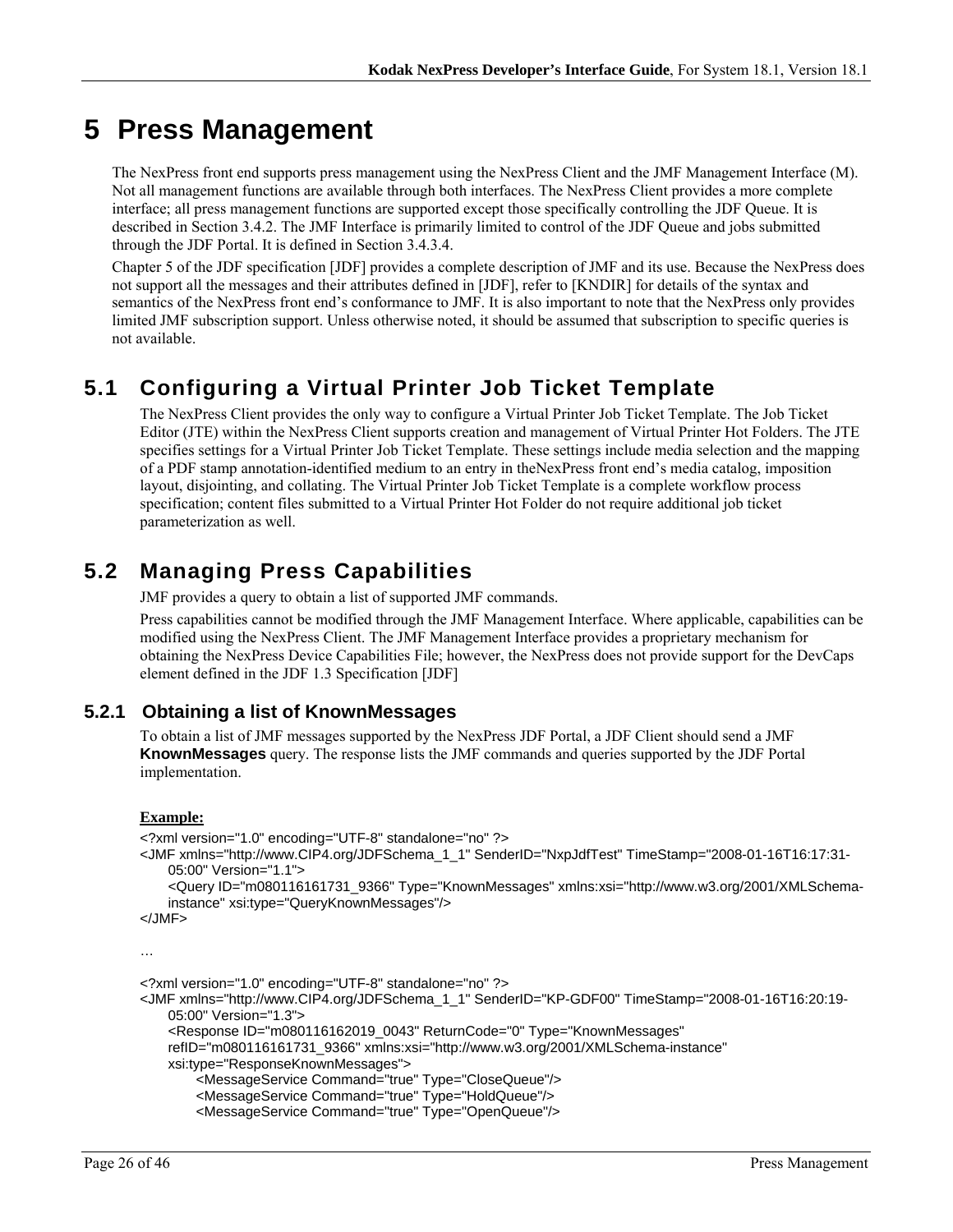# 5 Press Management

The NexPress front end supports press management using the NexPress Client and the JMF Management Interface (M). Not all management functions are available through both interfaces. The NexPress Client provides a more complete interface; all press management functions are supported except those specifically controlling the JDF Queue. It is described in Section 3.4.2. The JMF Interface is primarily limited to control of the JDF Queue and jobs submitted through the JDF Portal. It is defined in Section 3.4.3.4.

Chapter 5 of the JDF specification [JDF] provides a complete description of JMF and its use. Because the NexPress does not support all the messages and their attributes defined in [JDF], refer to [KNDIR] for details of the syntax and semantics of the NexPress front end's conformance to JMF. It is also important to note that the NexPress only provides limited JMF subscription support. Unless otherwise noted, it should be assumed that subscription to specific queries is not available.

## 5.1 Configuring a Virtual Printer Job Ticket Template

The NexPress Client provides the only way to configure a Virtual Printer Job Ticket Template. The Job Ticket Editor (JTE) within the NexPress Client supports creation and management of Virtual Printer Hot Folders. The JTE specifies settings for a Virtual Printer Job Ticket Template. These settings include media selection and the mapping of a PDF stamp annotation-identified medium to an entry in theNexPress front end's media catalog, imposition layout, disjointing, and collating. The Virtual Printer Job Ticket Template is a complete workflow process specification; content files submitted to a Virtual Printer Hot Folder do not require additional job ticket parameterization as well.

## 5.2 Managing Press Capabilities

JMF provides a query to obtain a list of supported JMF commands.

Press capabilities cannot be modified through the JMF Management Interface. Where applicable, capabilities can be modified using the NexPress Client. The JMF Management Interface provides a proprietary mechanism for obtaining the NexPress Device Capabilities File; however, the NexPress does not provide support for the DevCaps element defined in the JDF 1.3 Specification [JDF]

### 5.2.1 Obtaining a list of KnownMessages

To obtain a list of JMF messages supported by the NexPress JDF Portal, a JDF Client should send a JMF **KnownMessages** query. The response lists the JMF commands and queries supported by the JDF Portal implementation.

**Example:**

```
<?xml version="1.0" encoding="UTF-8" standalone="no" ?>
<JMF xmlns="http://www.CIP4.org/JDFSchema_1_1" SenderID="NxpJdfTest" TimeStamp="2008-01-16T16:17:31-
    05:00" Version="1.1">
    <Query ID="m080116161731_9366" Type="KnownMessages" xmlns:xsi="http://www.w3.org/2001/XMLSchema-
    instance" xsi:type="QueryKnownMessages"/>
</JMF>

…

<?xml version="1.0" encoding="UTF-8" standalone="no" ?>
<JMF xmlns="http://www.CIP4.org/JDFSchema_1_1" SenderID="KP-GDF00" TimeStamp="2008-01-16T16:20:19-
    05:00" Version="1.3">
    <Response ID="m080116162019_0043" ReturnCode="0" Type="KnownMessages"
    refID="m080116161731_9366" xmlns:xsi="http://www.w3.org/2001/XMLSchema-instance"
    xsi:type="ResponseKnownMessages">
        <MessageService Command="true" Type="CloseQueue"/>
        <MessageService Command="true" Type="HoldQueue"/>
        <MessageService Command="true" Type="OpenQueue"/>
```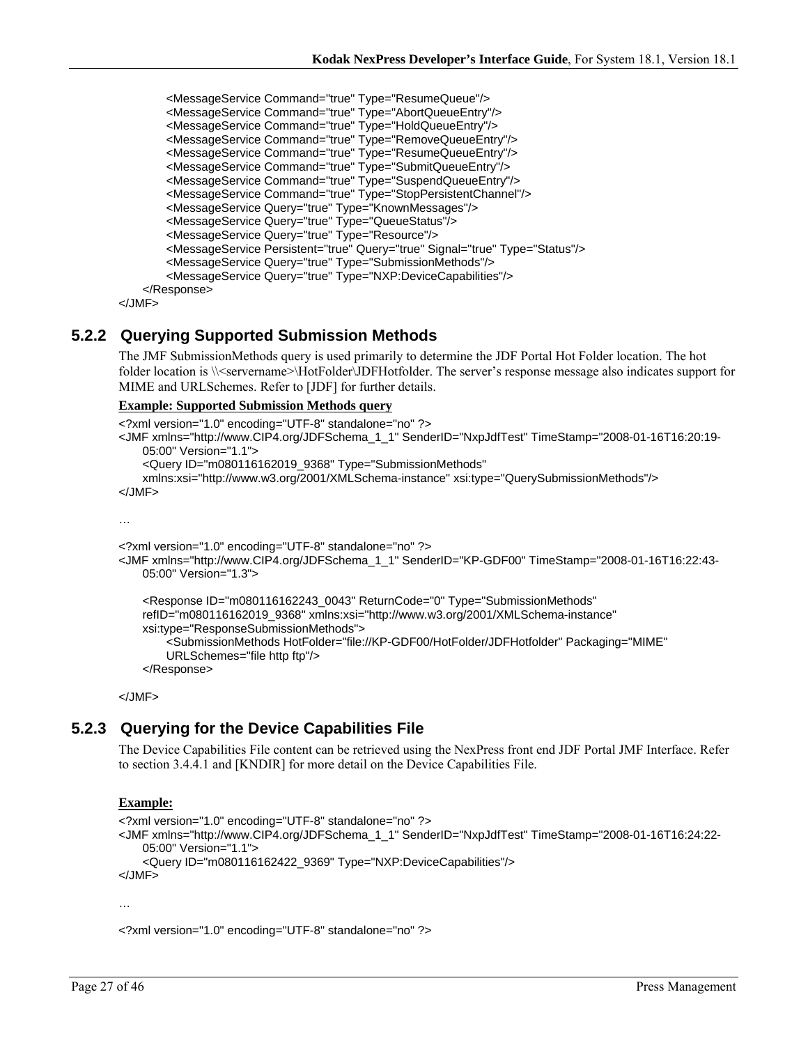```
            <MessageService Command="true" Type="ResumeQueue"/>
            <MessageService Command="true" Type="AbortQueueEntry"/>
            <MessageService Command="true" Type="HoldQueueEntry"/>
            <MessageService Command="true" Type="RemoveQueueEntry"/>
            <MessageService Command="true" Type="ResumeQueueEntry"/>
            <MessageService Command="true" Type="SubmitQueueEntry"/>
            <MessageService Command="true" Type="SuspendQueueEntry"/>
            <MessageService Command="true" Type="StopPersistentChannel"/>
            <MessageService Query="true" Type="KnownMessages"/>
            <MessageService Query="true" Type="QueueStatus"/>
            <MessageService Query="true" Type="Resource"/>
            <MessageService Persistent="true" Query="true" Signal="true" Type="Status"/>
            <MessageService Query="true" Type="SubmissionMethods"/>
            <MessageService Query="true" Type="NXP:DeviceCapabilities"/>
      </Response>
</JMF>
```

### 5.2.2 Querying Supported Submission Methods

The JMF SubmissionMethods query is used primarily to determine the JDF Portal Hot Folder location. The hot folder location is \\<servername>\HotFolder\JDFHotfolder. The server's response message also indicates support for MIME and URLSchemes. Refer to [JDF] for further details.

**Example: Supported Submission Methods query**

```
<?xml version="1.0" encoding="UTF-8" standalone="no" ?>
<JMF xmlns="http://www.CIP4.org/JDFSchema_1_1" SenderID="NxpJdfTest" TimeStamp="2008-01-16T16:20:19-
      05:00" Version="1.1">
      <Query ID="m080116162019_9368" Type="SubmissionMethods"
      xmlns:xsi="http://www.w3.org/2001/XMLSchema-instance" xsi:type="QuerySubmissionMethods"/>
</JMF>

…

<?xml version="1.0" encoding="UTF-8" standalone="no" ?>
<JMF xmlns="http://www.CIP4.org/JDFSchema_1_1" SenderID="KP-GDF00" TimeStamp="2008-01-16T16:22:43-
      05:00" Version="1.3">

      <Response ID="m080116162243_0043" ReturnCode="0" Type="SubmissionMethods"
      refID="m080116162019_9368" xmlns:xsi="http://www.w3.org/2001/XMLSchema-instance"
      xsi:type="ResponseSubmissionMethods">
            <SubmissionMethods HotFolder="file://KP-GDF00/HotFolder/JDFHotfolder" Packaging="MIME"
            URLSchemes="file http ftp"/>
      </Response>

</JMF>
```

### 5.2.3 Querying for the Device Capabilities File

The Device Capabilities File content can be retrieved using the NexPress front end JDF Portal JMF Interface. Refer to section 3.4.4.1 and [KNDIR] for more detail on the Device Capabilities File.

**Example:**

```
<?xml version="1.0" encoding="UTF-8" standalone="no" ?>
<JMF xmlns="http://www.CIP4.org/JDFSchema_1_1" SenderID="NxpJdfTest" TimeStamp="2008-01-16T16:24:22-
      05:00" Version="1.1">
      <Query ID="m080116162422_9369" Type="NXP:DeviceCapabilities"/>
</JMF>

…

<?xml version="1.0" encoding="UTF-8" standalone="no" ?>
```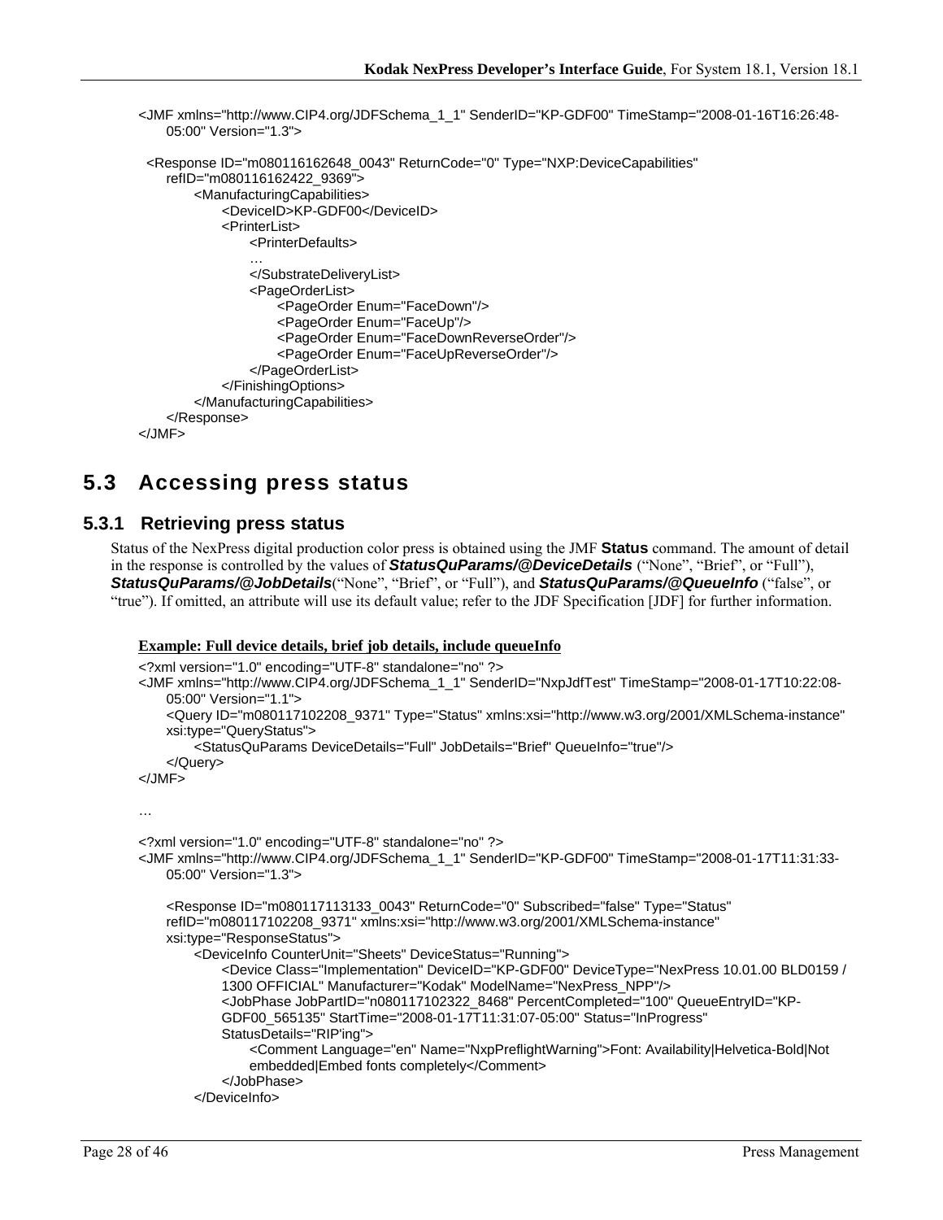```
<JMF xmlns="http://www.CIP4.org/JDFSchema_1_1" SenderID="KP-GDF00" TimeStamp="2008-01-16T16:26:48-
    05:00" Version="1.3">

  <Response ID="m080116162648_0043" ReturnCode="0" Type="NXP:DeviceCapabilities"
    refID="m080116162422_9369">
        <ManufacturingCapabilities>
            <DeviceID>KP-GDF00</DeviceID>
            <PrinterList>
                <PrinterDefaults>
                …
                </SubstrateDeliveryList>
                <PageOrderList>
                    <PageOrder Enum="FaceDown"/>
                    <PageOrder Enum="FaceUp"/>
                    <PageOrder Enum="FaceDownReverseOrder"/>
                    <PageOrder Enum="FaceUpReverseOrder"/>
                </PageOrderList>
            </FinishingOptions>
        </ManufacturingCapabilities>
    </Response>
</JMF>
```

## 5.3 Accessing press status

### 5.3.1 Retrieving press status

Status of the NexPress digital production color press is obtained using the JMF **Status** command. The amount of detail in the response is controlled by the values of ***StatusQuParams/@DeviceDetails*** ("None", "Brief", or "Full"), ***StatusQuParams/@JobDetails***("None", "Brief", or "Full"), and ***StatusQuParams/@QueueInfo*** ("false", or "true"). If omitted, an attribute will use its default value; refer to the JDF Specification [JDF] for further information.

**Example: Full device details, brief job details, include queueInfo**

```
<?xml version="1.0" encoding="UTF-8" standalone="no" ?>
<JMF xmlns="http://www.CIP4.org/JDFSchema_1_1" SenderID="NxpJdfTest" TimeStamp="2008-01-17T10:22:08-
    05:00" Version="1.1">
    <Query ID="m080117102208_9371" Type="Status" xmlns:xsi="http://www.w3.org/2001/XMLSchema-instance"
    xsi:type="QueryStatus">
        <StatusQuParams DeviceDetails="Full" JobDetails="Brief" QueueInfo="true"/>
    </Query>
</JMF>

…

<?xml version="1.0" encoding="UTF-8" standalone="no" ?>
<JMF xmlns="http://www.CIP4.org/JDFSchema_1_1" SenderID="KP-GDF00" TimeStamp="2008-01-17T11:31:33-
    05:00" Version="1.3">

    <Response ID="m080117113133_0043" ReturnCode="0" Subscribed="false" Type="Status"
    refID="m080117102208_9371" xmlns:xsi="http://www.w3.org/2001/XMLSchema-instance"
    xsi:type="ResponseStatus">
        <DeviceInfo CounterUnit="Sheets" DeviceStatus="Running">
            <Device Class="Implementation" DeviceID="KP-GDF00" DeviceType="NexPress 10.01.00 BLD0159 /
            1300 OFFICIAL" Manufacturer="Kodak" ModelName="NexPress_NPP"/>
            <JobPhase JobPartID="n080117102322_8468" PercentCompleted="100" QueueEntryID="KP-
            GDF00_565135" StartTime="2008-01-17T11:31:07-05:00" Status="InProgress"
            StatusDetails="RIP'ing">
                <Comment Language="en" Name="NxpPreflightWarning">Font: Availability|Helvetica-Bold|Not
                embedded|Embed fonts completely</Comment>
            </JobPhase>
        </DeviceInfo>
```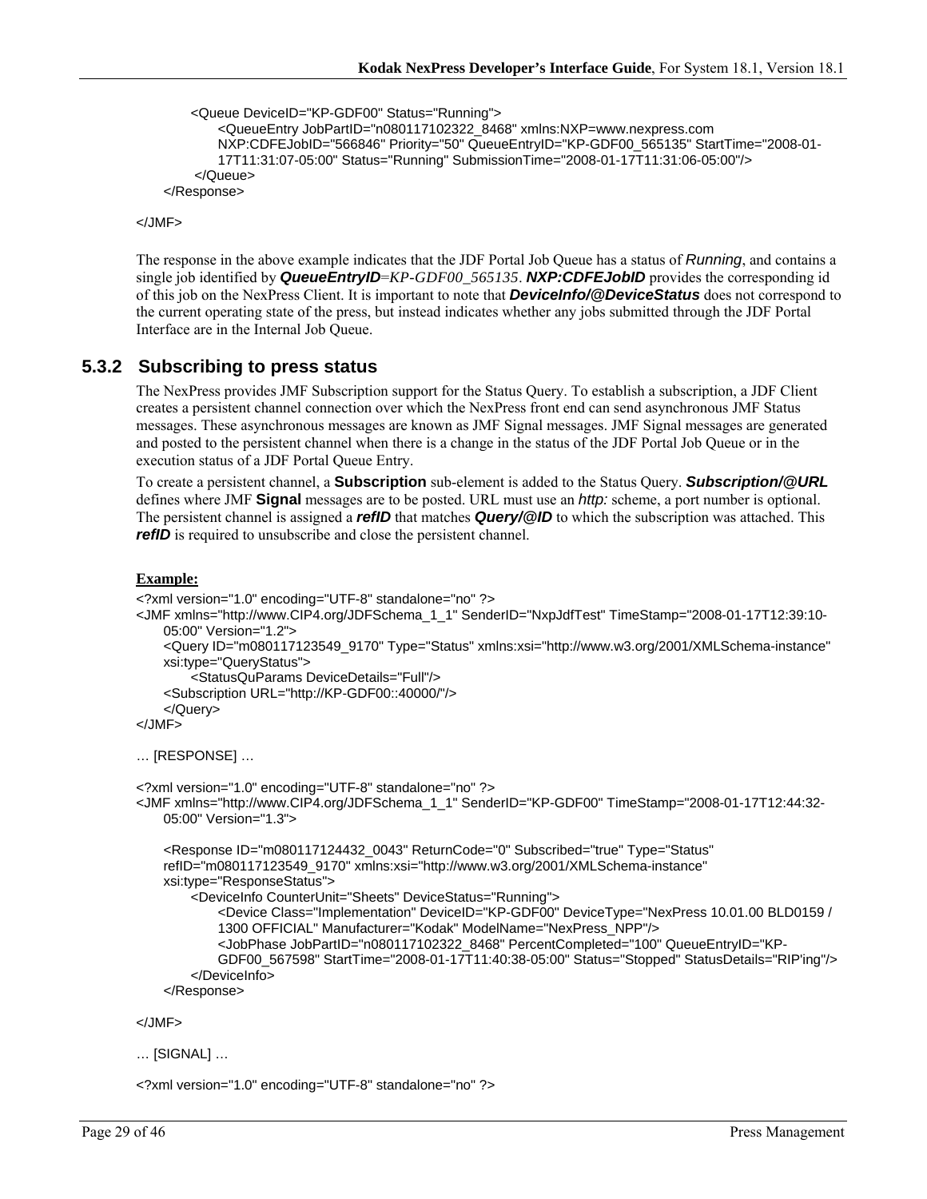```
        <Queue DeviceID="KP-GDF00" Status="Running">
            <QueueEntry JobPartID="n080117102322_8468" xmlns:NXP=www.nexpress.com
            NXP:CDFEJobID="566846" Priority="50" QueueEntryID="KP-GDF00_565135" StartTime="2008-01-
            17T11:31:07-05:00" Status="Running" SubmissionTime="2008-01-17T11:31:06-05:00"/>
        </Queue>
    </Response>

</JMF>
```

The response in the above example indicates that the JDF Portal Job Queue has a status of *Running*, and contains a single job identified by ***QueueEntryID***=*KP-GDF00_565135*. ***NXP:CDFEJobID*** provides the corresponding id of this job on the NexPress Client. It is important to note that ***DeviceInfo/@DeviceStatus*** does not correspond to the current operating state of the press, but instead indicates whether any jobs submitted through the JDF Portal Interface are in the Internal Job Queue.

### 5.3.2 Subscribing to press status

The NexPress provides JMF Subscription support for the Status Query. To establish a subscription, a JDF Client creates a persistent channel connection over which the NexPress front end can send asynchronous JMF Status messages. These asynchronous messages are known as JMF Signal messages. JMF Signal messages are generated and posted to the persistent channel when there is a change in the status of the JDF Portal Job Queue or in the execution status of a JDF Portal Queue Entry.

To create a persistent channel, a **Subscription** sub-element is added to the Status Query. ***Subscription/@URL*** defines where JMF **Signal** messages are to be posted. URL must use an *http:* scheme, a port number is optional. The persistent channel is assigned a ***refID*** that matches ***Query/@ID*** to which the subscription was attached. This ***refID*** is required to unsubscribe and close the persistent channel.

**Example:**

```
<?xml version="1.0" encoding="UTF-8" standalone="no" ?>
<JMF xmlns="http://www.CIP4.org/JDFSchema_1_1" SenderID="NxpJdfTest" TimeStamp="2008-01-17T12:39:10-
    05:00" Version="1.2">
    <Query ID="m080117123549_9170" Type="Status" xmlns:xsi="http://www.w3.org/2001/XMLSchema-instance"
    xsi:type="QueryStatus">
        <StatusQuParams DeviceDetails="Full"/>
    <Subscription URL="http://KP-GDF00::40000/"/>
    </Query>
</JMF>

… [RESPONSE] …

<?xml version="1.0" encoding="UTF-8" standalone="no" ?>
<JMF xmlns="http://www.CIP4.org/JDFSchema_1_1" SenderID="KP-GDF00" TimeStamp="2008-01-17T12:44:32-
    05:00" Version="1.3">

    <Response ID="m080117124432_0043" ReturnCode="0" Subscribed="true" Type="Status"
    refID="m080117123549_9170" xmlns:xsi="http://www.w3.org/2001/XMLSchema-instance"
    xsi:type="ResponseStatus">
        <DeviceInfo CounterUnit="Sheets" DeviceStatus="Running">
            <Device Class="Implementation" DeviceID="KP-GDF00" DeviceType="NexPress 10.01.00 BLD0159 /
            1300 OFFICIAL" Manufacturer="Kodak" ModelName="NexPress_NPP"/>
            <JobPhase JobPartID="n080117102322_8468" PercentCompleted="100" QueueEntryID="KP-
            GDF00_567598" StartTime="2008-01-17T11:40:38-05:00" Status="Stopped" StatusDetails="RIP'ing"/>
        </DeviceInfo>
    </Response>

</JMF>

… [SIGNAL] …

<?xml version="1.0" encoding="UTF-8" standalone="no" ?>
```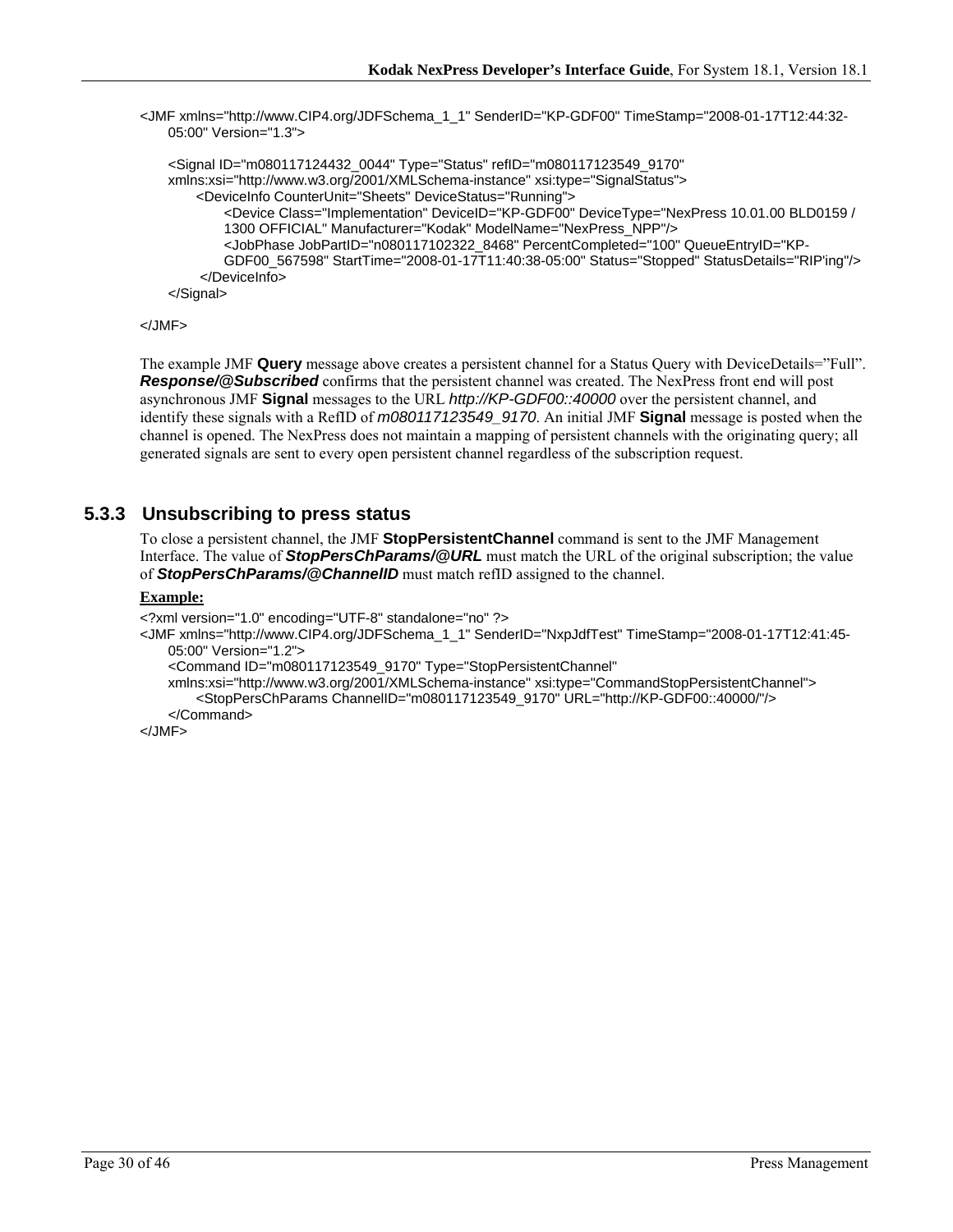```
<JMF xmlns="http://www.CIP4.org/JDFSchema_1_1" SenderID="KP-GDF00" TimeStamp="2008-01-17T12:44:32-
    05:00" Version="1.3">

    <Signal ID="m080117124432_0044" Type="Status" refID="m080117123549_9170"
    xmlns:xsi="http://www.w3.org/2001/XMLSchema-instance" xsi:type="SignalStatus">
        <DeviceInfo CounterUnit="Sheets" DeviceStatus="Running">
            <Device Class="Implementation" DeviceID="KP-GDF00" DeviceType="NexPress 10.01.00 BLD0159 /
            1300 OFFICIAL" Manufacturer="Kodak" ModelName="NexPress_NPP"/>
            <JobPhase JobPartID="n080117102322_8468" PercentCompleted="100" QueueEntryID="KP-
            GDF00_567598" StartTime="2008-01-17T11:40:38-05:00" Status="Stopped" StatusDetails="RIP'ing"/>
        </DeviceInfo>
    </Signal>

</JMF>
```

The example JMF **Query** message above creates a persistent channel for a Status Query with DeviceDetails=”Full”. ***Response/@Subscribed*** confirms that the persistent channel was created. The NexPress front end will post asynchronous JMF **Signal** messages to the URL *http://KP-GDF00::40000* over the persistent channel, and identify these signals with a RefID of *m080117123549_9170*. An initial JMF **Signal** message is posted when the channel is opened. The NexPress does not maintain a mapping of persistent channels with the originating query; all generated signals are sent to every open persistent channel regardless of the subscription request.

### 5.3.3 Unsubscribing to press status

To close a persistent channel, the JMF **StopPersistentChannel** command is sent to the JMF Management Interface. The value of ***StopPersChParams/@URL*** must match the URL of the original subscription; the value of ***StopPersChParams/@ChannelID*** must match refID assigned to the channel.

**Example:**

```
<?xml version="1.0" encoding="UTF-8" standalone="no" ?>
<JMF xmlns="http://www.CIP4.org/JDFSchema_1_1" SenderID="NxpJdfTest" TimeStamp="2008-01-17T12:41:45-
    05:00" Version="1.2">
    <Command ID="m080117123549_9170" Type="StopPersistentChannel"
    xmlns:xsi="http://www.w3.org/2001/XMLSchema-instance" xsi:type="CommandStopPersistentChannel">
        <StopPersChParams ChannelID="m080117123549_9170" URL="http://KP-GDF00::40000/"/>
    </Command>
</JMF>
```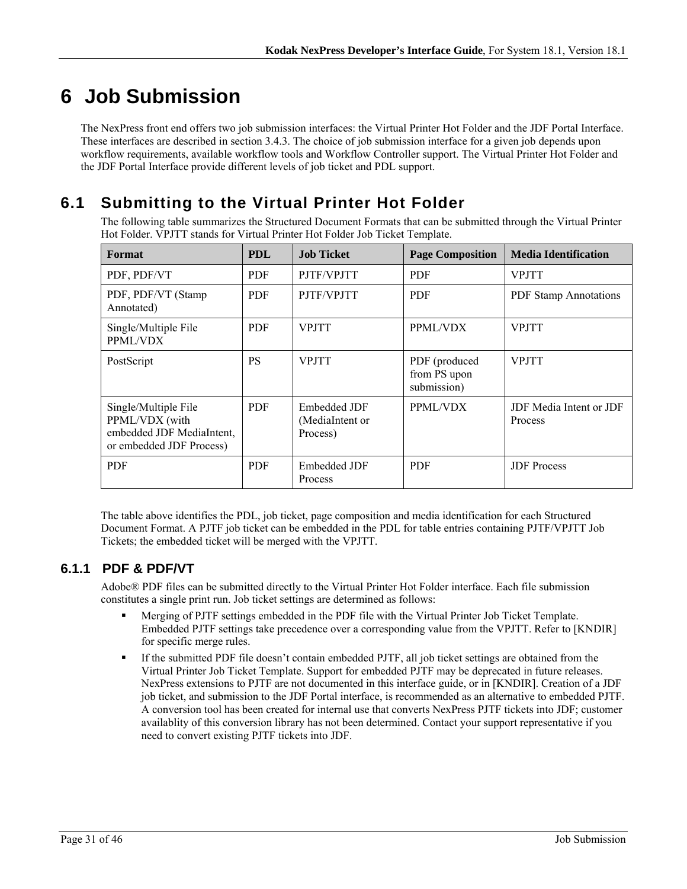# 6 Job Submission

The NexPress front end offers two job submission interfaces: the Virtual Printer Hot Folder and the JDF Portal Interface. These interfaces are described in section 3.4.3. The choice of job submission interface for a given job depends upon workflow requirements, available workflow tools and Workflow Controller support. The Virtual Printer Hot Folder and the JDF Portal Interface provide different levels of job ticket and PDL support.

## 6.1 Submitting to the Virtual Printer Hot Folder

The following table summarizes the Structured Document Formats that can be submitted through the Virtual Printer Hot Folder. VPJTT stands for Virtual Printer Hot Folder Job Ticket Template.

| Format | PDL | Job Ticket | Page Composition | Media Identification |
|---|---|---|---|---|
| PDF, PDF/VT | PDF | PJTF/VPJTT | PDF | VPJTT |
| PDF, PDF/VT (Stamp Annotated) | PDF | PJTF/VPJTT | PDF | PDF Stamp Annotations |
| Single/Multiple File PPML/VDX | PDF | VPJTT | PPML/VDX | VPJTT |
| PostScript | PS | VPJTT | PDF (produced from PS upon submission) | VPJTT |
| Single/Multiple File PPML/VDX (with embedded JDF MediaIntent, or embedded JDF Process) | PDF | Embedded JDF (MediaIntent or Process) | PPML/VDX | JDF Media Intent or JDF Process |
| PDF | PDF | Embedded JDF Process | PDF | JDF Process |

The table above identifies the PDL, job ticket, page composition and media identification for each Structured Document Format. A PJTF job ticket can be embedded in the PDL for table entries containing PJTF/VPJTT Job Tickets; the embedded ticket will be merged with the VPJTT.

### 6.1.1 PDF & PDF/VT

Adobe® PDF files can be submitted directly to the Virtual Printer Hot Folder interface. Each file submission constitutes a single print run. Job ticket settings are determined as follows:

- Merging of PJTF settings embedded in the PDF file with the Virtual Printer Job Ticket Template. Embedded PJTF settings take precedence over a corresponding value from the VPJTT. Refer to [KNDIR] for specific merge rules.
- If the submitted PDF file doesn't contain embedded PJTF, all job ticket settings are obtained from the Virtual Printer Job Ticket Template. Support for embedded PJTF may be deprecated in future releases. NexPress extensions to PJTF are not documented in this interface guide, or in [KNDIR]. Creation of a JDF job ticket, and submission to the JDF Portal interface, is recommended as an alternative to embedded PJTF. A conversion tool has been created for internal use that converts NexPress PJTF tickets into JDF; customer availablity of this conversion library has not been determined. Contact your support representative if you need to convert existing PJTF tickets into JDF.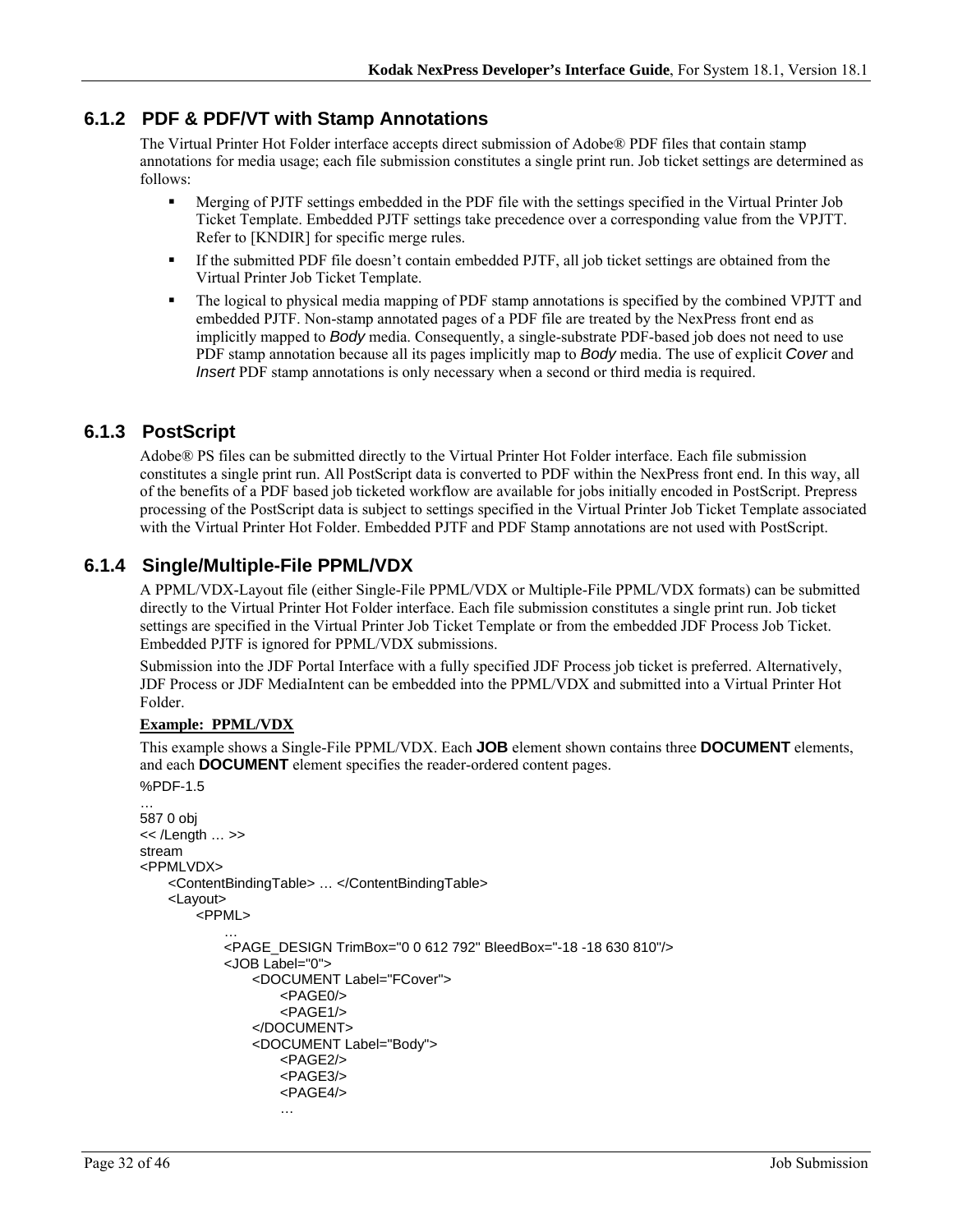### 6.1.2 PDF & PDF/VT with Stamp Annotations

The Virtual Printer Hot Folder interface accepts direct submission of Adobe® PDF files that contain stamp annotations for media usage; each file submission constitutes a single print run. Job ticket settings are determined as follows:

- Merging of PJTF settings embedded in the PDF file with the settings specified in the Virtual Printer Job Ticket Template. Embedded PJTF settings take precedence over a corresponding value from the VPJTT. Refer to [KNDIR] for specific merge rules.
- If the submitted PDF file doesn't contain embedded PJTF, all job ticket settings are obtained from the Virtual Printer Job Ticket Template.
- The logical to physical media mapping of PDF stamp annotations is specified by the combined VPJTT and embedded PJTF. Non-stamp annotated pages of a PDF file are treated by the NexPress front end as implicitly mapped to *Body* media. Consequently, a single-substrate PDF-based job does not need to use PDF stamp annotation because all its pages implicitly map to *Body* media. The use of explicit *Cover* and *Insert* PDF stamp annotations is only necessary when a second or third media is required.

### 6.1.3 PostScript

Adobe® PS files can be submitted directly to the Virtual Printer Hot Folder interface. Each file submission constitutes a single print run. All PostScript data is converted to PDF within the NexPress front end. In this way, all of the benefits of a PDF based job ticketed workflow are available for jobs initially encoded in PostScript. Prepress processing of the PostScript data is subject to settings specified in the Virtual Printer Job Ticket Template associated with the Virtual Printer Hot Folder. Embedded PJTF and PDF Stamp annotations are not used with PostScript.

### 6.1.4 Single/Multiple-File PPML/VDX

A PPML/VDX-Layout file (either Single-File PPML/VDX or Multiple-File PPML/VDX formats) can be submitted directly to the Virtual Printer Hot Folder interface. Each file submission constitutes a single print run. Job ticket settings are specified in the Virtual Printer Job Ticket Template or from the embedded JDF Process Job Ticket. Embedded PJTF is ignored for PPML/VDX submissions.

Submission into the JDF Portal Interface with a fully specified JDF Process job ticket is preferred. Alternatively, JDF Process or JDF MediaIntent can be embedded into the PPML/VDX and submitted into a Virtual Printer Hot Folder.

**Example: PPML/VDX**

This example shows a Single-File PPML/VDX. Each **JOB** element shown contains three **DOCUMENT** elements, and each **DOCUMENT** element specifies the reader-ordered content pages.

```
%PDF-1.5
…
587 0 obj
<< /Length … >>
stream
<PPMLVDX>
    <ContentBindingTable> … </ContentBindingTable>
    <Layout>
        <PPML>
            …
            <PAGE_DESIGN TrimBox="0 0 612 792" BleedBox="-18 -18 630 810"/>
            <JOB Label="0">
                <DOCUMENT Label="FCover">
                    <PAGE0/>
                    <PAGE1/>
                </DOCUMENT>
                <DOCUMENT Label="Body">
                    <PAGE2/>
                    <PAGE3/>
                    <PAGE4/>
                    …
```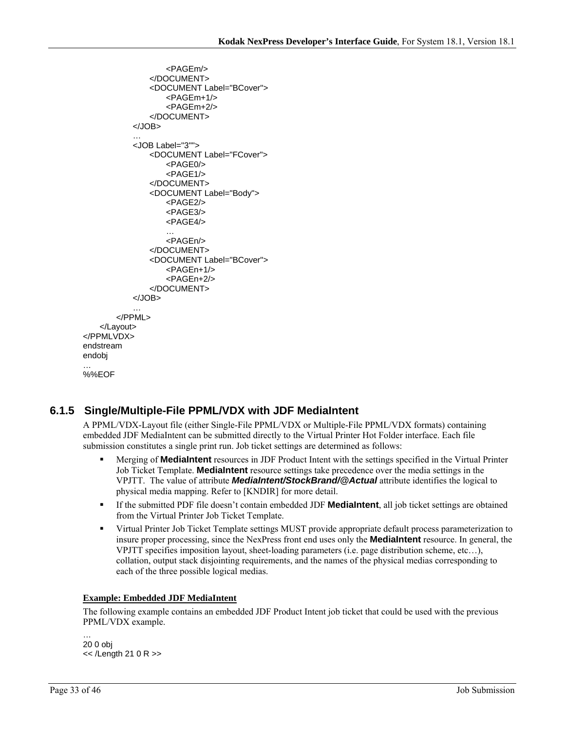```
                <PAGEm/>
            </DOCUMENT>
            <DOCUMENT Label="BCover">
                <PAGEm+1/>
                <PAGEm+2/>
            </DOCUMENT>
        </JOB>
        …
        <JOB Label="3"">
            <DOCUMENT Label="FCover">
                <PAGE0/>
                <PAGE1/>
            </DOCUMENT>
            <DOCUMENT Label="Body">
                <PAGE2/>
                <PAGE3/>
                <PAGE4/>
                …
                <PAGEn/>
            </DOCUMENT>
            <DOCUMENT Label="BCover">
                <PAGEn+1/>
                <PAGEn+2/>
            </DOCUMENT>
        </JOB>
        …
    </PPML>
  </Layout>
</PPMLVDX>
endstream
endobj
…
%%EOF
```

### 6.1.5 Single/Multiple-File PPML/VDX with JDF MediaIntent

A PPML/VDX-Layout file (either Single-File PPML/VDX or Multiple-File PPML/VDX formats) containing embedded JDF MediaIntent can be submitted directly to the Virtual Printer Hot Folder interface. Each file submission constitutes a single print run. Job ticket settings are determined as follows:

- Merging of **MediaIntent** resources in JDF Product Intent with the settings specified in the Virtual Printer Job Ticket Template. **MediaIntent** resource settings take precedence over the media settings in the VPJTT. The value of attribute ***MediaIntent/StockBrand/@Actual*** attribute identifies the logical to physical media mapping. Refer to [KNDIR] for more detail.
- If the submitted PDF file doesn't contain embedded JDF **MediaIntent**, all job ticket settings are obtained from the Virtual Printer Job Ticket Template.
- Virtual Printer Job Ticket Template settings MUST provide appropriate default process parameterization to insure proper processing, since the NexPress front end uses only the **MediaIntent** resource. In general, the VPJTT specifies imposition layout, sheet-loading parameters (i.e. page distribution scheme, etc…), collation, output stack disjointing requirements, and the names of the physical medias corresponding to each of the three possible logical medias.

**Example: Embedded JDF MediaIntent**

The following example contains an embedded JDF Product Intent job ticket that could be used with the previous PPML/VDX example.

```
…
20 0 obj
<< /Length 21 0 R >>
```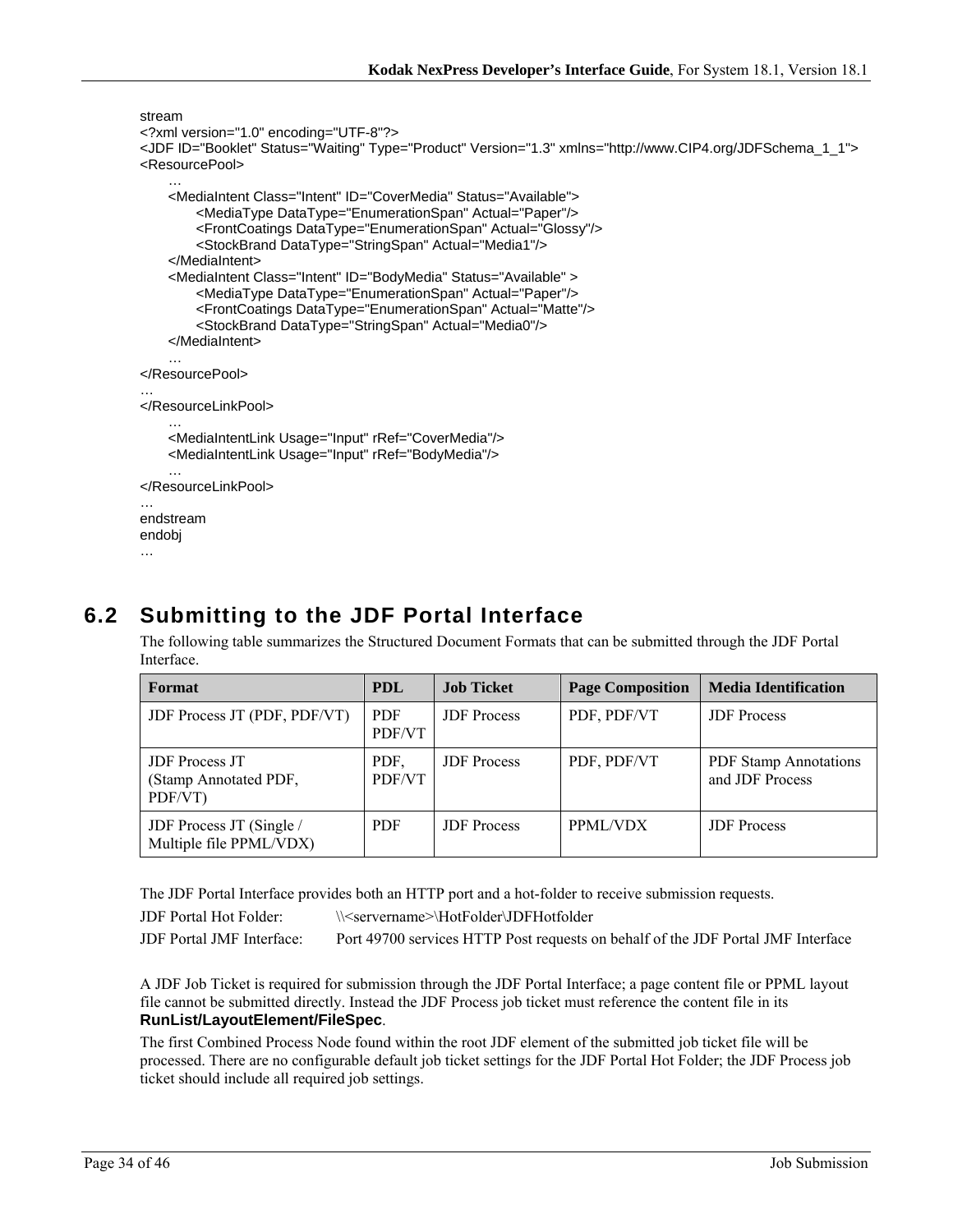```
stream
<?xml version="1.0" encoding="UTF-8"?>
<JDF ID="Booklet" Status="Waiting" Type="Product" Version="1.3" xmlns="http://www.CIP4.org/JDFSchema_1_1">
<ResourcePool>
      …
      <MediaIntent Class="Intent" ID="CoverMedia" Status="Available">
            <MediaType DataType="EnumerationSpan" Actual="Paper"/>
            <FrontCoatings DataType="EnumerationSpan" Actual="Glossy"/>
            <StockBrand DataType="StringSpan" Actual="Media1"/>
      </MediaIntent>
      <MediaIntent Class="Intent" ID="BodyMedia" Status="Available" >
            <MediaType DataType="EnumerationSpan" Actual="Paper"/>
            <FrontCoatings DataType="EnumerationSpan" Actual="Matte"/>
            <StockBrand DataType="StringSpan" Actual="Media0"/>
      </MediaIntent>
      …
</ResourcePool>
…
</ResourceLinkPool>
      …
      <MediaIntentLink Usage="Input" rRef="CoverMedia"/>
      <MediaIntentLink Usage="Input" rRef="BodyMedia"/>
      …
</ResourceLinkPool>
…
endstream
endobj
…
```

## 6.2 Submitting to the JDF Portal Interface

The following table summarizes the Structured Document Formats that can be submitted through the JDF Portal Interface.

| Format | PDL | Job Ticket | Page Composition | Media Identification |
|---|---|---|---|---|
| JDF Process JT (PDF, PDF/VT) | PDF PDF/VT | JDF Process | PDF, PDF/VT | JDF Process |
| JDF Process JT (Stamp Annotated PDF, PDF/VT) | PDF, PDF/VT | JDF Process | PDF, PDF/VT | PDF Stamp Annotations and JDF Process |
| JDF Process JT (Single / Multiple file PPML/VDX) | PDF | JDF Process | PPML/VDX | JDF Process |

The JDF Portal Interface provides both an HTTP port and a hot-folder to receive submission requests.

JDF Portal Hot Folder: \\<servername>\HotFolder\JDFHotfolder

JDF Portal JMF Interface: Port 49700 services HTTP Post requests on behalf of the JDF Portal JMF Interface

A JDF Job Ticket is required for submission through the JDF Portal Interface; a page content file or PPML layout file cannot be submitted directly. Instead the JDF Process job ticket must reference the content file in its **RunList/LayoutElement/FileSpec**.

The first Combined Process Node found within the root JDF element of the submitted job ticket file will be processed. There are no configurable default job ticket settings for the JDF Portal Hot Folder; the JDF Process job ticket should include all required job settings.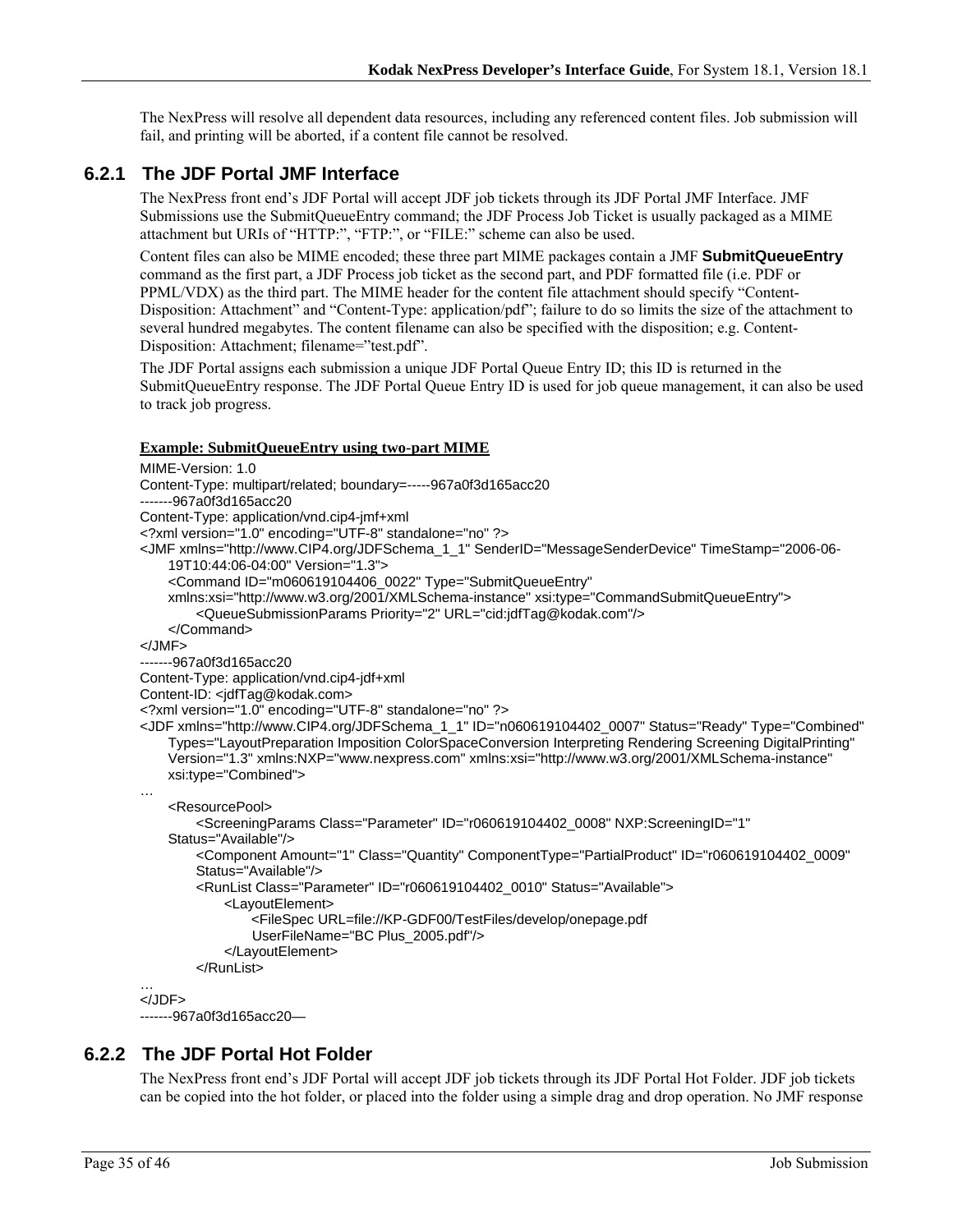The NexPress will resolve all dependent data resources, including any referenced content files. Job submission will fail, and printing will be aborted, if a content file cannot be resolved.

### 6.2.1 The JDF Portal JMF Interface

The NexPress front end's JDF Portal will accept JDF job tickets through its JDF Portal JMF Interface. JMF Submissions use the SubmitQueueEntry command; the JDF Process Job Ticket is usually packaged as a MIME attachment but URIs of "HTTP:", "FTP:", or "FILE:" scheme can also be used.

Content files can also be MIME encoded; these three part MIME packages contain a JMF **SubmitQueueEntry** command as the first part, a JDF Process job ticket as the second part, and PDF formatted file (i.e. PDF or PPML/VDX) as the third part. The MIME header for the content file attachment should specify "Content-Disposition: Attachment" and "Content-Type: application/pdf"; failure to do so limits the size of the attachment to several hundred megabytes. The content filename can also be specified with the disposition; e.g. Content-Disposition: Attachment; filename="test.pdf".

The JDF Portal assigns each submission a unique JDF Portal Queue Entry ID; this ID is returned in the SubmitQueueEntry response. The JDF Portal Queue Entry ID is used for job queue management, it can also be used to track job progress.

**Example: SubmitQueueEntry using two-part MIME**

```
MIME-Version: 1.0
Content-Type: multipart/related; boundary=-----967a0f3d165acc20
-------967a0f3d165acc20
Content-Type: application/vnd.cip4-jmf+xml
<?xml version="1.0" encoding="UTF-8" standalone="no" ?>
<JMF xmlns="http://www.CIP4.org/JDFSchema_1_1" SenderID="MessageSenderDevice" TimeStamp="2006-06-
    19T10:44:06-04:00" Version="1.3">
    <Command ID="m060619104406_0022" Type="SubmitQueueEntry"
    xmlns:xsi="http://www.w3.org/2001/XMLSchema-instance" xsi:type="CommandSubmitQueueEntry">
        <QueueSubmissionParams Priority="2" URL="cid:jdfTag@kodak.com"/>
    </Command>
</JMF>
-------967a0f3d165acc20
Content-Type: application/vnd.cip4-jdf+xml
Content-ID: <jdfTag@kodak.com>
<?xml version="1.0" encoding="UTF-8" standalone="no" ?>
<JDF xmlns="http://www.CIP4.org/JDFSchema_1_1" ID="n060619104402_0007" Status="Ready" Type="Combined"
    Types="LayoutPreparation Imposition ColorSpaceConversion Interpreting Rendering Screening DigitalPrinting"
    Version="1.3" xmlns:NXP="www.nexpress.com" xmlns:xsi="http://www.w3.org/2001/XMLSchema-instance"
    xsi:type="Combined">
…
    <ResourcePool>
        <ScreeningParams Class="Parameter" ID="r060619104402_0008" NXP:ScreeningID="1"
    Status="Available"/>
        <Component Amount="1" Class="Quantity" ComponentType="PartialProduct" ID="r060619104402_0009"
        Status="Available"/>
        <RunList Class="Parameter" ID="r060619104402_0010" Status="Available">
            <LayoutElement>
                <FileSpec URL=file://KP-GDF00/TestFiles/develop/onepage.pdf
                UserFileName="BC Plus_2005.pdf"/>
            </LayoutElement>
        </RunList>
…
</JDF>
-------967a0f3d165acc20—
```

### 6.2.2 The JDF Portal Hot Folder

The NexPress front end's JDF Portal will accept JDF job tickets through its JDF Portal Hot Folder. JDF job tickets can be copied into the hot folder, or placed into the folder using a simple drag and drop operation. No JMF response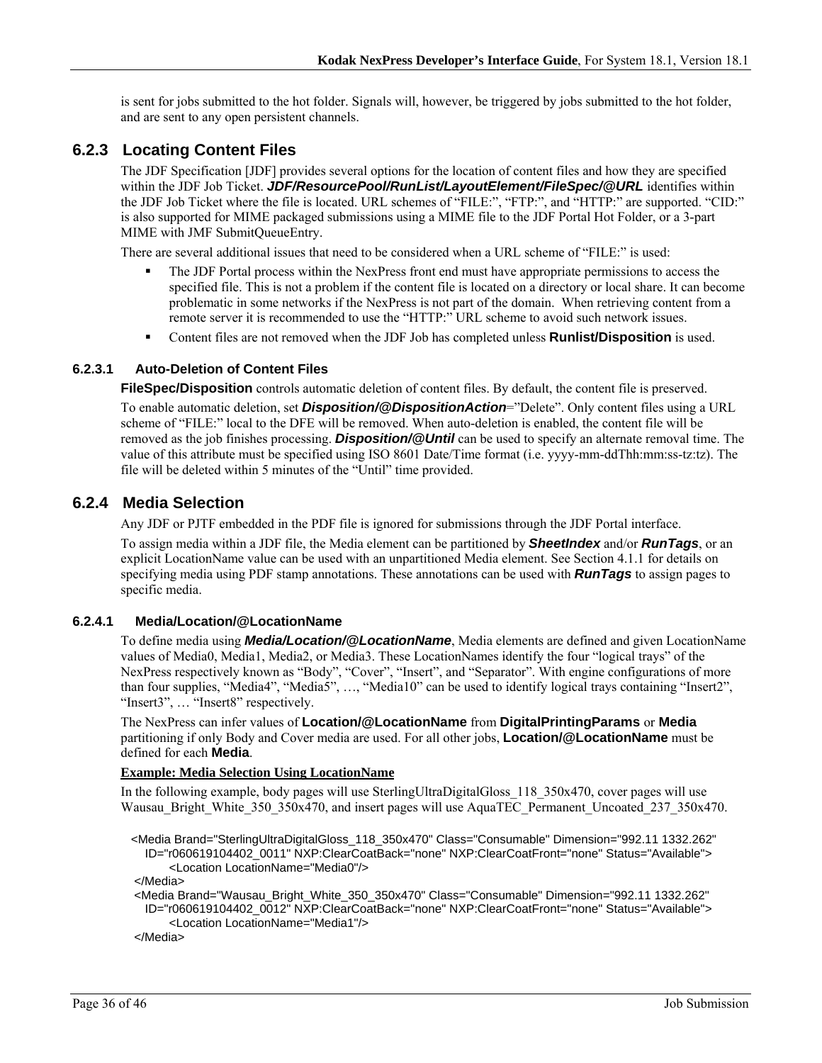is sent for jobs submitted to the hot folder. Signals will, however, be triggered by jobs submitted to the hot folder, and are sent to any open persistent channels.

## 6.2.3 Locating Content Files

The JDF Specification [JDF] provides several options for the location of content files and how they are specified within the JDF Job Ticket. ***JDF/ResourcePool/RunList/LayoutElement/FileSpec/@URL*** identifies within the JDF Job Ticket where the file is located. URL schemes of "FILE:", "FTP:", and "HTTP:" are supported. "CID:" is also supported for MIME packaged submissions using a MIME file to the JDF Portal Hot Folder, or a 3-part MIME with JMF SubmitQueueEntry.

There are several additional issues that need to be considered when a URL scheme of "FILE:" is used:

- The JDF Portal process within the NexPress front end must have appropriate permissions to access the specified file. This is not a problem if the content file is located on a directory or local share. It can become problematic in some networks if the NexPress is not part of the domain. When retrieving content from a remote server it is recommended to use the "HTTP:" URL scheme to avoid such network issues.
- Content files are not removed when the JDF Job has completed unless **Runlist/Disposition** is used.

### 6.2.3.1 Auto-Deletion of Content Files

**FileSpec/Disposition** controls automatic deletion of content files. By default, the content file is preserved.

To enable automatic deletion, set ***Disposition/@DispositionAction***="Delete". Only content files using a URL scheme of "FILE:" local to the DFE will be removed. When auto-deletion is enabled, the content file will be removed as the job finishes processing. ***Disposition/@Until*** can be used to specify an alternate removal time. The value of this attribute must be specified using ISO 8601 Date/Time format (i.e. yyyy-mm-ddThh:mm:ss-tz:tz). The file will be deleted within 5 minutes of the "Until" time provided.

## 6.2.4 Media Selection

Any JDF or PJTF embedded in the PDF file is ignored for submissions through the JDF Portal interface.

To assign media within a JDF file, the Media element can be partitioned by ***SheetIndex*** and/or ***RunTags***, or an explicit LocationName value can be used with an unpartitioned Media element. See Section 4.1.1 for details on specifying media using PDF stamp annotations. These annotations can be used with ***RunTags*** to assign pages to specific media.

### 6.2.4.1 Media/Location/@LocationName

To define media using ***Media/Location/@LocationName***, Media elements are defined and given LocationName values of Media0, Media1, Media2, or Media3. These LocationNames identify the four "logical trays" of the NexPress respectively known as "Body", "Cover", "Insert", and "Separator". With engine configurations of more than four supplies, "Media4", "Media5", …, "Media10" can be used to identify logical trays containing "Insert2", "Insert3", … "Insert8" respectively.

The NexPress can infer values of **Location/@LocationName** from **DigitalPrintingParams** or **Media** partitioning if only Body and Cover media are used. For all other jobs, **Location/@LocationName** must be defined for each **Media**.

**Example: Media Selection Using LocationName**

In the following example, body pages will use SterlingUltraDigitalGloss_118_350x470, cover pages will use Wausau_Bright_White_350_350x470, and insert pages will use AquaTEC_Permanent_Uncoated_237_350x470.

```
<Media Brand="SterlingUltraDigitalGloss_118_350x470" Class="Consumable" Dimension="992.11 1332.262"
   ID="r060619104402_0011" NXP:ClearCoatBack="none" NXP:ClearCoatFront="none" Status="Available">
      <Location LocationName="Media0"/>
</Media>
<Media Brand="Wausau_Bright_White_350_350x470" Class="Consumable" Dimension="992.11 1332.262"
   ID="r060619104402_0012" NXP:ClearCoatBack="none" NXP:ClearCoatFront="none" Status="Available">
      <Location LocationName="Media1"/>
</Media>
```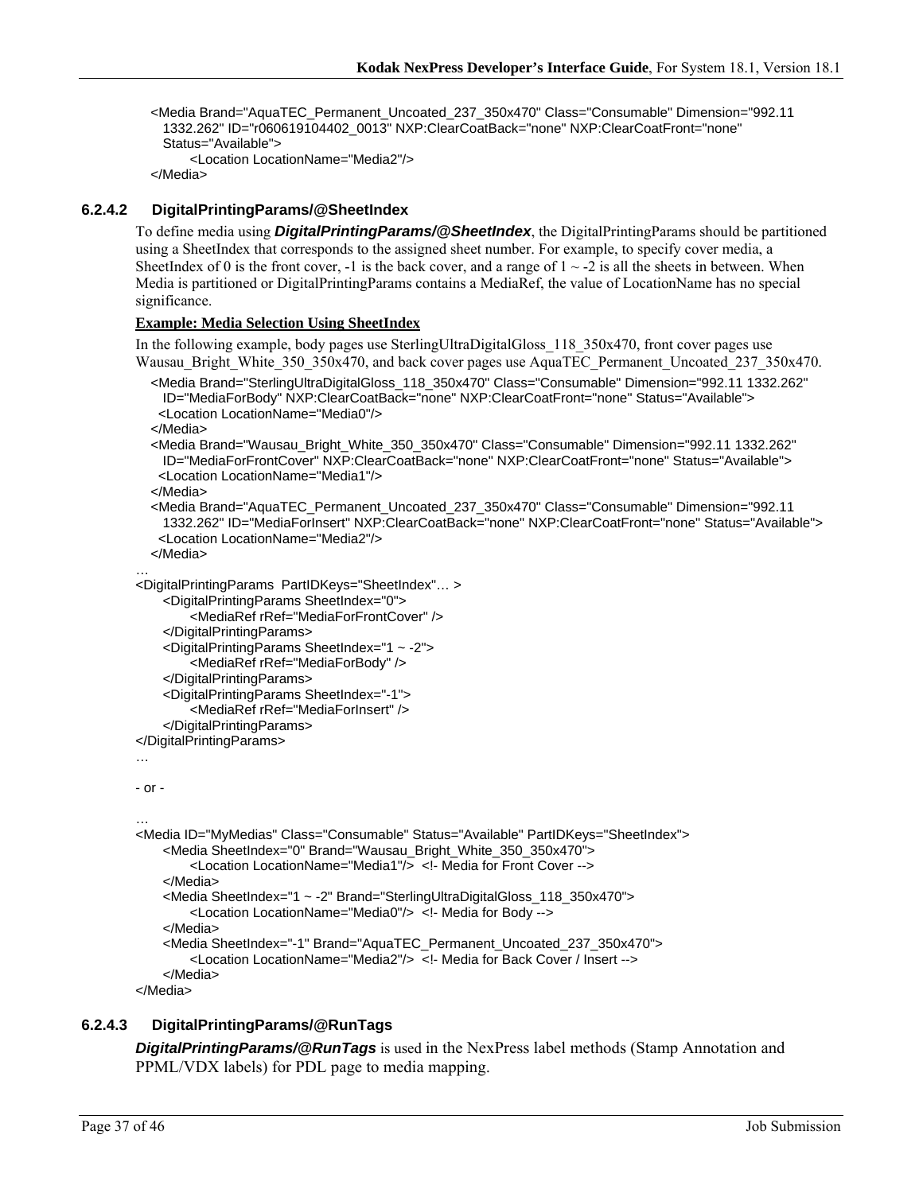```
<Media Brand="AquaTEC_Permanent_Uncoated_237_350x470" Class="Consumable" Dimension="992.11
  1332.262" ID="r060619104402_0013" NXP:ClearCoatBack="none" NXP:ClearCoatFront="none"
  Status="Available">
      <Location LocationName="Media2"/>
</Media>
```

#### 6.2.4.2 DigitalPrintingParams/@SheetIndex

To define media using ***DigitalPrintingParams/@SheetIndex***, the DigitalPrintingParams should be partitioned using a SheetIndex that corresponds to the assigned sheet number. For example, to specify cover media, a SheetIndex of 0 is the front cover, -1 is the back cover, and a range of 1 ~ -2 is all the sheets in between. When Media is partitioned or DigitalPrintingParams contains a MediaRef, the value of LocationName has no special significance.

**Example: Media Selection Using SheetIndex**

In the following example, body pages use SterlingUltraDigitalGloss_118_350x470, front cover pages use Wausau_Bright_White_350_350x470, and back cover pages use AquaTEC_Permanent_Uncoated_237_350x470.

```
<Media Brand="SterlingUltraDigitalGloss_118_350x470" Class="Consumable" Dimension="992.11 1332.262"
  ID="MediaForBody" NXP:ClearCoatBack="none" NXP:ClearCoatFront="none" Status="Available">
  <Location LocationName="Media0"/>
</Media>
<Media Brand="Wausau_Bright_White_350_350x470" Class="Consumable" Dimension="992.11 1332.262"
  ID="MediaForFrontCover" NXP:ClearCoatBack="none" NXP:ClearCoatFront="none" Status="Available">
  <Location LocationName="Media1"/>
</Media>
<Media Brand="AquaTEC_Permanent_Uncoated_237_350x470" Class="Consumable" Dimension="992.11
  1332.262" ID="MediaForInsert" NXP:ClearCoatBack="none" NXP:ClearCoatFront="none" Status="Available">
  <Location LocationName="Media2"/>
</Media>
…
<DigitalPrintingParams  PartIDKeys="SheetIndex"… >
    <DigitalPrintingParams SheetIndex="0">
        <MediaRef rRef="MediaForFrontCover" />
    </DigitalPrintingParams>
    <DigitalPrintingParams SheetIndex="1 ~ -2">
        <MediaRef rRef="MediaForBody" />
    </DigitalPrintingParams>
    <DigitalPrintingParams SheetIndex="-1">
        <MediaRef rRef="MediaForInsert" />
    </DigitalPrintingParams>
</DigitalPrintingParams>
…

- or -

…
<Media ID="MyMedias" Class="Consumable" Status="Available" PartIDKeys="SheetIndex">
    <Media SheetIndex="0" Brand="Wausau_Bright_White_350_350x470">
        <Location LocationName="Media1"/>  <!- Media for Front Cover -->
    </Media>
    <Media SheetIndex="1 ~ -2" Brand="SterlingUltraDigitalGloss_118_350x470">
        <Location LocationName="Media0"/>  <!- Media for Body -->
    </Media>
    <Media SheetIndex="-1" Brand="AquaTEC_Permanent_Uncoated_237_350x470">
        <Location LocationName="Media2"/>  <!- Media for Back Cover / Insert -->
    </Media>
</Media>
```

#### 6.2.4.3 DigitalPrintingParams/@RunTags

***DigitalPrintingParams/@RunTags*** is used in the NexPress label methods (Stamp Annotation and PPML/VDX labels) for PDL page to media mapping.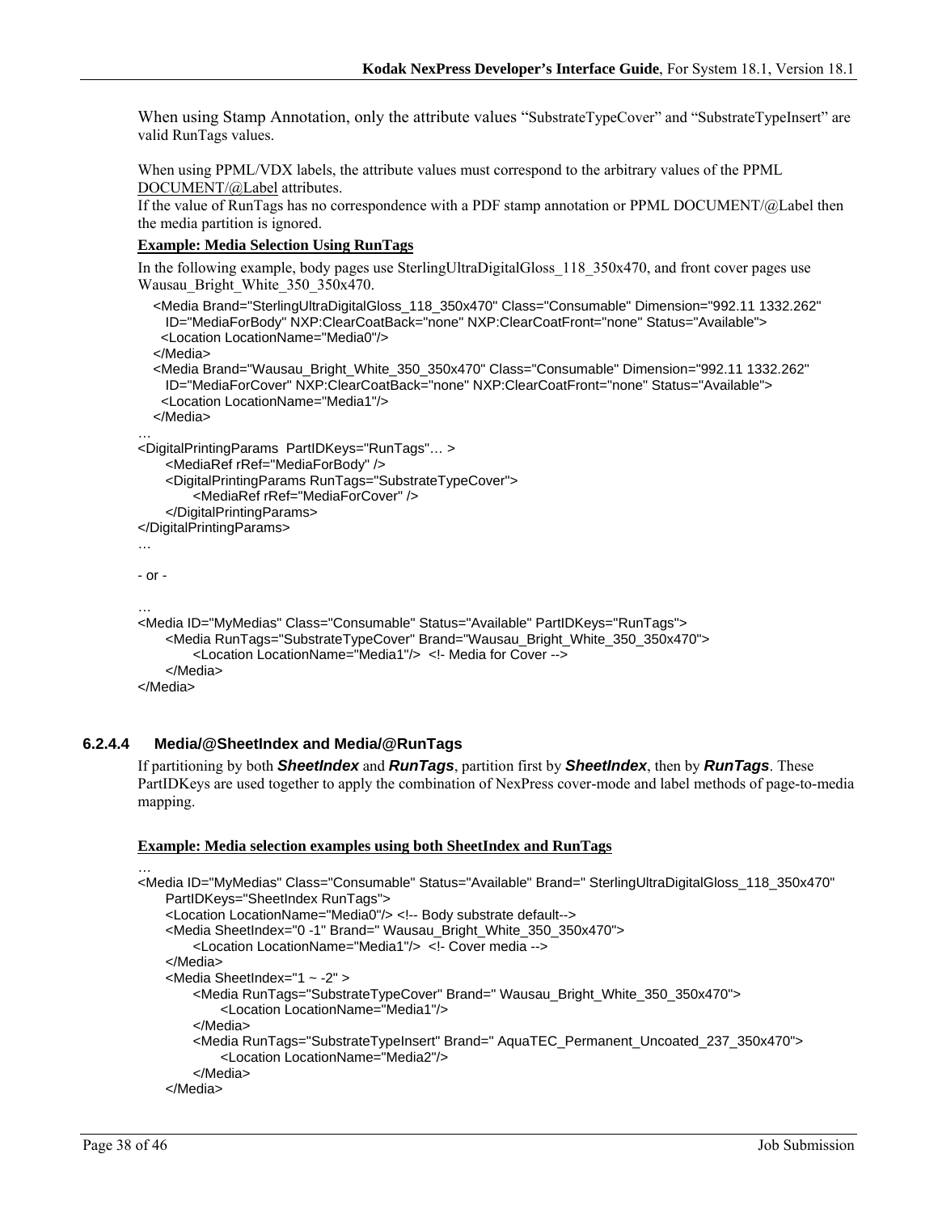When using Stamp Annotation, only the attribute values "SubstrateTypeCover" and "SubstrateTypeInsert" are valid RunTags values.

When using PPML/VDX labels, the attribute values must correspond to the arbitrary values of the PPML DOCUMENT/@Label attributes.
If the value of RunTags has no correspondence with a PDF stamp annotation or PPML DOCUMENT/@Label then the media partition is ignored.

**Example: Media Selection Using RunTags**

In the following example, body pages use SterlingUltraDigitalGloss_118_350x470, and front cover pages use Wausau_Bright_White_350_350x470.

```
<Media Brand="SterlingUltraDigitalGloss_118_350x470" Class="Consumable" Dimension="992.11 1332.262"
  ID="MediaForBody" NXP:ClearCoatBack="none" NXP:ClearCoatFront="none" Status="Available">
  <Location LocationName="Media0"/>
</Media>
<Media Brand="Wausau_Bright_White_350_350x470" Class="Consumable" Dimension="992.11 1332.262"
  ID="MediaForCover" NXP:ClearCoatBack="none" NXP:ClearCoatFront="none" Status="Available">
  <Location LocationName="Media1"/>
</Media>
…
<DigitalPrintingParams  PartIDKeys="RunTags"… >
    <MediaRef rRef="MediaForBody" />
    <DigitalPrintingParams RunTags="SubstrateTypeCover">
        <MediaRef rRef="MediaForCover" />
    </DigitalPrintingParams>
</DigitalPrintingParams>
…

- or -

…
<Media ID="MyMedias" Class="Consumable" Status="Available" PartIDKeys="RunTags">
    <Media RunTags="SubstrateTypeCover" Brand="Wausau_Bright_White_350_350x470">
        <Location LocationName="Media1"/>  <!- Media for Cover -->
    </Media>
</Media>
```

#### 6.2.4.4 Media/@SheetIndex and Media/@RunTags

If partitioning by both ***SheetIndex*** and ***RunTags***, partition first by ***SheetIndex***, then by ***RunTags***. These PartIDKeys are used together to apply the combination of NexPress cover-mode and label methods of page-to-media mapping.

**Example: Media selection examples using both SheetIndex and RunTags**

```
…
<Media ID="MyMedias" Class="Consumable" Status="Available" Brand=" SterlingUltraDigitalGloss_118_350x470"
    PartIDKeys="SheetIndex RunTags">
    <Location LocationName="Media0"/> <!-- Body substrate default-->
    <Media SheetIndex="0 -1" Brand=" Wausau_Bright_White_350_350x470">
        <Location LocationName="Media1"/>  <!- Cover media -->
    </Media>
    <Media SheetIndex="1 ~ -2" >
        <Media RunTags="SubstrateTypeCover" Brand=" Wausau_Bright_White_350_350x470">
            <Location LocationName="Media1"/>
        </Media>
        <Media RunTags="SubstrateTypeInsert" Brand=" AquaTEC_Permanent_Uncoated_237_350x470">
            <Location LocationName="Media2"/>
        </Media>
    </Media>
```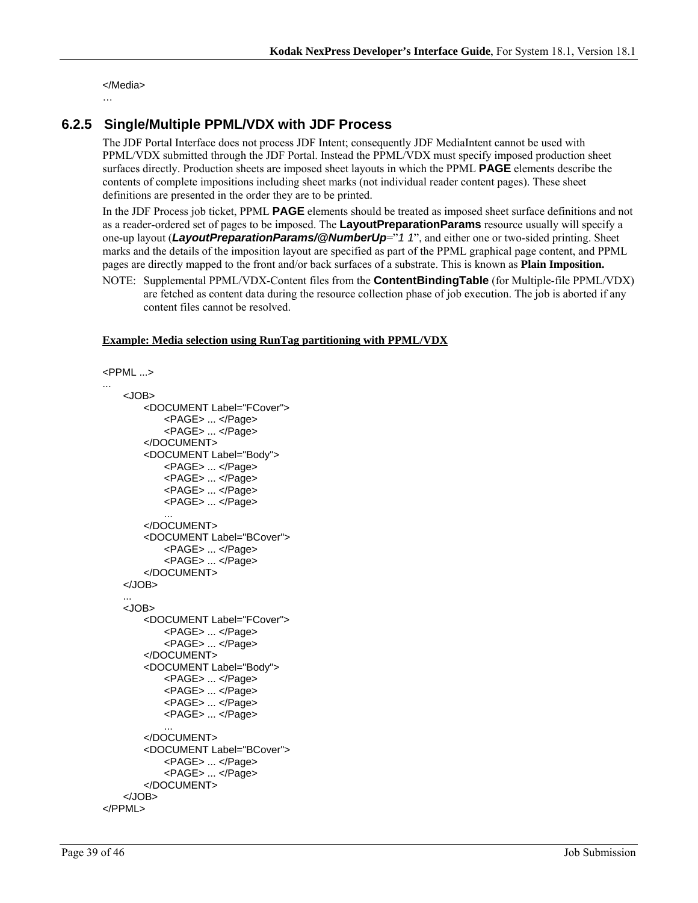```
</Media>
…
```

### 6.2.5 Single/Multiple PPML/VDX with JDF Process

The JDF Portal Interface does not process JDF Intent; consequently JDF MediaIntent cannot be used with PPML/VDX submitted through the JDF Portal. Instead the PPML/VDX must specify imposed production sheet surfaces directly. Production sheets are imposed sheet layouts in which the PPML **PAGE** elements describe the contents of complete impositions including sheet marks (not individual reader content pages). These sheet definitions are presented in the order they are to be printed.

In the JDF Process job ticket, PPML **PAGE** elements should be treated as imposed sheet surface definitions and not as a reader-ordered set of pages to be imposed. The **LayoutPreparationParams** resource usually will specify a one-up layout (***LayoutPreparationParams/@NumberUp***="*1 1*", and either one or two-sided printing. Sheet marks and the details of the imposition layout are specified as part of the PPML graphical page content, and PPML pages are directly mapped to the front and/or back surfaces of a substrate. This is known as **Plain Imposition.**

NOTE: Supplemental PPML/VDX-Content files from the **ContentBindingTable** (for Multiple-file PPML/VDX) are fetched as content data during the resource collection phase of job execution. The job is aborted if any content files cannot be resolved.

**Example: Media selection using RunTag partitioning with PPML/VDX**

```
<PPML ...>
...
    <JOB>
        <DOCUMENT Label="FCover">
            <PAGE> ... </Page>
            <PAGE> ... </Page>
        </DOCUMENT>
        <DOCUMENT Label="Body">
            <PAGE> ... </Page>
            <PAGE> ... </Page>
            <PAGE> ... </Page>
            <PAGE> ... </Page>
            ...
        </DOCUMENT>
        <DOCUMENT Label="BCover">
            <PAGE> ... </Page>
            <PAGE> ... </Page>
        </DOCUMENT>
    </JOB>
    ...
    <JOB>
        <DOCUMENT Label="FCover">
            <PAGE> ... </Page>
            <PAGE> ... </Page>
        </DOCUMENT>
        <DOCUMENT Label="Body">
            <PAGE> ... </Page>
            <PAGE> ... </Page>
            <PAGE> ... </Page>
            <PAGE> ... </Page>
            ...
        </DOCUMENT>
        <DOCUMENT Label="BCover">
            <PAGE> ... </Page>
            <PAGE> ... </Page>
        </DOCUMENT>
    </JOB>
</PPML>
```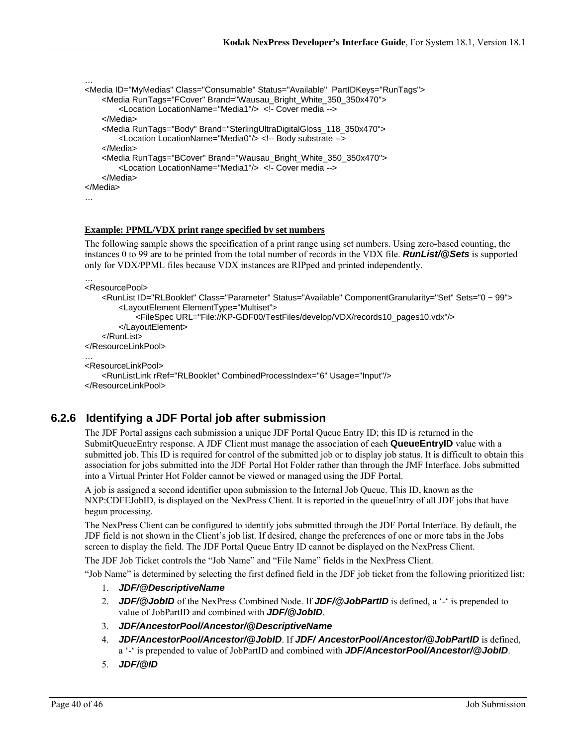```
…
<Media ID="MyMedias" Class="Consumable" Status="Available"  PartIDKeys="RunTags">
     <Media RunTags="FCover" Brand="Wausau_Bright_White_350_350x470">
          <Location LocationName="Media1"/>  <!- Cover media -->
     </Media>
     <Media RunTags="Body" Brand="SterlingUltraDigitalGloss_118_350x470">
          <Location LocationName="Media0"/> <!-- Body substrate -->
     </Media>
     <Media RunTags="BCover" Brand="Wausau_Bright_White_350_350x470">
          <Location LocationName="Media1"/>  <!- Cover media -->
     </Media>
</Media>
…
```

**Example: PPML/VDX print range specified by set numbers**

The following sample shows the specification of a print range using set numbers. Using zero-based counting, the instances 0 to 99 are to be printed from the total number of records in the VDX file. ***RunList/@Sets*** is supported only for VDX/PPML files because VDX instances are RIPped and printed independently.

```
…
<ResourcePool>
     <RunList ID="RLBooklet" Class="Parameter" Status="Available" ComponentGranularity="Set" Sets="0 ~ 99">
          <LayoutElement ElementType="Multiset">
               <FileSpec URL="File://KP-GDF00/TestFiles/develop/VDX/records10_pages10.vdx"/>
          </LayoutElement>
     </RunList>
</ResourceLinkPool>
…
<ResourceLinkPool>
     <RunListLink rRef="RLBooklet" CombinedProcessIndex="6" Usage="Input"/>
</ResourceLinkPool>
```

### 6.2.6 Identifying a JDF Portal job after submission

The JDF Portal assigns each submission a unique JDF Portal Queue Entry ID; this ID is returned in the SubmitQueueEntry response. A JDF Client must manage the association of each **QueueEntryID** value with a submitted job. This ID is required for control of the submitted job or to display job status. It is difficult to obtain this association for jobs submitted into the JDF Portal Hot Folder rather than through the JMF Interface. Jobs submitted into a Virtual Printer Hot Folder cannot be viewed or managed using the JDF Portal.

A job is assigned a second identifier upon submission to the Internal Job Queue. This ID, known as the NXP:CDFEJobID, is displayed on the NexPress Client. It is reported in the queueEntry of all JDF jobs that have begun processing.

The NexPress Client can be configured to identify jobs submitted through the JDF Portal Interface. By default, the JDF field is not shown in the Client's job list. If desired, change the preferences of one or more tabs in the Jobs screen to display the field. The JDF Portal Queue Entry ID cannot be displayed on the NexPress Client.

The JDF Job Ticket controls the "Job Name" and "File Name" fields in the NexPress Client.

"Job Name" is determined by selecting the first defined field in the JDF job ticket from the following prioritized list:

1. ***JDF/@DescriptiveName***
2. ***JDF/@JobID*** of the NexPress Combined Node. If ***JDF/@JobPartID*** is defined, a '-' is prepended to value of JobPartID and combined with ***JDF/@JobID***.
3. ***JDF/AncestorPool/Ancestor/@DescriptiveName***
4. ***JDF/AncestorPool/Ancestor/@JobID***. If ***JDF/ AncestorPool/Ancestor/@JobPartID*** is defined, a '-' is prepended to value of JobPartID and combined with ***JDF/AncestorPool/Ancestor/@JobID***.
5. ***JDF/@ID***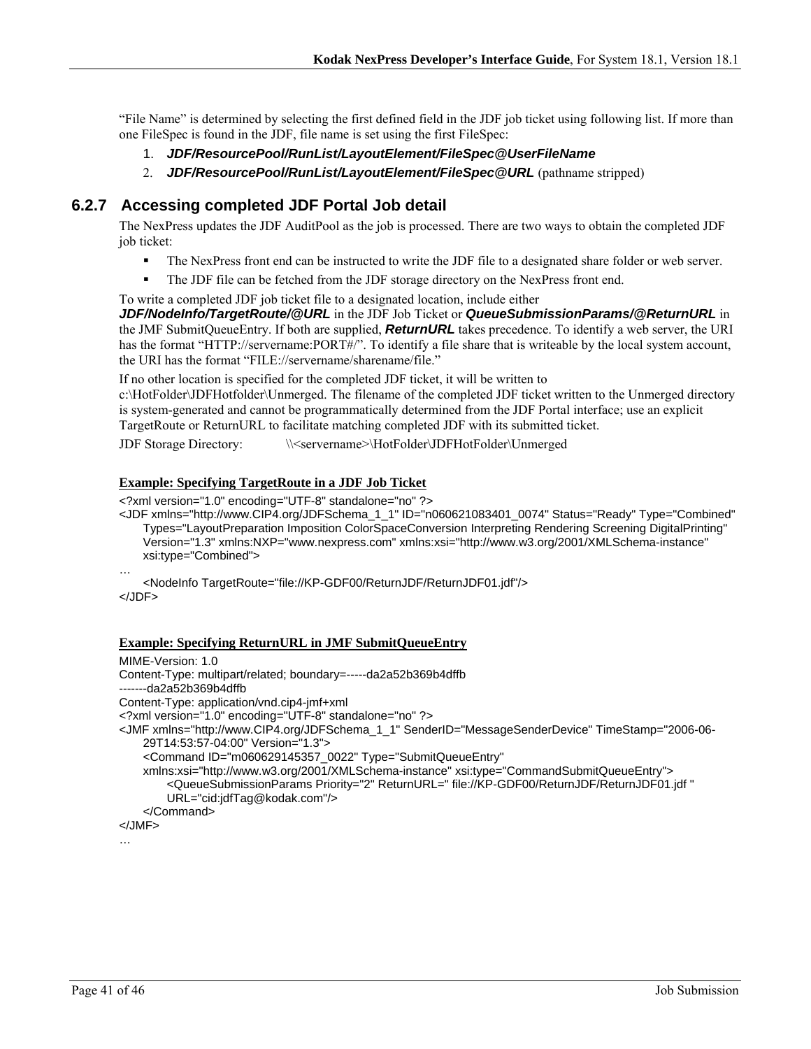"File Name" is determined by selecting the first defined field in the JDF job ticket using following list. If more than one FileSpec is found in the JDF, file name is set using the first FileSpec:

1. ***JDF/ResourcePool/RunList/LayoutElement/FileSpec@UserFileName***
2. ***JDF/ResourcePool/RunList/LayoutElement/FileSpec@URL*** (pathname stripped)

### 6.2.7 Accessing completed JDF Portal Job detail

The NexPress updates the JDF AuditPool as the job is processed. There are two ways to obtain the completed JDF job ticket:

- The NexPress front end can be instructed to write the JDF file to a designated share folder or web server.
- The JDF file can be fetched from the JDF storage directory on the NexPress front end.

To write a completed JDF job ticket file to a designated location, include either ***JDF/NodeInfo/TargetRoute/@URL*** in the JDF Job Ticket or ***QueueSubmissionParams/@ReturnURL*** in the JMF SubmitQueueEntry. If both are supplied, ***ReturnURL*** takes precedence. To identify a web server, the URI has the format "HTTP://servername:PORT#/". To identify a file share that is writeable by the local system account, the URI has the format "FILE://servername/sharename/file."

If no other location is specified for the completed JDF ticket, it will be written to c:\HotFolder\JDFHotfolder\Unmerged. The filename of the completed JDF ticket written to the Unmerged directory is system-generated and cannot be programmatically determined from the JDF Portal interface; use an explicit TargetRoute or ReturnURL to facilitate matching completed JDF with its submitted ticket.

JDF Storage Directory: \\<servername>\HotFolder\JDFHotFolder\Unmerged

**Example: Specifying TargetRoute in a JDF Job Ticket**

```
<?xml version="1.0" encoding="UTF-8" standalone="no" ?>
<JDF xmlns="http://www.CIP4.org/JDFSchema_1_1" ID="n060621083401_0074" Status="Ready" Type="Combined"
    Types="LayoutPreparation Imposition ColorSpaceConversion Interpreting Rendering Screening DigitalPrinting"
    Version="1.3" xmlns:NXP="www.nexpress.com" xmlns:xsi="http://www.w3.org/2001/XMLSchema-instance"
    xsi:type="Combined">
…
    <NodeInfo TargetRoute="file://KP-GDF00/ReturnJDF/ReturnJDF01.jdf"/>
</JDF>
```

**Example: Specifying ReturnURL in JMF SubmitQueueEntry**

```
MIME-Version: 1.0
Content-Type: multipart/related; boundary=-----da2a52b369b4dffb
-------da2a52b369b4dffb
Content-Type: application/vnd.cip4-jmf+xml
<?xml version="1.0" encoding="UTF-8" standalone="no" ?>
<JMF xmlns="http://www.CIP4.org/JDFSchema_1_1" SenderID="MessageSenderDevice" TimeStamp="2006-06-
    29T14:53:57-04:00" Version="1.3">
    <Command ID="m060629145357_0022" Type="SubmitQueueEntry"
    xmlns:xsi="http://www.w3.org/2001/XMLSchema-instance" xsi:type="CommandSubmitQueueEntry">
        <QueueSubmissionParams Priority="2" ReturnURL=" file://KP-GDF00/ReturnJDF/ReturnJDF01.jdf "
        URL="cid:jdfTag@kodak.com"/>
    </Command>
</JMF>
…
```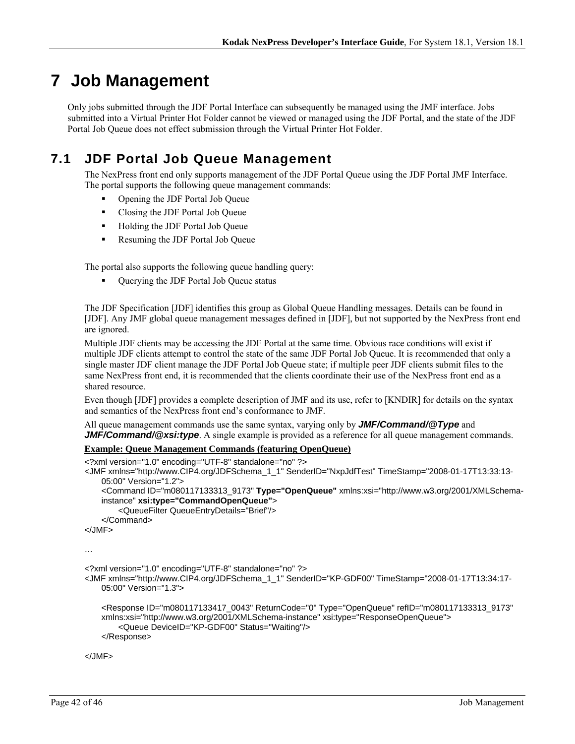# 7 Job Management

Only jobs submitted through the JDF Portal Interface can subsequently be managed using the JMF interface. Jobs submitted into a Virtual Printer Hot Folder cannot be viewed or managed using the JDF Portal, and the state of the JDF Portal Job Queue does not effect submission through the Virtual Printer Hot Folder.

## 7.1 JDF Portal Job Queue Management

The NexPress front end only supports management of the JDF Portal Queue using the JDF Portal JMF Interface. The portal supports the following queue management commands:

- Opening the JDF Portal Job Queue
- Closing the JDF Portal Job Queue
- Holding the JDF Portal Job Queue
- Resuming the JDF Portal Job Queue

The portal also supports the following queue handling query:

- Querying the JDF Portal Job Queue status

The JDF Specification [JDF] identifies this group as Global Queue Handling messages. Details can be found in [JDF]. Any JMF global queue management messages defined in [JDF], but not supported by the NexPress front end are ignored.

Multiple JDF clients may be accessing the JDF Portal at the same time. Obvious race conditions will exist if multiple JDF clients attempt to control the state of the same JDF Portal Job Queue. It is recommended that only a single master JDF client manage the JDF Portal Job Queue state; if multiple peer JDF clients submit files to the same NexPress front end, it is recommended that the clients coordinate their use of the NexPress front end as a shared resource.

Even though [JDF] provides a complete description of JMF and its use, refer to [KNDIR] for details on the syntax and semantics of the NexPress front end's conformance to JMF.

All queue management commands use the same syntax, varying only by ***JMF/Command/@Type*** and ***JMF/Command/@xsi:type***. A single example is provided as a reference for all queue management commands.

**Example: Queue Management Commands (featuring OpenQueue)**

```
<?xml version="1.0" encoding="UTF-8" standalone="no" ?>
<JMF xmlns="http://www.CIP4.org/JDFSchema_1_1" SenderID="NxpJdfTest" TimeStamp="2008-01-17T13:33:13-
    05:00" Version="1.2">
    <Command ID="m080117133313_9173" Type="OpenQueue" xmlns:xsi="http://www.w3.org/2001/XMLSchema-
    instance" xsi:type="CommandOpenQueue">
        <QueueFilter QueueEntryDetails="Brief"/>
    </Command>
</JMF>

…

<?xml version="1.0" encoding="UTF-8" standalone="no" ?>
<JMF xmlns="http://www.CIP4.org/JDFSchema_1_1" SenderID="KP-GDF00" TimeStamp="2008-01-17T13:34:17-
    05:00" Version="1.3">

    <Response ID="m080117133417_0043" ReturnCode="0" Type="OpenQueue" refID="m080117133313_9173"
    xmlns:xsi="http://www.w3.org/2001/XMLSchema-instance" xsi:type="ResponseOpenQueue">
        <Queue DeviceID="KP-GDF00" Status="Waiting"/>
    </Response>

</JMF>
```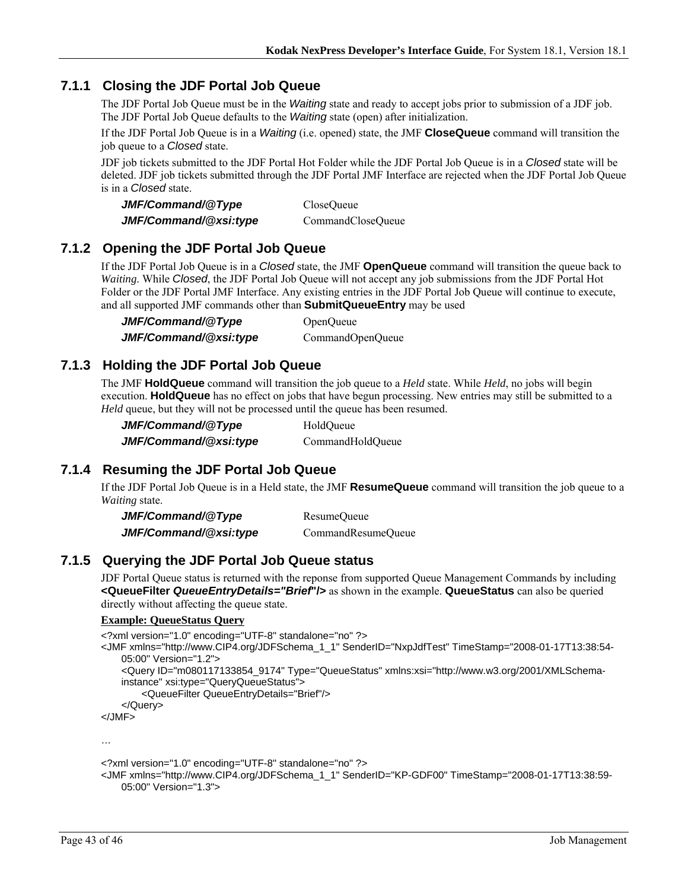### 7.1.1 Closing the JDF Portal Job Queue

The JDF Portal Job Queue must be in the *Waiting* state and ready to accept jobs prior to submission of a JDF job. The JDF Portal Job Queue defaults to the *Waiting* state (open) after initialization.

If the JDF Portal Job Queue is in a *Waiting* (i.e. opened) state, the JMF **CloseQueue** command will transition the job queue to a *Closed* state.

JDF job tickets submitted to the JDF Portal Hot Folder while the JDF Portal Job Queue is in a *Closed* state will be deleted. JDF job tickets submitted through the JDF Portal JMF Interface are rejected when the JDF Portal Job Queue is in a *Closed* state.

| | |
|---|---|
| ***JMF/Command/@Type*** | CloseQueue |
| ***JMF/Command/@xsi:type*** | CommandCloseQueue |

### 7.1.2 Opening the JDF Portal Job Queue

If the JDF Portal Job Queue is in a *Closed* state, the JMF **OpenQueue** command will transition the queue back to *Waiting*. While *Closed*, the JDF Portal Job Queue will not accept any job submissions from the JDF Portal Hot Folder or the JDF Portal JMF Interface. Any existing entries in the JDF Portal Job Queue will continue to execute, and all supported JMF commands other than **SubmitQueueEntry** may be used

| | |
|---|---|
| ***JMF/Command/@Type*** | OpenQueue |
| ***JMF/Command/@xsi:type*** | CommandOpenQueue |

### 7.1.3 Holding the JDF Portal Job Queue

The JMF **HoldQueue** command will transition the job queue to a *Held* state. While *Held*, no jobs will begin execution. **HoldQueue** has no effect on jobs that have begun processing. New entries may still be submitted to a *Held* queue, but they will not be processed until the queue has been resumed.

| | |
|---|---|
| ***JMF/Command/@Type*** | HoldQueue |
| ***JMF/Command/@xsi:type*** | CommandHoldQueue |

### 7.1.4 Resuming the JDF Portal Job Queue

If the JDF Portal Job Queue is in a Held state, the JMF **ResumeQueue** command will transition the job queue to a *Waiting* state.

| | |
|---|---|
| ***JMF/Command/@Type*** | ResumeQueue |
| ***JMF/Command/@xsi:type*** | CommandResumeQueue |

### 7.1.5 Querying the JDF Portal Job Queue status

JDF Portal Queue status is returned with the reponse from supported Queue Management Commands by including **<QueueFilter *QueueEntryDetails="Brief*"/>** as shown in the example. **QueueStatus** can also be queried directly without affecting the queue state.

**Example: QueueStatus Query**

```
<?xml version="1.0" encoding="UTF-8" standalone="no" ?>
<JMF xmlns="http://www.CIP4.org/JDFSchema_1_1" SenderID="NxpJdfTest" TimeStamp="2008-01-17T13:38:54-
    05:00" Version="1.2">
    <Query ID="m080117133854_9174" Type="QueueStatus" xmlns:xsi="http://www.w3.org/2001/XMLSchema-
    instance" xsi:type="QueryQueueStatus">
        <QueueFilter QueueEntryDetails="Brief"/>
    </Query>
</JMF>

…

<?xml version="1.0" encoding="UTF-8" standalone="no" ?>
<JMF xmlns="http://www.CIP4.org/JDFSchema_1_1" SenderID="KP-GDF00" TimeStamp="2008-01-17T13:38:59-
    05:00" Version="1.3">
```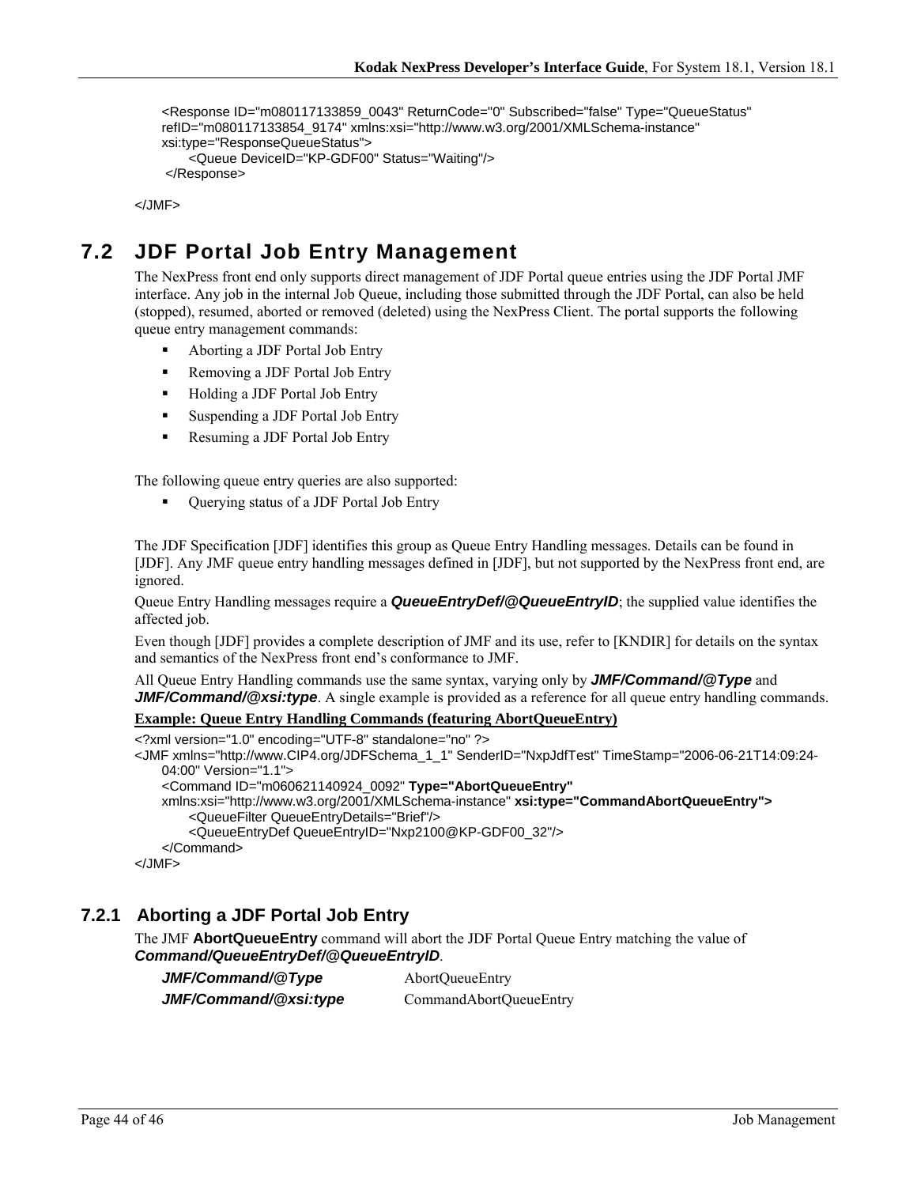```
<Response ID="m080117133859_0043" ReturnCode="0" Subscribed="false" Type="QueueStatus"
refID="m080117133854_9174" xmlns:xsi="http://www.w3.org/2001/XMLSchema-instance"
xsi:type="ResponseQueueStatus">
      <Queue DeviceID="KP-GDF00" Status="Waiting"/>
 </Response>

</JMF>
```

## 7.2 JDF Portal Job Entry Management

The NexPress front end only supports direct management of JDF Portal queue entries using the JDF Portal JMF interface. Any job in the internal Job Queue, including those submitted through the JDF Portal, can also be held (stopped), resumed, aborted or removed (deleted) using the NexPress Client. The portal supports the following queue entry management commands:

- Aborting a JDF Portal Job Entry
- Removing a JDF Portal Job Entry
- Holding a JDF Portal Job Entry
- Suspending a JDF Portal Job Entry
- Resuming a JDF Portal Job Entry

The following queue entry queries are also supported:

- Querying status of a JDF Portal Job Entry

The JDF Specification [JDF] identifies this group as Queue Entry Handling messages. Details can be found in [JDF]. Any JMF queue entry handling messages defined in [JDF], but not supported by the NexPress front end, are ignored.

Queue Entry Handling messages require a ***QueueEntryDef/@QueueEntryID***; the supplied value identifies the affected job.

Even though [JDF] provides a complete description of JMF and its use, refer to [KNDIR] for details on the syntax and semantics of the NexPress front end's conformance to JMF.

All Queue Entry Handling commands use the same syntax, varying only by ***JMF/Command/@Type*** and ***JMF/Command/@xsi:type***. A single example is provided as a reference for all queue entry handling commands.

**Example: Queue Entry Handling Commands (featuring AbortQueueEntry)**

```
<?xml version="1.0" encoding="UTF-8" standalone="no" ?>
<JMF xmlns="http://www.CIP4.org/JDFSchema_1_1" SenderID="NxpJdfTest" TimeStamp="2006-06-21T14:09:24-
    04:00" Version="1.1">
    <Command ID="m060621140924_0092" Type="AbortQueueEntry"
    xmlns:xsi="http://www.w3.org/2001/XMLSchema-instance" xsi:type="CommandAbortQueueEntry">
          <QueueFilter QueueEntryDetails="Brief"/>
          <QueueEntryDef QueueEntryID="Nxp2100@KP-GDF00_32"/>
    </Command>
</JMF>
```

### 7.2.1 Aborting a JDF Portal Job Entry

The JMF **AbortQueueEntry** command will abort the JDF Portal Queue Entry matching the value of ***Command/QueueEntryDef/@QueueEntryID***.

| | |
|---|---|
| ***JMF/Command/@Type*** | AbortQueueEntry |
| ***JMF/Command/@xsi:type*** | CommandAbortQueueEntry |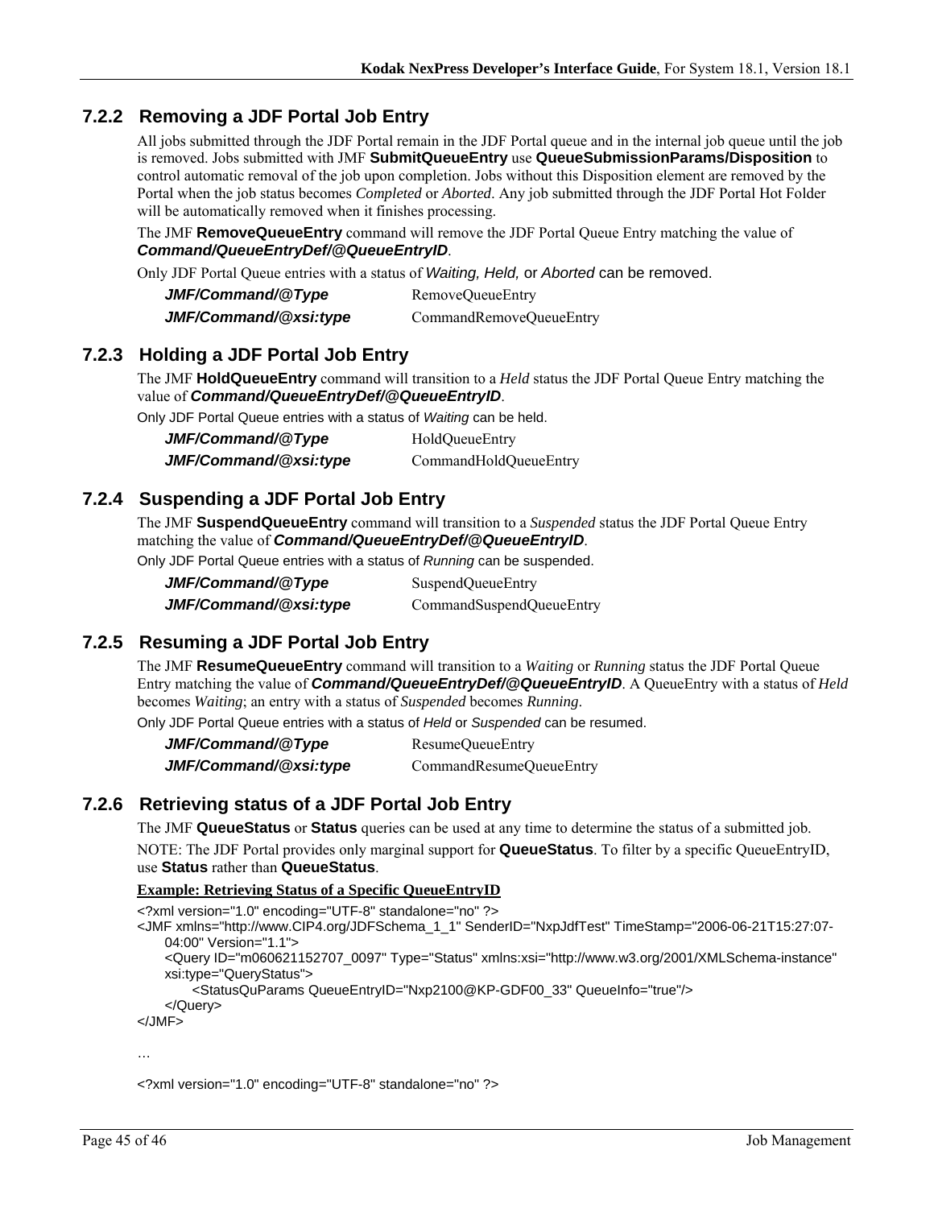### 7.2.2 Removing a JDF Portal Job Entry

All jobs submitted through the JDF Portal remain in the JDF Portal queue and in the internal job queue until the job is removed. Jobs submitted with JMF **SubmitQueueEntry** use **QueueSubmissionParams/Disposition** to control automatic removal of the job upon completion. Jobs without this Disposition element are removed by the Portal when the job status becomes *Completed* or *Aborted*. Any job submitted through the JDF Portal Hot Folder will be automatically removed when it finishes processing.

The JMF **RemoveQueueEntry** command will remove the JDF Portal Queue Entry matching the value of ***Command/QueueEntryDef/@QueueEntryID***.

Only JDF Portal Queue entries with a status of *Waiting, Held,* or *Aborted* can be removed.

| | |
|---|---|
| ***JMF/Command/@Type*** | RemoveQueueEntry |
| ***JMF/Command/@xsi:type*** | CommandRemoveQueueEntry |

### 7.2.3 Holding a JDF Portal Job Entry

The JMF **HoldQueueEntry** command will transition to a *Held* status the JDF Portal Queue Entry matching the value of ***Command/QueueEntryDef/@QueueEntryID***.

Only JDF Portal Queue entries with a status of *Waiting* can be held.

| | |
|---|---|
| ***JMF/Command/@Type*** | HoldQueueEntry |
| ***JMF/Command/@xsi:type*** | CommandHoldQueueEntry |

### 7.2.4 Suspending a JDF Portal Job Entry

The JMF **SuspendQueueEntry** command will transition to a *Suspended* status the JDF Portal Queue Entry matching the value of ***Command/QueueEntryDef/@QueueEntryID***.

Only JDF Portal Queue entries with a status of *Running* can be suspended.

| | |
|---|---|
| ***JMF/Command/@Type*** | SuspendQueueEntry |
| ***JMF/Command/@xsi:type*** | CommandSuspendQueueEntry |

### 7.2.5 Resuming a JDF Portal Job Entry

The JMF **ResumeQueueEntry** command will transition to a *Waiting* or *Running* status the JDF Portal Queue Entry matching the value of ***Command/QueueEntryDef/@QueueEntryID***. A QueueEntry with a status of *Held* becomes *Waiting*; an entry with a status of *Suspended* becomes *Running*.

Only JDF Portal Queue entries with a status of *Held* or *Suspended* can be resumed.

| | |
|---|---|
| ***JMF/Command/@Type*** | ResumeQueueEntry |
| ***JMF/Command/@xsi:type*** | CommandResumeQueueEntry |

### 7.2.6 Retrieving status of a JDF Portal Job Entry

The JMF **QueueStatus** or **Status** queries can be used at any time to determine the status of a submitted job.

NOTE: The JDF Portal provides only marginal support for **QueueStatus**. To filter by a specific QueueEntryID, use **Status** rather than **QueueStatus**.

**Example: Retrieving Status of a Specific QueueEntryID**

```
<?xml version="1.0" encoding="UTF-8" standalone="no" ?>
<JMF xmlns="http://www.CIP4.org/JDFSchema_1_1" SenderID="NxpJdfTest" TimeStamp="2006-06-21T15:27:07-
    04:00" Version="1.1">
    <Query ID="m060621152707_0097" Type="Status" xmlns:xsi="http://www.w3.org/2001/XMLSchema-instance"
    xsi:type="QueryStatus">
        <StatusQuParams QueueEntryID="Nxp2100@KP-GDF00_33" QueueInfo="true"/>
    </Query>
</JMF>

…

<?xml version="1.0" encoding="UTF-8" standalone="no" ?>
```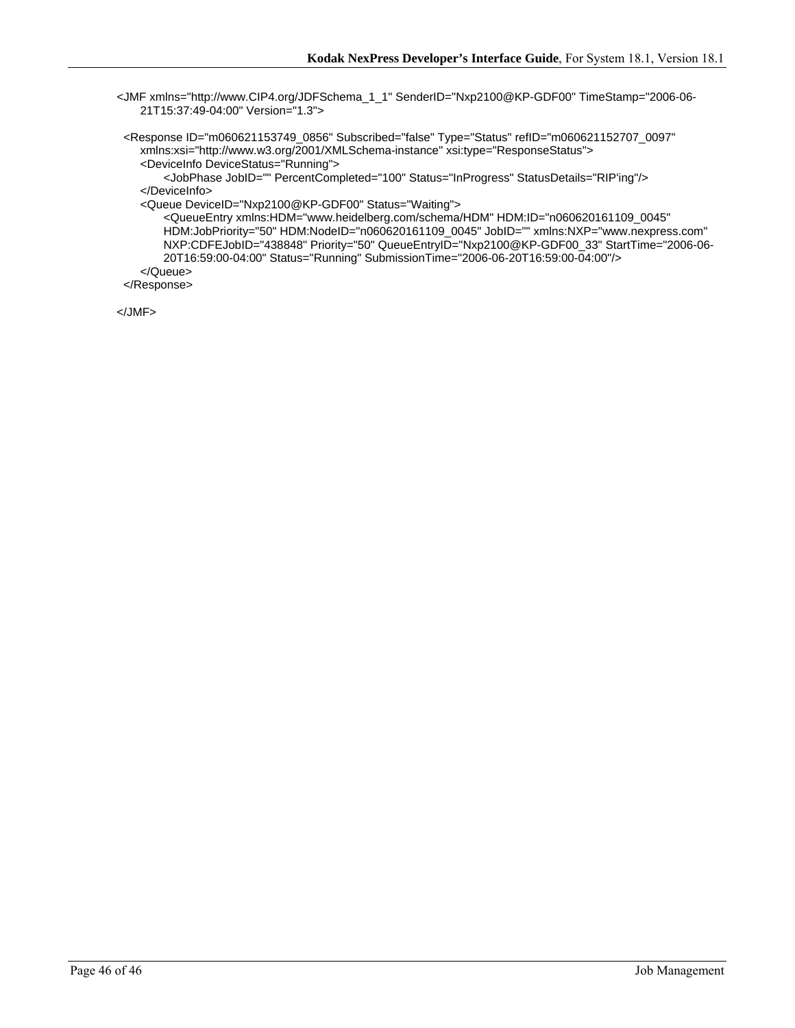```
<JMF xmlns="http://www.CIP4.org/JDFSchema_1_1" SenderID="Nxp2100@KP-GDF00" TimeStamp="2006-06-
    21T15:37:49-04:00" Version="1.3">

  <Response ID="m060621153749_0856" Subscribed="false" Type="Status" refID="m060621152707_0097"
      xmlns:xsi="http://www.w3.org/2001/XMLSchema-instance" xsi:type="ResponseStatus">
      <DeviceInfo DeviceStatus="Running">
          <JobPhase JobID="" PercentCompleted="100" Status="InProgress" StatusDetails="RIP'ing"/>
      </DeviceInfo>
      <Queue DeviceID="Nxp2100@KP-GDF00" Status="Waiting">
          <QueueEntry xmlns:HDM="www.heidelberg.com/schema/HDM" HDM:ID="n060620161109_0045"
          HDM:JobPriority="50" HDM:NodeID="n060620161109_0045" JobID="" xmlns:NXP="www.nexpress.com"
          NXP:CDFEJobID="438848" Priority="50" QueueEntryID="Nxp2100@KP-GDF00_33" StartTime="2006-06-
          20T16:59:00-04:00" Status="Running" SubmissionTime="2006-06-20T16:59:00-04:00"/>
      </Queue>
  </Response>

</JMF>
```